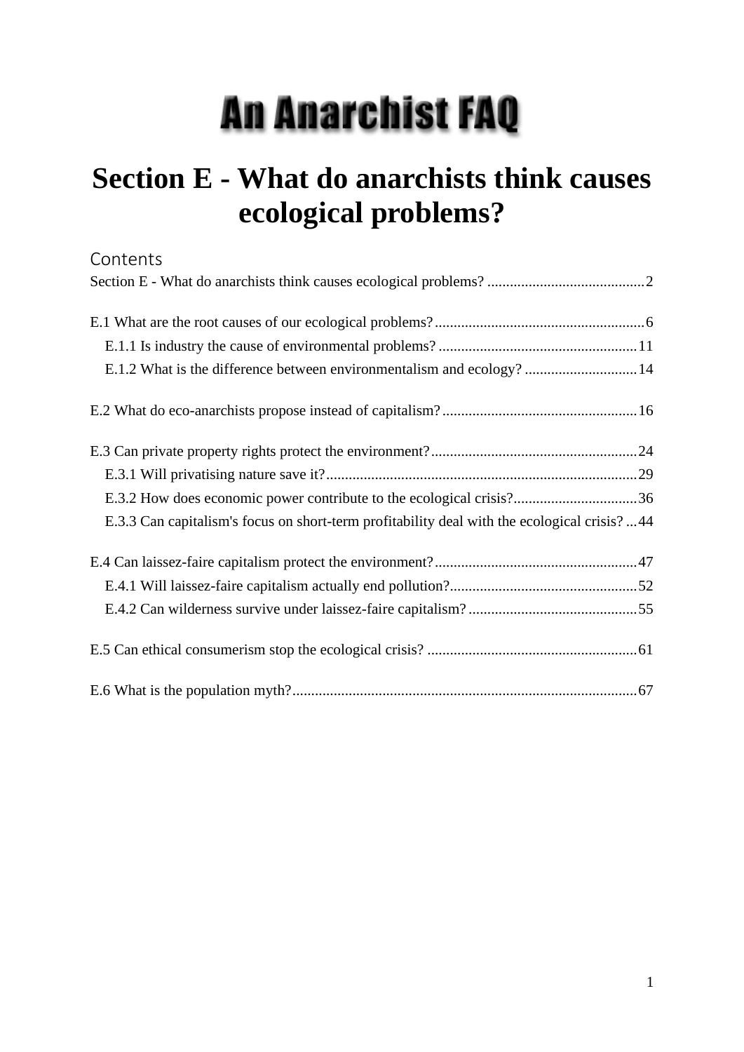# An Anarchist FAQ

# Section E - What do anarchists think causes ecological problems?

## Contents

Section E - What do anarchists think causes ecological problems? .......................................... 2

E.1 What are the root causes of our ecological problems? ........................................................ 6

- E.1.1 Is industry the cause of environmental problems? ..................................................... 11
- E.1.2 What is the difference between environmentalism and ecology? .............................. 14

E.2 What do eco-anarchists propose instead of capitalism? .................................................... 16

E.3 Can private property rights protect the environment? ....................................................... 24

- E.3.1 Will privatising nature save it? .................................................................................. 29
- E.3.2 How does economic power contribute to the ecological crisis? ................................. 36
- E.3.3 Can capitalism's focus on short-term profitability deal with the ecological crisis? ... 44

E.4 Can laissez-faire capitalism protect the environment? ...................................................... 47

- E.4.1 Will laissez-faire capitalism actually end pollution? .................................................. 52
- E.4.2 Can wilderness survive under laissez-faire capitalism? ............................................. 55

E.5 Can ethical consumerism stop the ecological crisis? ........................................................ 61

E.6 What is the population myth? ............................................................................................ 67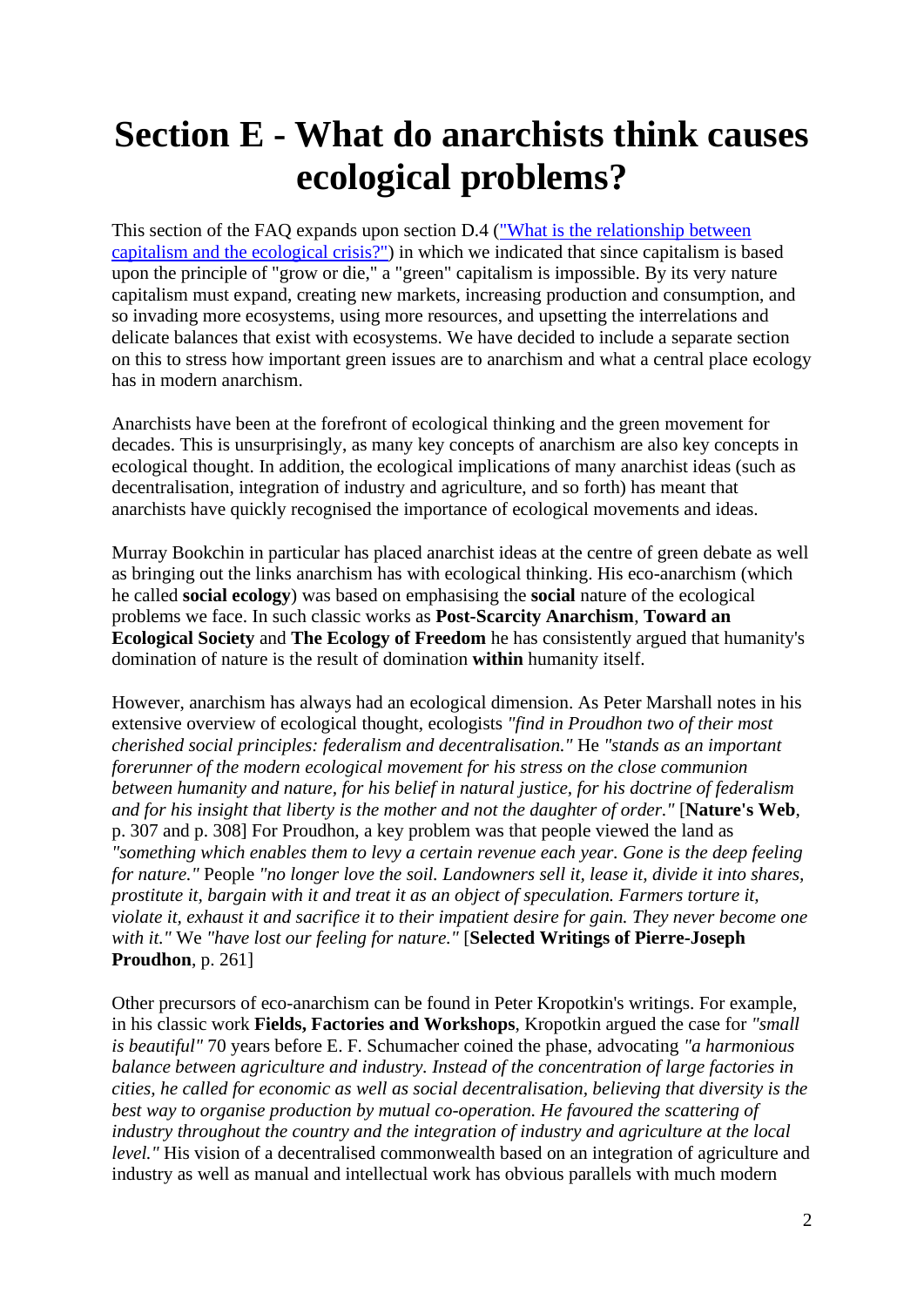# Section E - What do anarchists think causes ecological problems?

This section of the FAQ expands upon section D.4 ("What is the relationship between capitalism and the ecological crisis?") in which we indicated that since capitalism is based upon the principle of "grow or die," a "green" capitalism is impossible. By its very nature capitalism must expand, creating new markets, increasing production and consumption, and so invading more ecosystems, using more resources, and upsetting the interrelations and delicate balances that exist with ecosystems. We have decided to include a separate section on this to stress how important green issues are to anarchism and what a central place ecology has in modern anarchism.

Anarchists have been at the forefront of ecological thinking and the green movement for decades. This is unsurprisingly, as many key concepts of anarchism are also key concepts in ecological thought. In addition, the ecological implications of many anarchist ideas (such as decentralisation, integration of industry and agriculture, and so forth) has meant that anarchists have quickly recognised the importance of ecological movements and ideas.

Murray Bookchin in particular has placed anarchist ideas at the centre of green debate as well as bringing out the links anarchism has with ecological thinking. His eco-anarchism (which he called **social ecology**) was based on emphasising the **social** nature of the ecological problems we face. In such classic works as **Post-Scarcity Anarchism**, **Toward an Ecological Society** and **The Ecology of Freedom** he has consistently argued that humanity's domination of nature is the result of domination **within** humanity itself.

However, anarchism has always had an ecological dimension. As Peter Marshall notes in his extensive overview of ecological thought, ecologists *"find in Proudhon two of their most cherished social principles: federalism and decentralisation."* He *"stands as an important forerunner of the modern ecological movement for his stress on the close communion between humanity and nature, for his belief in natural justice, for his doctrine of federalism and for his insight that liberty is the mother and not the daughter of order."* [**Nature's Web**, p. 307 and p. 308] For Proudhon, a key problem was that people viewed the land as *"something which enables them to levy a certain revenue each year. Gone is the deep feeling for nature."* People *"no longer love the soil. Landowners sell it, lease it, divide it into shares, prostitute it, bargain with it and treat it as an object of speculation. Farmers torture it, violate it, exhaust it and sacrifice it to their impatient desire for gain. They never become one with it."* We *"have lost our feeling for nature."* [**Selected Writings of Pierre-Joseph Proudhon**, p. 261]

Other precursors of eco-anarchism can be found in Peter Kropotkin's writings. For example, in his classic work **Fields, Factories and Workshops**, Kropotkin argued the case for *"small is beautiful"* 70 years before E. F. Schumacher coined the phase, advocating *"a harmonious balance between agriculture and industry. Instead of the concentration of large factories in cities, he called for economic as well as social decentralisation, believing that diversity is the best way to organise production by mutual co-operation. He favoured the scattering of industry throughout the country and the integration of industry and agriculture at the local level."* His vision of a decentralised commonwealth based on an integration of agriculture and industry as well as manual and intellectual work has obvious parallels with much modern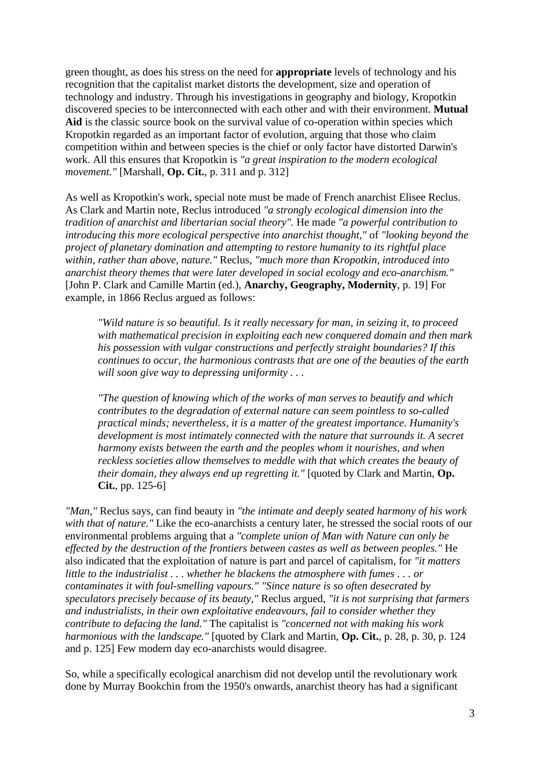green thought, as does his stress on the need for **appropriate** levels of technology and his recognition that the capitalist market distorts the development, size and operation of technology and industry. Through his investigations in geography and biology, Kropotkin discovered species to be interconnected with each other and with their environment. **Mutual Aid** is the classic source book on the survival value of co-operation within species which Kropotkin regarded as an important factor of evolution, arguing that those who claim competition within and between species is the chief or only factor have distorted Darwin's work. All this ensures that Kropotkin is *"a great inspiration to the modern ecological movement."* [Marshall, **Op. Cit.**, p. 311 and p. 312]

As well as Kropotkin's work, special note must be made of French anarchist Elisee Reclus. As Clark and Martin note, Reclus introduced *"a strongly ecological dimension into the tradition of anarchist and libertarian social theory".* He made *"a powerful contribution to introducing this more ecological perspective into anarchist thought,"* of *"looking beyond the project of planetary domination and attempting to restore humanity to its rightful place within, rather than above, nature."* Reclus, *"much more than Kropotkin, introduced into anarchist theory themes that were later developed in social ecology and eco-anarchism."* [John P. Clark and Camille Martin (ed.), **Anarchy, Geography, Modernity**, p. 19] For example, in 1866 Reclus argued as follows:

> *"Wild nature is so beautiful. Is it really necessary for man, in seizing it, to proceed with mathematical precision in exploiting each new conquered domain and then mark his possession with vulgar constructions and perfectly straight boundaries? If this continues to occur, the harmonious contrasts that are one of the beauties of the earth will soon give way to depressing uniformity . . .*
>
> *"The question of knowing which of the works of man serves to beautify and which contributes to the degradation of external nature can seem pointless to so-called practical minds; nevertheless, it is a matter of the greatest importance. Humanity's development is most intimately connected with the nature that surrounds it. A secret harmony exists between the earth and the peoples whom it nourishes, and when reckless societies allow themselves to meddle with that which creates the beauty of their domain, they always end up regretting it."* [quoted by Clark and Martin, **Op. Cit.**, pp. 125-6]

*"Man,"* Reclus says, can find beauty in *"the intimate and deeply seated harmony of his work with that of nature."* Like the eco-anarchists a century later, he stressed the social roots of our environmental problems arguing that a *"complete union of Man with Nature can only be effected by the destruction of the frontiers between castes as well as between peoples."* He also indicated that the exploitation of nature is part and parcel of capitalism, for *"it matters little to the industrialist . . . whether he blackens the atmosphere with fumes . . . or contaminates it with foul-smelling vapours." "Since nature is so often desecrated by speculators precisely because of its beauty,"* Reclus argued, *"it is not surprising that farmers and industrialists, in their own exploitative endeavours, fail to consider whether they contribute to defacing the land."* The capitalist is *"concerned not with making his work harmonious with the landscape."* [quoted by Clark and Martin, **Op. Cit.**, p. 28, p. 30, p. 124 and p. 125] Few modern day eco-anarchists would disagree.

So, while a specifically ecological anarchism did not develop until the revolutionary work done by Murray Bookchin from the 1950's onwards, anarchist theory has had a significant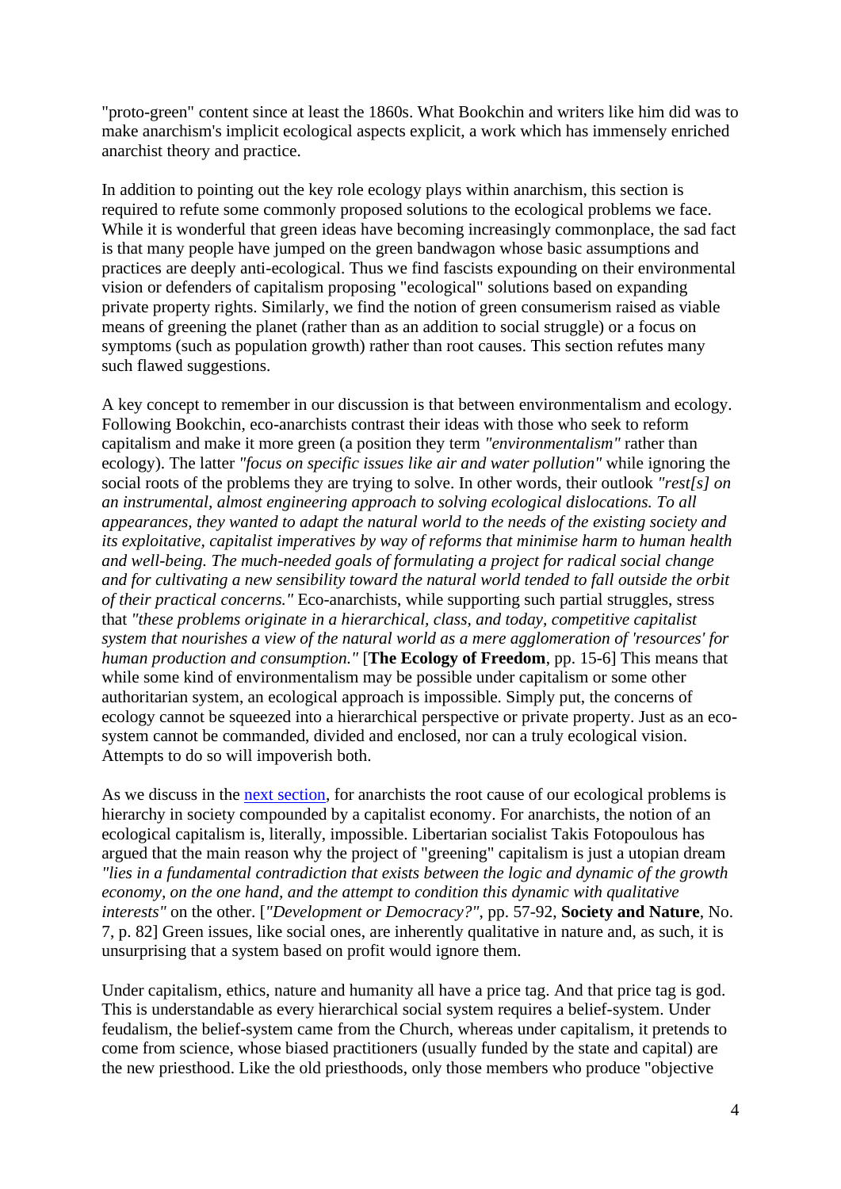"proto-green" content since at least the 1860s. What Bookchin and writers like him did was to make anarchism's implicit ecological aspects explicit, a work which has immensely enriched anarchist theory and practice.

In addition to pointing out the key role ecology plays within anarchism, this section is required to refute some commonly proposed solutions to the ecological problems we face. While it is wonderful that green ideas have becoming increasingly commonplace, the sad fact is that many people have jumped on the green bandwagon whose basic assumptions and practices are deeply anti-ecological. Thus we find fascists expounding on their environmental vision or defenders of capitalism proposing "ecological" solutions based on expanding private property rights. Similarly, we find the notion of green consumerism raised as viable means of greening the planet (rather than as an addition to social struggle) or a focus on symptoms (such as population growth) rather than root causes. This section refutes many such flawed suggestions.

A key concept to remember in our discussion is that between environmentalism and ecology. Following Bookchin, eco-anarchists contrast their ideas with those who seek to reform capitalism and make it more green (a position they term *"environmentalism"* rather than ecology). The latter *"focus on specific issues like air and water pollution"* while ignoring the social roots of the problems they are trying to solve. In other words, their outlook *"rest[s] on an instrumental, almost engineering approach to solving ecological dislocations. To all appearances, they wanted to adapt the natural world to the needs of the existing society and its exploitative, capitalist imperatives by way of reforms that minimise harm to human health and well-being. The much-needed goals of formulating a project for radical social change and for cultivating a new sensibility toward the natural world tended to fall outside the orbit of their practical concerns."* Eco-anarchists, while supporting such partial struggles, stress that *"these problems originate in a hierarchical, class, and today, competitive capitalist system that nourishes a view of the natural world as a mere agglomeration of 'resources' for human production and consumption."* [**The Ecology of Freedom**, pp. 15-6] This means that while some kind of environmentalism may be possible under capitalism or some other authoritarian system, an ecological approach is impossible. Simply put, the concerns of ecology cannot be squeezed into a hierarchical perspective or private property. Just as an eco-system cannot be commanded, divided and enclosed, nor can a truly ecological vision. Attempts to do so will impoverish both.

As we discuss in the next section, for anarchists the root cause of our ecological problems is hierarchy in society compounded by a capitalist economy. For anarchists, the notion of an ecological capitalism is, literally, impossible. Libertarian socialist Takis Fotopoulous has argued that the main reason why the project of "greening" capitalism is just a utopian dream *"lies in a fundamental contradiction that exists between the logic and dynamic of the growth economy, on the one hand, and the attempt to condition this dynamic with qualitative interests"* on the other. [*"Development or Democracy?"*, pp. 57-92, **Society and Nature**, No. 7, p. 82] Green issues, like social ones, are inherently qualitative in nature and, as such, it is unsurprising that a system based on profit would ignore them.

Under capitalism, ethics, nature and humanity all have a price tag. And that price tag is god. This is understandable as every hierarchical social system requires a belief-system. Under feudalism, the belief-system came from the Church, whereas under capitalism, it pretends to come from science, whose biased practitioners (usually funded by the state and capital) are the new priesthood. Like the old priesthoods, only those members who produce "objective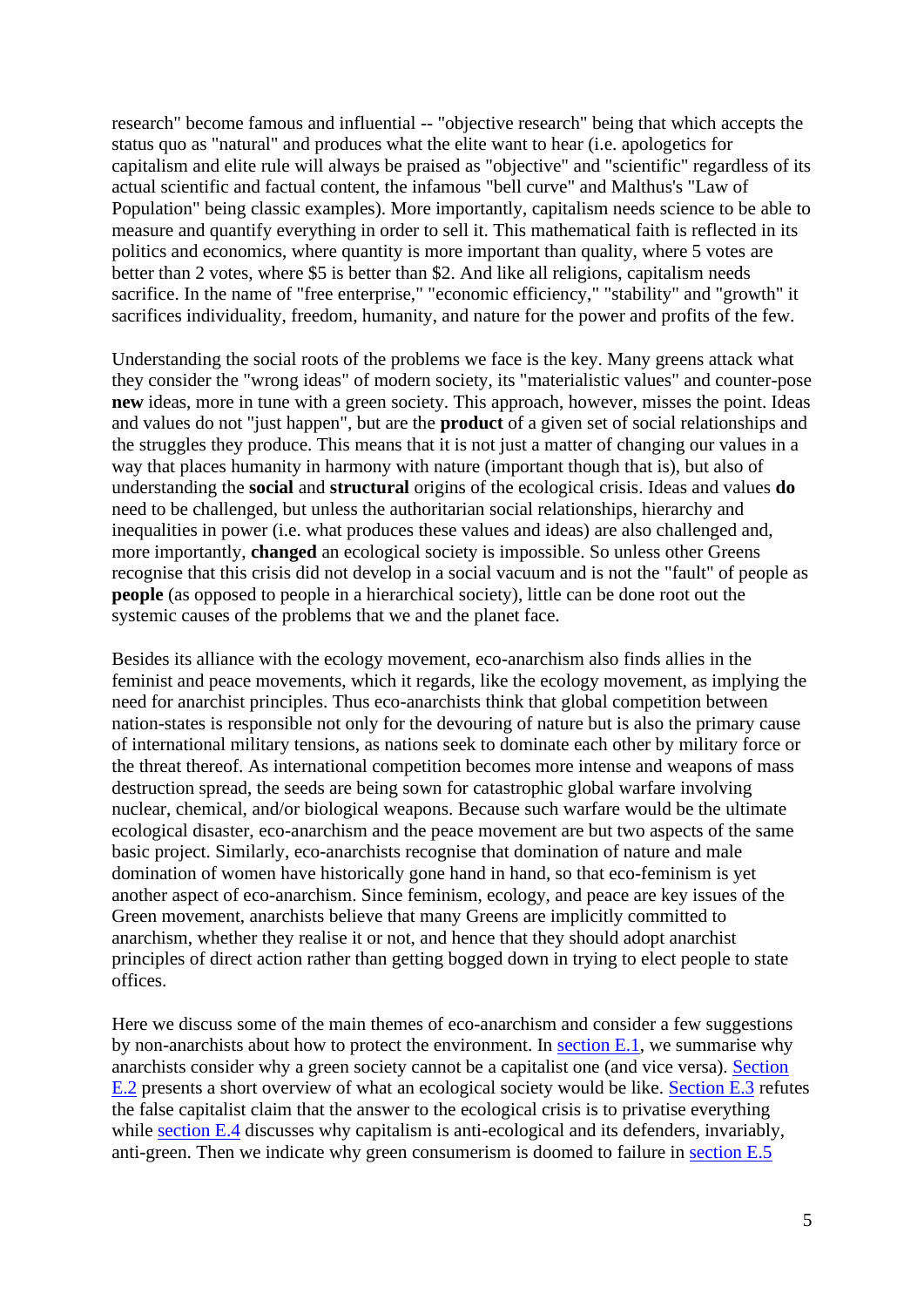research" become famous and influential -- "objective research" being that which accepts the status quo as "natural" and produces what the elite want to hear (i.e. apologetics for capitalism and elite rule will always be praised as "objective" and "scientific" regardless of its actual scientific and factual content, the infamous "bell curve" and Malthus's "Law of Population" being classic examples). More importantly, capitalism needs science to be able to measure and quantify everything in order to sell it. This mathematical faith is reflected in its politics and economics, where quantity is more important than quality, where 5 votes are better than 2 votes, where $5 is better than $2. And like all religions, capitalism needs sacrifice. In the name of "free enterprise," "economic efficiency," "stability" and "growth" it sacrifices individuality, freedom, humanity, and nature for the power and profits of the few.

Understanding the social roots of the problems we face is the key. Many greens attack what they consider the "wrong ideas" of modern society, its "materialistic values" and counter-pose **new** ideas, more in tune with a green society. This approach, however, misses the point. Ideas and values do not "just happen", but are the **product** of a given set of social relationships and the struggles they produce. This means that it is not just a matter of changing our values in a way that places humanity in harmony with nature (important though that is), but also of understanding the **social** and **structural** origins of the ecological crisis. Ideas and values **do** need to be challenged, but unless the authoritarian social relationships, hierarchy and inequalities in power (i.e. what produces these values and ideas) are also challenged and, more importantly, **changed** an ecological society is impossible. So unless other Greens recognise that this crisis did not develop in a social vacuum and is not the "fault" of people as **people** (as opposed to people in a hierarchical society), little can be done root out the systemic causes of the problems that we and the planet face.

Besides its alliance with the ecology movement, eco-anarchism also finds allies in the feminist and peace movements, which it regards, like the ecology movement, as implying the need for anarchist principles. Thus eco-anarchists think that global competition between nation-states is responsible not only for the devouring of nature but is also the primary cause of international military tensions, as nations seek to dominate each other by military force or the threat thereof. As international competition becomes more intense and weapons of mass destruction spread, the seeds are being sown for catastrophic global warfare involving nuclear, chemical, and/or biological weapons. Because such warfare would be the ultimate ecological disaster, eco-anarchism and the peace movement are but two aspects of the same basic project. Similarly, eco-anarchists recognise that domination of nature and male domination of women have historically gone hand in hand, so that eco-feminism is yet another aspect of eco-anarchism. Since feminism, ecology, and peace are key issues of the Green movement, anarchists believe that many Greens are implicitly committed to anarchism, whether they realise it or not, and hence that they should adopt anarchist principles of direct action rather than getting bogged down in trying to elect people to state offices.

Here we discuss some of the main themes of eco-anarchism and consider a few suggestions by non-anarchists about how to protect the environment. In section E.1, we summarise why anarchists consider why a green society cannot be a capitalist one (and vice versa). Section E.2 presents a short overview of what an ecological society would be like. Section E.3 refutes the false capitalist claim that the answer to the ecological crisis is to privatise everything while section E.4 discusses why capitalism is anti-ecological and its defenders, invariably, anti-green. Then we indicate why green consumerism is doomed to failure in section E.5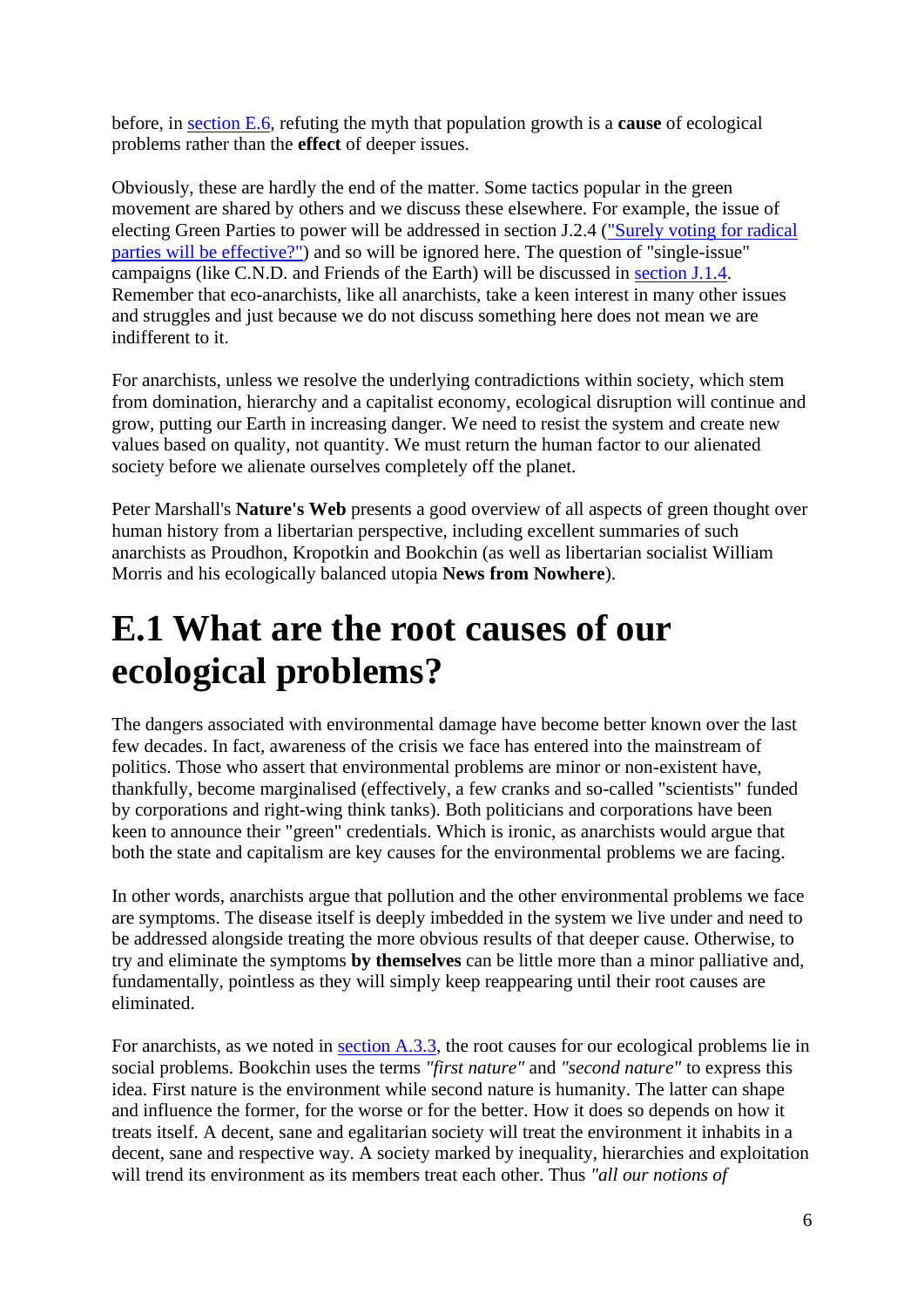before, in section E.6, refuting the myth that population growth is a **cause** of ecological problems rather than the **effect** of deeper issues.

Obviously, these are hardly the end of the matter. Some tactics popular in the green movement are shared by others and we discuss these elsewhere. For example, the issue of electing Green Parties to power will be addressed in section J.2.4 ("Surely voting for radical parties will be effective?") and so will be ignored here. The question of "single-issue" campaigns (like C.N.D. and Friends of the Earth) will be discussed in section J.1.4. Remember that eco-anarchists, like all anarchists, take a keen interest in many other issues and struggles and just because we do not discuss something here does not mean we are indifferent to it.

For anarchists, unless we resolve the underlying contradictions within society, which stem from domination, hierarchy and a capitalist economy, ecological disruption will continue and grow, putting our Earth in increasing danger. We need to resist the system and create new values based on quality, not quantity. We must return the human factor to our alienated society before we alienate ourselves completely off the planet.

Peter Marshall's **Nature's Web** presents a good overview of all aspects of green thought over human history from a libertarian perspective, including excellent summaries of such anarchists as Proudhon, Kropotkin and Bookchin (as well as libertarian socialist William Morris and his ecologically balanced utopia **News from Nowhere**).

# E.1 What are the root causes of our ecological problems?

The dangers associated with environmental damage have become better known over the last few decades. In fact, awareness of the crisis we face has entered into the mainstream of politics. Those who assert that environmental problems are minor or non-existent have, thankfully, become marginalised (effectively, a few cranks and so-called "scientists" funded by corporations and right-wing think tanks). Both politicians and corporations have been keen to announce their "green" credentials. Which is ironic, as anarchists would argue that both the state and capitalism are key causes for the environmental problems we are facing.

In other words, anarchists argue that pollution and the other environmental problems we face are symptoms. The disease itself is deeply imbedded in the system we live under and need to be addressed alongside treating the more obvious results of that deeper cause. Otherwise, to try and eliminate the symptoms **by themselves** can be little more than a minor palliative and, fundamentally, pointless as they will simply keep reappearing until their root causes are eliminated.

For anarchists, as we noted in section A.3.3, the root causes for our ecological problems lie in social problems. Bookchin uses the terms *"first nature"* and *"second nature"* to express this idea. First nature is the environment while second nature is humanity. The latter can shape and influence the former, for the worse or for the better. How it does so depends on how it treats itself. A decent, sane and egalitarian society will treat the environment it inhabits in a decent, sane and respective way. A society marked by inequality, hierarchies and exploitation will trend its environment as its members treat each other. Thus *"all our notions of*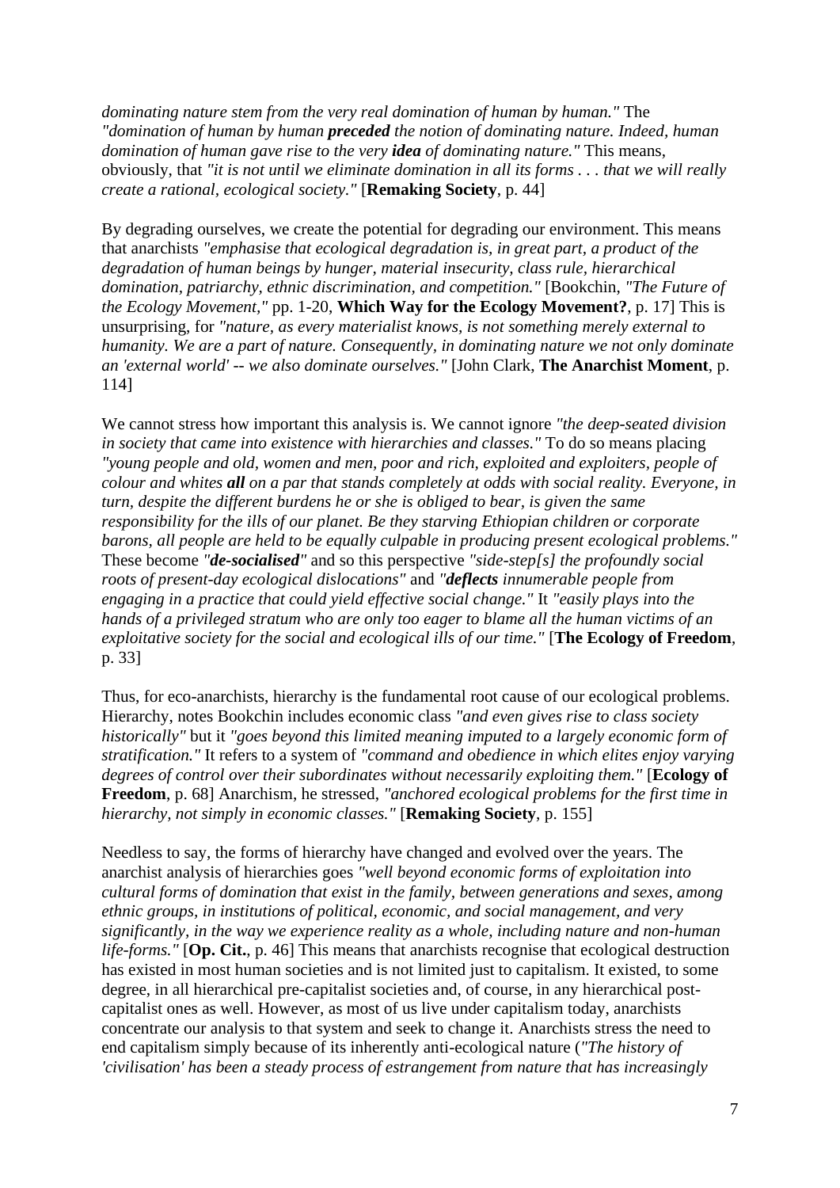*dominating nature stem from the very real domination of human by human."* The *"domination of human by human **preceded** the notion of dominating nature. Indeed, human domination of human gave rise to the very **idea** of dominating nature."* This means, obviously, that *"it is not until we eliminate domination in all its forms . . . that we will really create a rational, ecological society."* [**Remaking Society**, p. 44]

By degrading ourselves, we create the potential for degrading our environment. This means that anarchists *"emphasise that ecological degradation is, in great part, a product of the degradation of human beings by hunger, material insecurity, class rule, hierarchical domination, patriarchy, ethnic discrimination, and competition."* [Bookchin, *"The Future of the Ecology Movement,"* pp. 1-20, **Which Way for the Ecology Movement?**, p. 17] This is unsurprising, for *"nature, as every materialist knows, is not something merely external to humanity. We are a part of nature. Consequently, in dominating nature we not only dominate an 'external world' -- we also dominate ourselves."* [John Clark, **The Anarchist Moment**, p. 114]

We cannot stress how important this analysis is. We cannot ignore *"the deep-seated division in society that came into existence with hierarchies and classes."* To do so means placing *"young people and old, women and men, poor and rich, exploited and exploiters, people of colour and whites **all** on a par that stands completely at odds with social reality. Everyone, in turn, despite the different burdens he or she is obliged to bear, is given the same responsibility for the ills of our planet. Be they starving Ethiopian children or corporate barons, all people are held to be equally culpable in producing present ecological problems."* These become *"**de-socialised**"* and so this perspective *"side-step[s] the profoundly social roots of present-day ecological dislocations"* and *"**deflects** innumerable people from engaging in a practice that could yield effective social change."* It *"easily plays into the hands of a privileged stratum who are only too eager to blame all the human victims of an exploitative society for the social and ecological ills of our time."* [**The Ecology of Freedom**, p. 33]

Thus, for eco-anarchists, hierarchy is the fundamental root cause of our ecological problems. Hierarchy, notes Bookchin includes economic class *"and even gives rise to class society historically"* but it *"goes beyond this limited meaning imputed to a largely economic form of stratification."* It refers to a system of *"command and obedience in which elites enjoy varying degrees of control over their subordinates without necessarily exploiting them."* [**Ecology of Freedom**, p. 68] Anarchism, he stressed, *"anchored ecological problems for the first time in hierarchy, not simply in economic classes."* [**Remaking Society**, p. 155]

Needless to say, the forms of hierarchy have changed and evolved over the years. The anarchist analysis of hierarchies goes *"well beyond economic forms of exploitation into cultural forms of domination that exist in the family, between generations and sexes, among ethnic groups, in institutions of political, economic, and social management, and very significantly, in the way we experience reality as a whole, including nature and non-human life-forms."* [**Op. Cit.**, p. 46] This means that anarchists recognise that ecological destruction has existed in most human societies and is not limited just to capitalism. It existed, to some degree, in all hierarchical pre-capitalist societies and, of course, in any hierarchical post-capitalist ones as well. However, as most of us live under capitalism today, anarchists concentrate our analysis to that system and seek to change it. Anarchists stress the need to end capitalism simply because of its inherently anti-ecological nature (*"The history of 'civilisation' has been a steady process of estrangement from nature that has increasingly*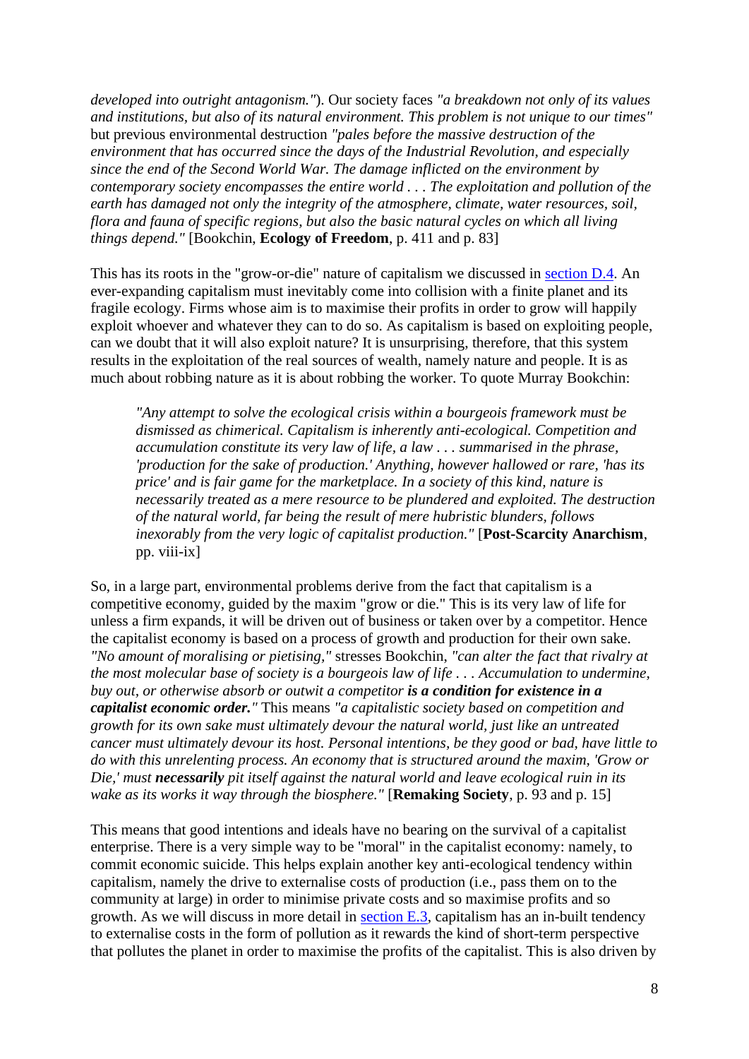*developed into outright antagonism."*). Our society faces *"a breakdown not only of its values and institutions, but also of its natural environment. This problem is not unique to our times"* but previous environmental destruction *"pales before the massive destruction of the environment that has occurred since the days of the Industrial Revolution, and especially since the end of the Second World War. The damage inflicted on the environment by contemporary society encompasses the entire world . . . The exploitation and pollution of the earth has damaged not only the integrity of the atmosphere, climate, water resources, soil, flora and fauna of specific regions, but also the basic natural cycles on which all living things depend."* [Bookchin, **Ecology of Freedom**, p. 411 and p. 83]

This has its roots in the "grow-or-die" nature of capitalism we discussed in section D.4. An ever-expanding capitalism must inevitably come into collision with a finite planet and its fragile ecology. Firms whose aim is to maximise their profits in order to grow will happily exploit whoever and whatever they can to do so. As capitalism is based on exploiting people, can we doubt that it will also exploit nature? It is unsurprising, therefore, that this system results in the exploitation of the real sources of wealth, namely nature and people. It is as much about robbing nature as it is about robbing the worker. To quote Murray Bookchin:

> *"Any attempt to solve the ecological crisis within a bourgeois framework must be dismissed as chimerical. Capitalism is inherently anti-ecological. Competition and accumulation constitute its very law of life, a law . . . summarised in the phrase, 'production for the sake of production.' Anything, however hallowed or rare, 'has its price' and is fair game for the marketplace. In a society of this kind, nature is necessarily treated as a mere resource to be plundered and exploited. The destruction of the natural world, far being the result of mere hubristic blunders, follows inexorably from the very logic of capitalist production."* [**Post-Scarcity Anarchism**, pp. viii-ix]

So, in a large part, environmental problems derive from the fact that capitalism is a competitive economy, guided by the maxim "grow or die." This is its very law of life for unless a firm expands, it will be driven out of business or taken over by a competitor. Hence the capitalist economy is based on a process of growth and production for their own sake. *"No amount of moralising or pietising,"* stresses Bookchin, *"can alter the fact that rivalry at the most molecular base of society is a bourgeois law of life . . . Accumulation to undermine, buy out, or otherwise absorb or outwit a competitor **is a condition for existence in a capitalist economic order.**"* This means *"a capitalistic society based on competition and growth for its own sake must ultimately devour the natural world, just like an untreated cancer must ultimately devour its host. Personal intentions, be they good or bad, have little to do with this unrelenting process. An economy that is structured around the maxim, 'Grow or Die,' must **necessarily** pit itself against the natural world and leave ecological ruin in its wake as its works it way through the biosphere."* [**Remaking Society**, p. 93 and p. 15]

This means that good intentions and ideals have no bearing on the survival of a capitalist enterprise. There is a very simple way to be "moral" in the capitalist economy: namely, to commit economic suicide. This helps explain another key anti-ecological tendency within capitalism, namely the drive to externalise costs of production (i.e., pass them on to the community at large) in order to minimise private costs and so maximise profits and so growth. As we will discuss in more detail in section E.3, capitalism has an in-built tendency to externalise costs in the form of pollution as it rewards the kind of short-term perspective that pollutes the planet in order to maximise the profits of the capitalist. This is also driven by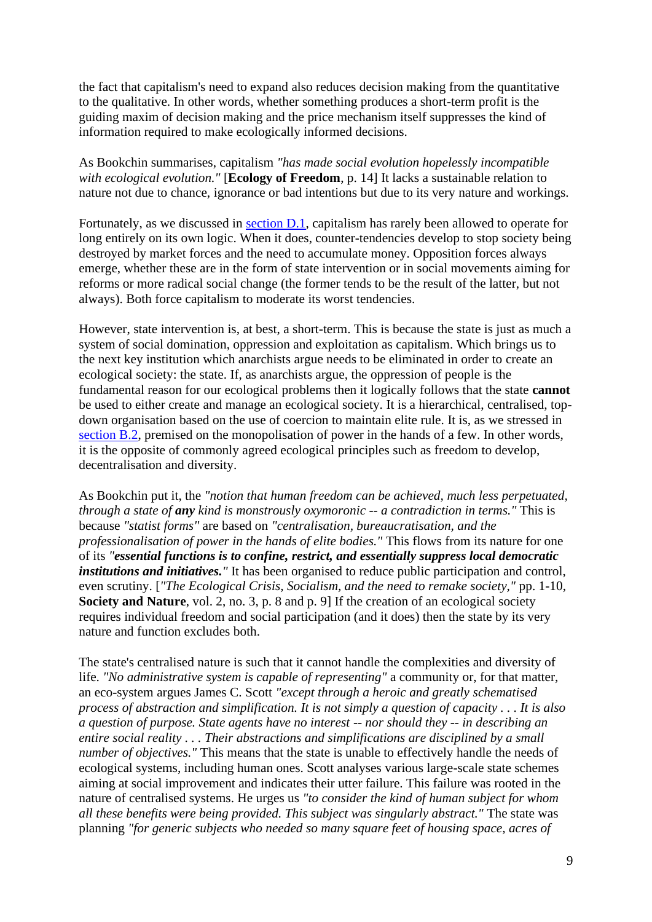the fact that capitalism's need to expand also reduces decision making from the quantitative to the qualitative. In other words, whether something produces a short-term profit is the guiding maxim of decision making and the price mechanism itself suppresses the kind of information required to make ecologically informed decisions.

As Bookchin summarises, capitalism *"has made social evolution hopelessly incompatible with ecological evolution."* [**Ecology of Freedom**, p. 14] It lacks a sustainable relation to nature not due to chance, ignorance or bad intentions but due to its very nature and workings.

Fortunately, as we discussed in section D.1, capitalism has rarely been allowed to operate for long entirely on its own logic. When it does, counter-tendencies develop to stop society being destroyed by market forces and the need to accumulate money. Opposition forces always emerge, whether these are in the form of state intervention or in social movements aiming for reforms or more radical social change (the former tends to be the result of the latter, but not always). Both force capitalism to moderate its worst tendencies.

However, state intervention is, at best, a short-term. This is because the state is just as much a system of social domination, oppression and exploitation as capitalism. Which brings us to the next key institution which anarchists argue needs to be eliminated in order to create an ecological society: the state. If, as anarchists argue, the oppression of people is the fundamental reason for our ecological problems then it logically follows that the state **cannot** be used to either create and manage an ecological society. It is a hierarchical, centralised, top-down organisation based on the use of coercion to maintain elite rule. It is, as we stressed in section B.2, premised on the monopolisation of power in the hands of a few. In other words, it is the opposite of commonly agreed ecological principles such as freedom to develop, decentralisation and diversity.

As Bookchin put it, the *"notion that human freedom can be achieved, much less perpetuated, through a state of **any** kind is monstrously oxymoronic -- a contradiction in terms."* This is because *"statist forms"* are based on *"centralisation, bureaucratisation, and the professionalisation of power in the hands of elite bodies."* This flows from its nature for one of its *"**essential functions is to confine, restrict, and essentially suppress local democratic institutions and initiatives.**"* It has been organised to reduce public participation and control, even scrutiny. [*"The Ecological Crisis, Socialism, and the need to remake society,"* pp. 1-10, **Society and Nature**, vol. 2, no. 3, p. 8 and p. 9] If the creation of an ecological society requires individual freedom and social participation (and it does) then the state by its very nature and function excludes both.

The state's centralised nature is such that it cannot handle the complexities and diversity of life. *"No administrative system is capable of representing"* a community or, for that matter, an eco-system argues James C. Scott *"except through a heroic and greatly schematised process of abstraction and simplification. It is not simply a question of capacity . . . It is also a question of purpose. State agents have no interest -- nor should they -- in describing an entire social reality . . . Their abstractions and simplifications are disciplined by a small number of objectives."* This means that the state is unable to effectively handle the needs of ecological systems, including human ones. Scott analyses various large-scale state schemes aiming at social improvement and indicates their utter failure. This failure was rooted in the nature of centralised systems. He urges us *"to consider the kind of human subject for whom all these benefits were being provided. This subject was singularly abstract."* The state was planning *"for generic subjects who needed so many square feet of housing space, acres of*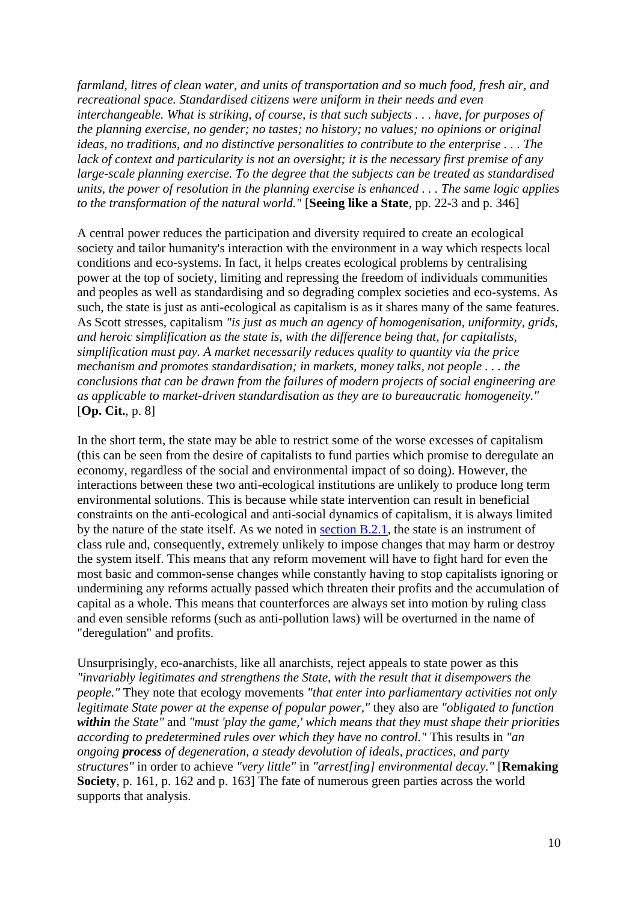*farmland, litres of clean water, and units of transportation and so much food, fresh air, and recreational space. Standardised citizens were uniform in their needs and even interchangeable. What is striking, of course, is that such subjects . . . have, for purposes of the planning exercise, no gender; no tastes; no history; no values; no opinions or original ideas, no traditions, and no distinctive personalities to contribute to the enterprise . . . The lack of context and particularity is not an oversight; it is the necessary first premise of any large-scale planning exercise. To the degree that the subjects can be treated as standardised units, the power of resolution in the planning exercise is enhanced . . . The same logic applies to the transformation of the natural world."* [**Seeing like a State**, pp. 22-3 and p. 346]

A central power reduces the participation and diversity required to create an ecological society and tailor humanity's interaction with the environment in a way which respects local conditions and eco-systems. In fact, it helps creates ecological problems by centralising power at the top of society, limiting and repressing the freedom of individuals communities and peoples as well as standardising and so degrading complex societies and eco-systems. As such, the state is just as anti-ecological as capitalism is as it shares many of the same features. As Scott stresses, capitalism *"is just as much an agency of homogenisation, uniformity, grids, and heroic simplification as the state is, with the difference being that, for capitalists, simplification must pay. A market necessarily reduces quality to quantity via the price mechanism and promotes standardisation; in markets, money talks, not people . . . the conclusions that can be drawn from the failures of modern projects of social engineering are as applicable to market-driven standardisation as they are to bureaucratic homogeneity."* [**Op. Cit.**, p. 8]

In the short term, the state may be able to restrict some of the worse excesses of capitalism (this can be seen from the desire of capitalists to fund parties which promise to deregulate an economy, regardless of the social and environmental impact of so doing). However, the interactions between these two anti-ecological institutions are unlikely to produce long term environmental solutions. This is because while state intervention can result in beneficial constraints on the anti-ecological and anti-social dynamics of capitalism, it is always limited by the nature of the state itself. As we noted in section B.2.1, the state is an instrument of class rule and, consequently, extremely unlikely to impose changes that may harm or destroy the system itself. This means that any reform movement will have to fight hard for even the most basic and common-sense changes while constantly having to stop capitalists ignoring or undermining any reforms actually passed which threaten their profits and the accumulation of capital as a whole. This means that counterforces are always set into motion by ruling class and even sensible reforms (such as anti-pollution laws) will be overturned in the name of "deregulation" and profits.

Unsurprisingly, eco-anarchists, like all anarchists, reject appeals to state power as this *"invariably legitimates and strengthens the State, with the result that it disempowers the people."* They note that ecology movements *"that enter into parliamentary activities not only legitimate State power at the expense of popular power,"* they also are *"obligated to function **within** the State"* and *"must 'play the game,' which means that they must shape their priorities according to predetermined rules over which they have no control."* This results in *"an ongoing **process** of degeneration, a steady devolution of ideals, practices, and party structures"* in order to achieve *"very little"* in *"arrest[ing] environmental decay."* [**Remaking Society**, p. 161, p. 162 and p. 163] The fate of numerous green parties across the world supports that analysis.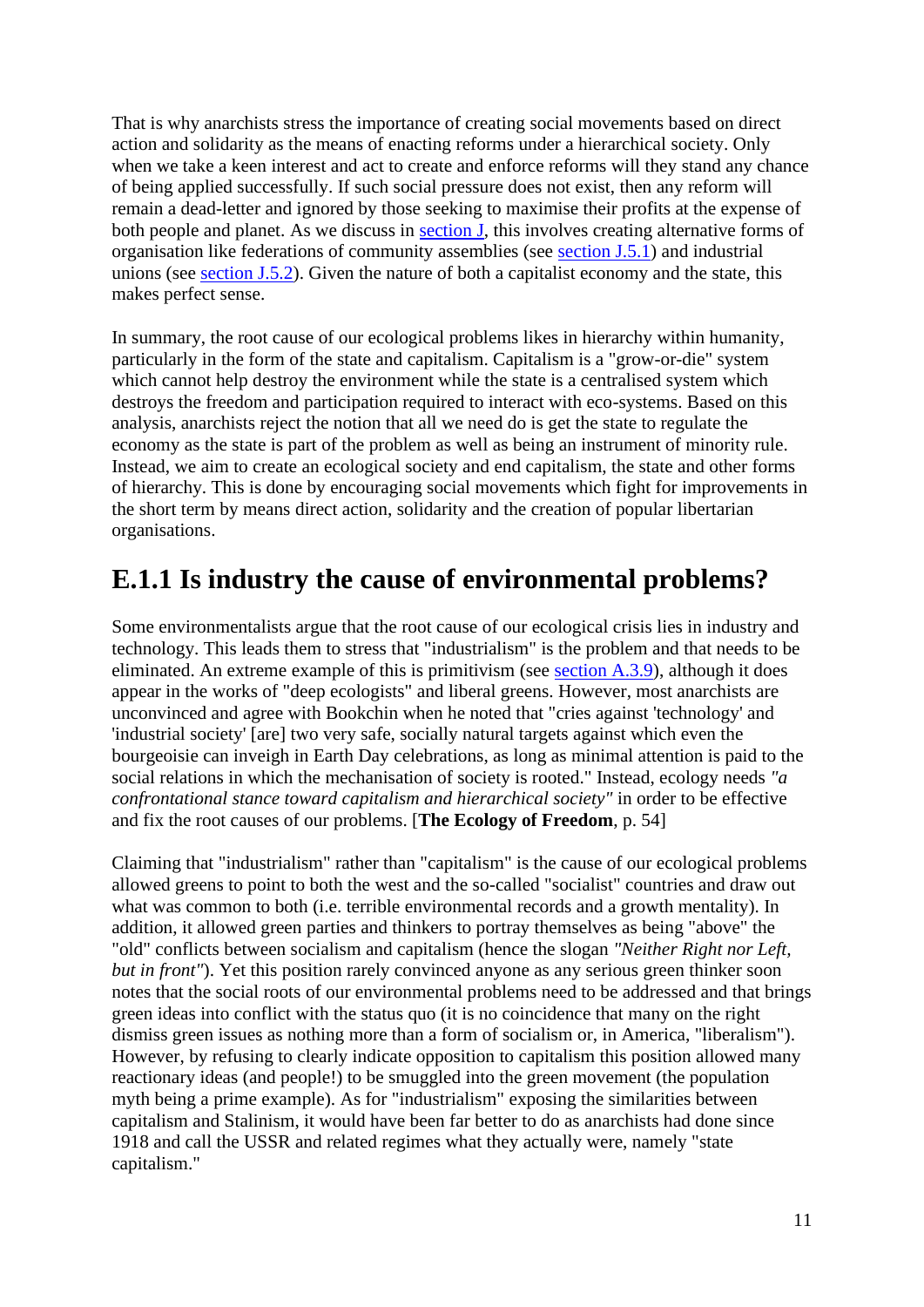That is why anarchists stress the importance of creating social movements based on direct action and solidarity as the means of enacting reforms under a hierarchical society. Only when we take a keen interest and act to create and enforce reforms will they stand any chance of being applied successfully. If such social pressure does not exist, then any reform will remain a dead-letter and ignored by those seeking to maximise their profits at the expense of both people and planet. As we discuss in section J, this involves creating alternative forms of organisation like federations of community assemblies (see section J.5.1) and industrial unions (see section J.5.2). Given the nature of both a capitalist economy and the state, this makes perfect sense.

In summary, the root cause of our ecological problems likes in hierarchy within humanity, particularly in the form of the state and capitalism. Capitalism is a "grow-or-die" system which cannot help destroy the environment while the state is a centralised system which destroys the freedom and participation required to interact with eco-systems. Based on this analysis, anarchists reject the notion that all we need do is get the state to regulate the economy as the state is part of the problem as well as being an instrument of minority rule. Instead, we aim to create an ecological society and end capitalism, the state and other forms of hierarchy. This is done by encouraging social movements which fight for improvements in the short term by means direct action, solidarity and the creation of popular libertarian organisations.

## E.1.1 Is industry the cause of environmental problems?

Some environmentalists argue that the root cause of our ecological crisis lies in industry and technology. This leads them to stress that "industrialism" is the problem and that needs to be eliminated. An extreme example of this is primitivism (see section A.3.9), although it does appear in the works of "deep ecologists" and liberal greens. However, most anarchists are unconvinced and agree with Bookchin when he noted that "cries against 'technology' and 'industrial society' [are] two very safe, socially natural targets against which even the bourgeoisie can inveigh in Earth Day celebrations, as long as minimal attention is paid to the social relations in which the mechanisation of society is rooted." Instead, ecology needs *"a confrontational stance toward capitalism and hierarchical society"* in order to be effective and fix the root causes of our problems. [**The Ecology of Freedom**, p. 54]

Claiming that "industrialism" rather than "capitalism" is the cause of our ecological problems allowed greens to point to both the west and the so-called "socialist" countries and draw out what was common to both (i.e. terrible environmental records and a growth mentality). In addition, it allowed green parties and thinkers to portray themselves as being "above" the "old" conflicts between socialism and capitalism (hence the slogan *"Neither Right nor Left, but in front"*). Yet this position rarely convinced anyone as any serious green thinker soon notes that the social roots of our environmental problems need to be addressed and that brings green ideas into conflict with the status quo (it is no coincidence that many on the right dismiss green issues as nothing more than a form of socialism or, in America, "liberalism"). However, by refusing to clearly indicate opposition to capitalism this position allowed many reactionary ideas (and people!) to be smuggled into the green movement (the population myth being a prime example). As for "industrialism" exposing the similarities between capitalism and Stalinism, it would have been far better to do as anarchists had done since 1918 and call the USSR and related regimes what they actually were, namely "state capitalism."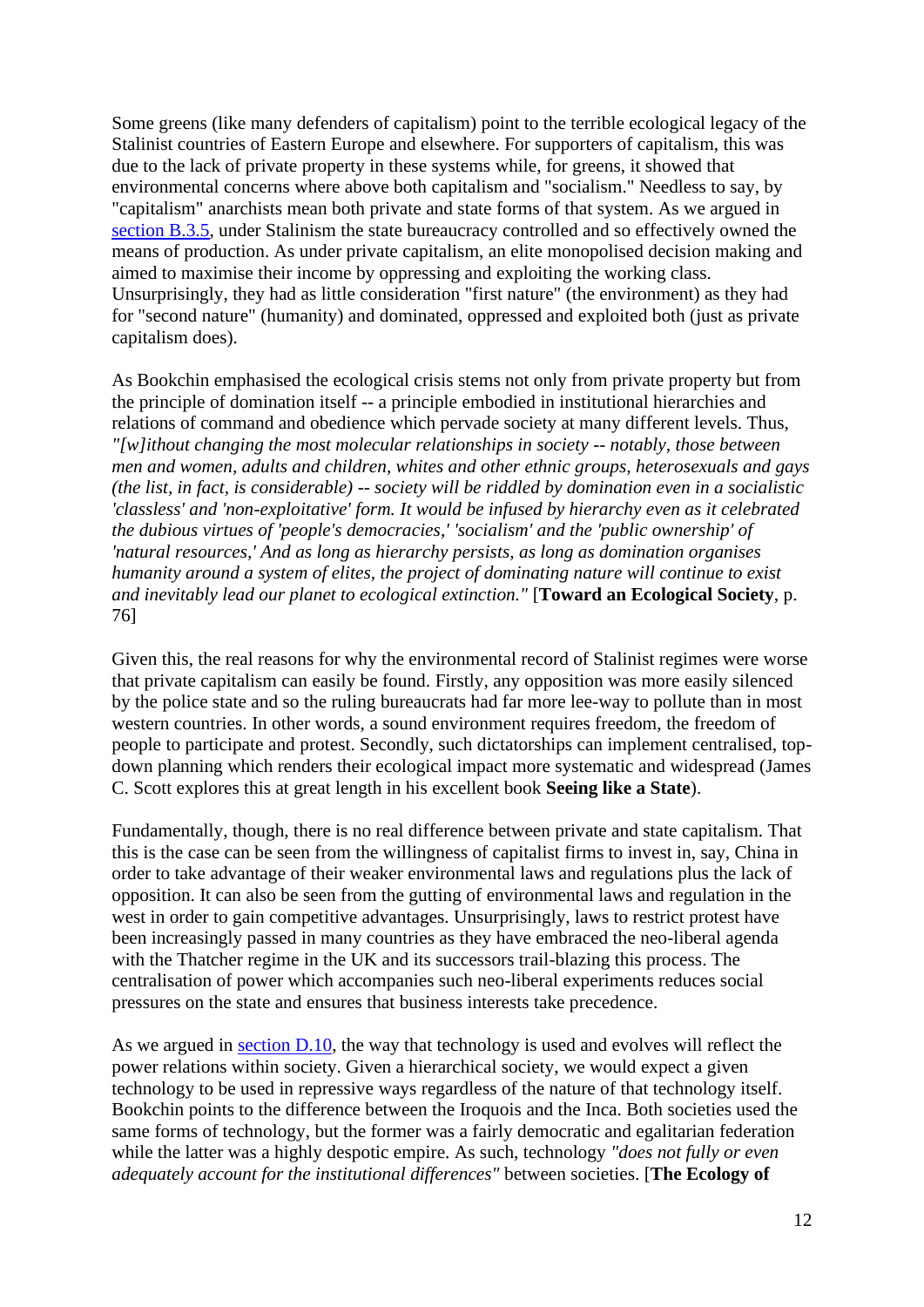Some greens (like many defenders of capitalism) point to the terrible ecological legacy of the Stalinist countries of Eastern Europe and elsewhere. For supporters of capitalism, this was due to the lack of private property in these systems while, for greens, it showed that environmental concerns where above both capitalism and "socialism." Needless to say, by "capitalism" anarchists mean both private and state forms of that system. As we argued in section B.3.5, under Stalinism the state bureaucracy controlled and so effectively owned the means of production. As under private capitalism, an elite monopolised decision making and aimed to maximise their income by oppressing and exploiting the working class. Unsurprisingly, they had as little consideration "first nature" (the environment) as they had for "second nature" (humanity) and dominated, oppressed and exploited both (just as private capitalism does).

As Bookchin emphasised the ecological crisis stems not only from private property but from the principle of domination itself -- a principle embodied in institutional hierarchies and relations of command and obedience which pervade society at many different levels. Thus, *"[w]ithout changing the most molecular relationships in society -- notably, those between men and women, adults and children, whites and other ethnic groups, heterosexuals and gays (the list, in fact, is considerable) -- society will be riddled by domination even in a socialistic 'classless' and 'non-exploitative' form. It would be infused by hierarchy even as it celebrated the dubious virtues of 'people's democracies,' 'socialism' and the 'public ownership' of 'natural resources,' And as long as hierarchy persists, as long as domination organises humanity around a system of elites, the project of dominating nature will continue to exist and inevitably lead our planet to ecological extinction."* [**Toward an Ecological Society**, p. 76]

Given this, the real reasons for why the environmental record of Stalinist regimes were worse that private capitalism can easily be found. Firstly, any opposition was more easily silenced by the police state and so the ruling bureaucrats had far more lee-way to pollute than in most western countries. In other words, a sound environment requires freedom, the freedom of people to participate and protest. Secondly, such dictatorships can implement centralised, top-down planning which renders their ecological impact more systematic and widespread (James C. Scott explores this at great length in his excellent book **Seeing like a State**).

Fundamentally, though, there is no real difference between private and state capitalism. That this is the case can be seen from the willingness of capitalist firms to invest in, say, China in order to take advantage of their weaker environmental laws and regulations plus the lack of opposition. It can also be seen from the gutting of environmental laws and regulation in the west in order to gain competitive advantages. Unsurprisingly, laws to restrict protest have been increasingly passed in many countries as they have embraced the neo-liberal agenda with the Thatcher regime in the UK and its successors trail-blazing this process. The centralisation of power which accompanies such neo-liberal experiments reduces social pressures on the state and ensures that business interests take precedence.

As we argued in section D.10, the way that technology is used and evolves will reflect the power relations within society. Given a hierarchical society, we would expect a given technology to be used in repressive ways regardless of the nature of that technology itself. Bookchin points to the difference between the Iroquois and the Inca. Both societies used the same forms of technology, but the former was a fairly democratic and egalitarian federation while the latter was a highly despotic empire. As such, technology *"does not fully or even adequately account for the institutional differences"* between societies. [**The Ecology of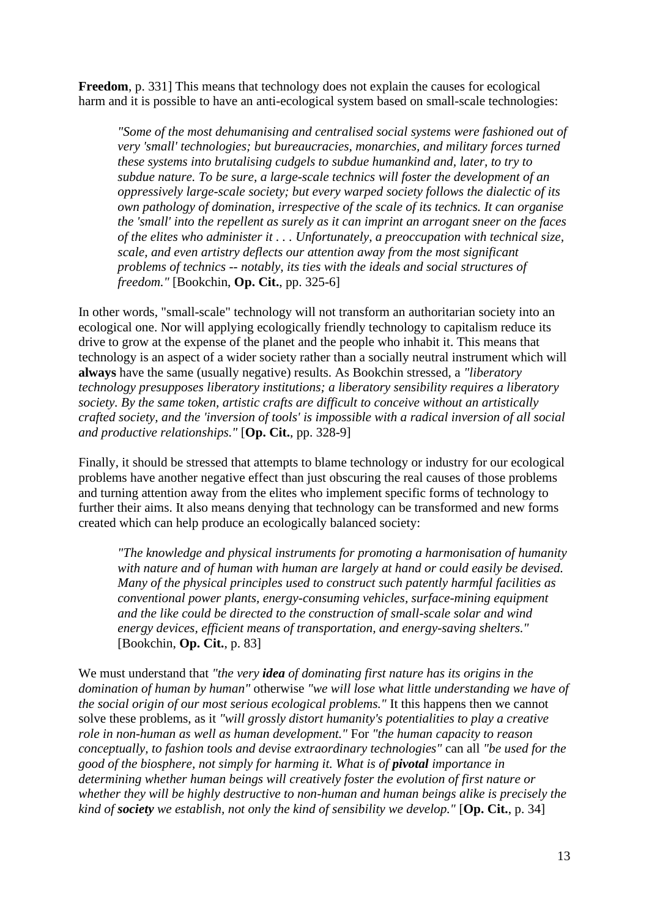**Freedom**, p. 331] This means that technology does not explain the causes for ecological harm and it is possible to have an anti-ecological system based on small-scale technologies:

> *"Some of the most dehumanising and centralised social systems were fashioned out of very 'small' technologies; but bureaucracies, monarchies, and military forces turned these systems into brutalising cudgels to subdue humankind and, later, to try to subdue nature. To be sure, a large-scale technics will foster the development of an oppressively large-scale society; but every warped society follows the dialectic of its own pathology of domination, irrespective of the scale of its technics. It can organise the 'small' into the repellent as surely as it can imprint an arrogant sneer on the faces of the elites who administer it . . . Unfortunately, a preoccupation with technical size, scale, and even artistry deflects our attention away from the most significant problems of technics -- notably, its ties with the ideals and social structures of freedom."* [Bookchin, **Op. Cit.**, pp. 325-6]

In other words, "small-scale" technology will not transform an authoritarian society into an ecological one. Nor will applying ecologically friendly technology to capitalism reduce its drive to grow at the expense of the planet and the people who inhabit it. This means that technology is an aspect of a wider society rather than a socially neutral instrument which will **always** have the same (usually negative) results. As Bookchin stressed, a *"liberatory technology presupposes liberatory institutions; a liberatory sensibility requires a liberatory society. By the same token, artistic crafts are difficult to conceive without an artistically crafted society, and the 'inversion of tools' is impossible with a radical inversion of all social and productive relationships."* [**Op. Cit.**, pp. 328-9]

Finally, it should be stressed that attempts to blame technology or industry for our ecological problems have another negative effect than just obscuring the real causes of those problems and turning attention away from the elites who implement specific forms of technology to further their aims. It also means denying that technology can be transformed and new forms created which can help produce an ecologically balanced society:

> *"The knowledge and physical instruments for promoting a harmonisation of humanity with nature and of human with human are largely at hand or could easily be devised. Many of the physical principles used to construct such patently harmful facilities as conventional power plants, energy-consuming vehicles, surface-mining equipment and the like could be directed to the construction of small-scale solar and wind energy devices, efficient means of transportation, and energy-saving shelters."* [Bookchin, **Op. Cit.**, p. 83]

We must understand that *"the very **idea** of dominating first nature has its origins in the domination of human by human"* otherwise *"we will lose what little understanding we have of the social origin of our most serious ecological problems."* It this happens then we cannot solve these problems, as it *"will grossly distort humanity's potentialities to play a creative role in non-human as well as human development."* For *"the human capacity to reason conceptually, to fashion tools and devise extraordinary technologies"* can all *"be used for the good of the biosphere, not simply for harming it. What is of **pivotal** importance in determining whether human beings will creatively foster the evolution of first nature or whether they will be highly destructive to non-human and human beings alike is precisely the kind of **society** we establish, not only the kind of sensibility we develop."* [**Op. Cit.**, p. 34]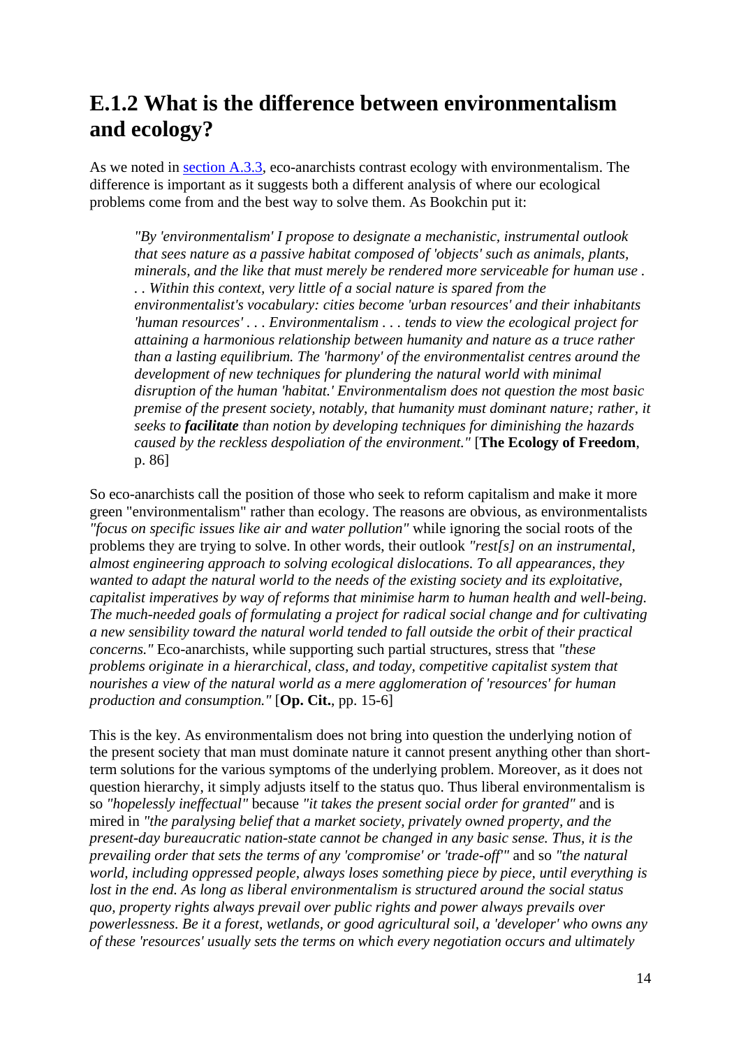## E.1.2 What is the difference between environmentalism and ecology?

As we noted in section A.3.3, eco-anarchists contrast ecology with environmentalism. The difference is important as it suggests both a different analysis of where our ecological problems come from and the best way to solve them. As Bookchin put it:

> *"By 'environmentalism' I propose to designate a mechanistic, instrumental outlook that sees nature as a passive habitat composed of 'objects' such as animals, plants, minerals, and the like that must merely be rendered more serviceable for human use . . . Within this context, very little of a social nature is spared from the environmentalist's vocabulary: cities become 'urban resources' and their inhabitants 'human resources' . . . Environmentalism . . . tends to view the ecological project for attaining a harmonious relationship between humanity and nature as a truce rather than a lasting equilibrium. The 'harmony' of the environmentalist centres around the development of new techniques for plundering the natural world with minimal disruption of the human 'habitat.' Environmentalism does not question the most basic premise of the present society, notably, that humanity must dominant nature; rather, it seeks to **facilitate** than notion by developing techniques for diminishing the hazards caused by the reckless despoliation of the environment."* [**The Ecology of Freedom**, p. 86]

So eco-anarchists call the position of those who seek to reform capitalism and make it more green "environmentalism" rather than ecology. The reasons are obvious, as environmentalists *"focus on specific issues like air and water pollution"* while ignoring the social roots of the problems they are trying to solve. In other words, their outlook *"rest[s] on an instrumental, almost engineering approach to solving ecological dislocations. To all appearances, they wanted to adapt the natural world to the needs of the existing society and its exploitative, capitalist imperatives by way of reforms that minimise harm to human health and well-being. The much-needed goals of formulating a project for radical social change and for cultivating a new sensibility toward the natural world tended to fall outside the orbit of their practical concerns."* Eco-anarchists, while supporting such partial structures, stress that *"these problems originate in a hierarchical, class, and today, competitive capitalist system that nourishes a view of the natural world as a mere agglomeration of 'resources' for human production and consumption."* [**Op. Cit.**, pp. 15-6]

This is the key. As environmentalism does not bring into question the underlying notion of the present society that man must dominate nature it cannot present anything other than short-term solutions for the various symptoms of the underlying problem. Moreover, as it does not question hierarchy, it simply adjusts itself to the status quo. Thus liberal environmentalism is so *"hopelessly ineffectual"* because *"it takes the present social order for granted"* and is mired in *"the paralysing belief that a market society, privately owned property, and the present-day bureaucratic nation-state cannot be changed in any basic sense. Thus, it is the prevailing order that sets the terms of any 'compromise' or 'trade-off'"* and so *"the natural world, including oppressed people, always loses something piece by piece, until everything is lost in the end. As long as liberal environmentalism is structured around the social status quo, property rights always prevail over public rights and power always prevails over powerlessness. Be it a forest, wetlands, or good agricultural soil, a 'developer' who owns any of these 'resources' usually sets the terms on which every negotiation occurs and ultimately*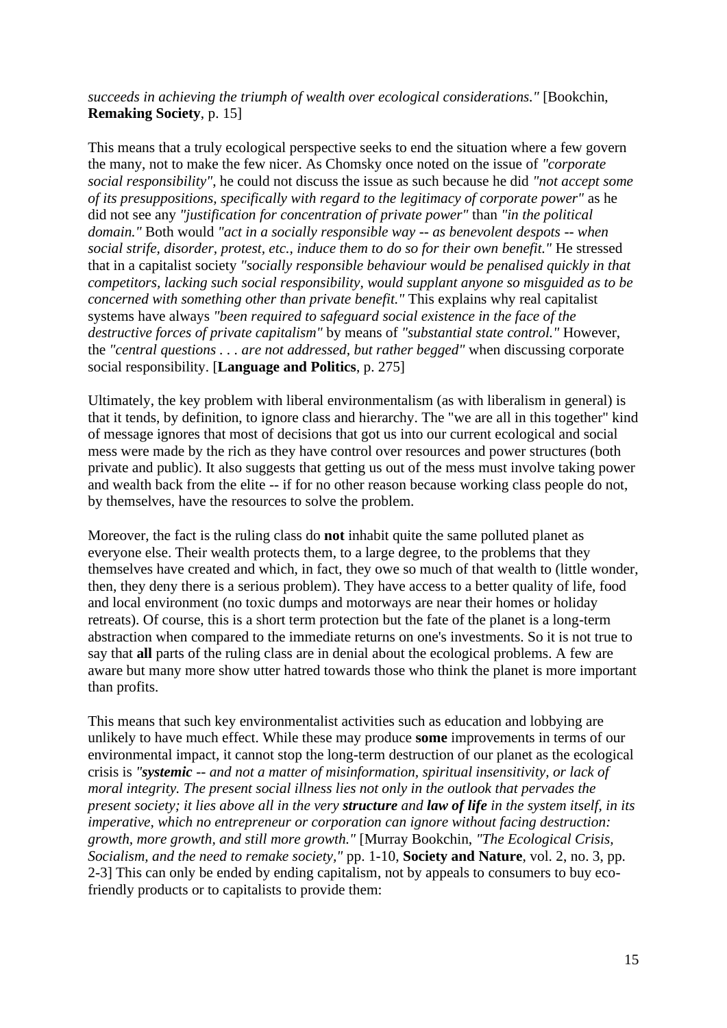*succeeds in achieving the triumph of wealth over ecological considerations."* [Bookchin, **Remaking Society**, p. 15]

This means that a truly ecological perspective seeks to end the situation where a few govern the many, not to make the few nicer. As Chomsky once noted on the issue of *"corporate social responsibility"*, he could not discuss the issue as such because he did *"not accept some of its presuppositions, specifically with regard to the legitimacy of corporate power"* as he did not see any *"justification for concentration of private power"* than *"in the political domain."* Both would *"act in a socially responsible way -- as benevolent despots -- when social strife, disorder, protest, etc., induce them to do so for their own benefit."* He stressed that in a capitalist society *"socially responsible behaviour would be penalised quickly in that competitors, lacking such social responsibility, would supplant anyone so misguided as to be concerned with something other than private benefit."* This explains why real capitalist systems have always *"been required to safeguard social existence in the face of the destructive forces of private capitalism"* by means of *"substantial state control."* However, the *"central questions . . . are not addressed, but rather begged"* when discussing corporate social responsibility. [**Language and Politics**, p. 275]

Ultimately, the key problem with liberal environmentalism (as with liberalism in general) is that it tends, by definition, to ignore class and hierarchy. The "we are all in this together" kind of message ignores that most of decisions that got us into our current ecological and social mess were made by the rich as they have control over resources and power structures (both private and public). It also suggests that getting us out of the mess must involve taking power and wealth back from the elite -- if for no other reason because working class people do not, by themselves, have the resources to solve the problem.

Moreover, the fact is the ruling class do **not** inhabit quite the same polluted planet as everyone else. Their wealth protects them, to a large degree, to the problems that they themselves have created and which, in fact, they owe so much of that wealth to (little wonder, then, they deny there is a serious problem). They have access to a better quality of life, food and local environment (no toxic dumps and motorways are near their homes or holiday retreats). Of course, this is a short term protection but the fate of the planet is a long-term abstraction when compared to the immediate returns on one's investments. So it is not true to say that **all** parts of the ruling class are in denial about the ecological problems. A few are aware but many more show utter hatred towards those who think the planet is more important than profits.

This means that such key environmentalist activities such as education and lobbying are unlikely to have much effect. While these may produce **some** improvements in terms of our environmental impact, it cannot stop the long-term destruction of our planet as the ecological crisis is *"**systemic** -- and not a matter of misinformation, spiritual insensitivity, or lack of moral integrity. The present social illness lies not only in the outlook that pervades the present society; it lies above all in the very **structure** and **law of life** in the system itself, in its imperative, which no entrepreneur or corporation can ignore without facing destruction: growth, more growth, and still more growth."* [Murray Bookchin, *"The Ecological Crisis, Socialism, and the need to remake society,"* pp. 1-10, **Society and Nature**, vol. 2, no. 3, pp. 2-3] This can only be ended by ending capitalism, not by appeals to consumers to buy eco-friendly products or to capitalists to provide them: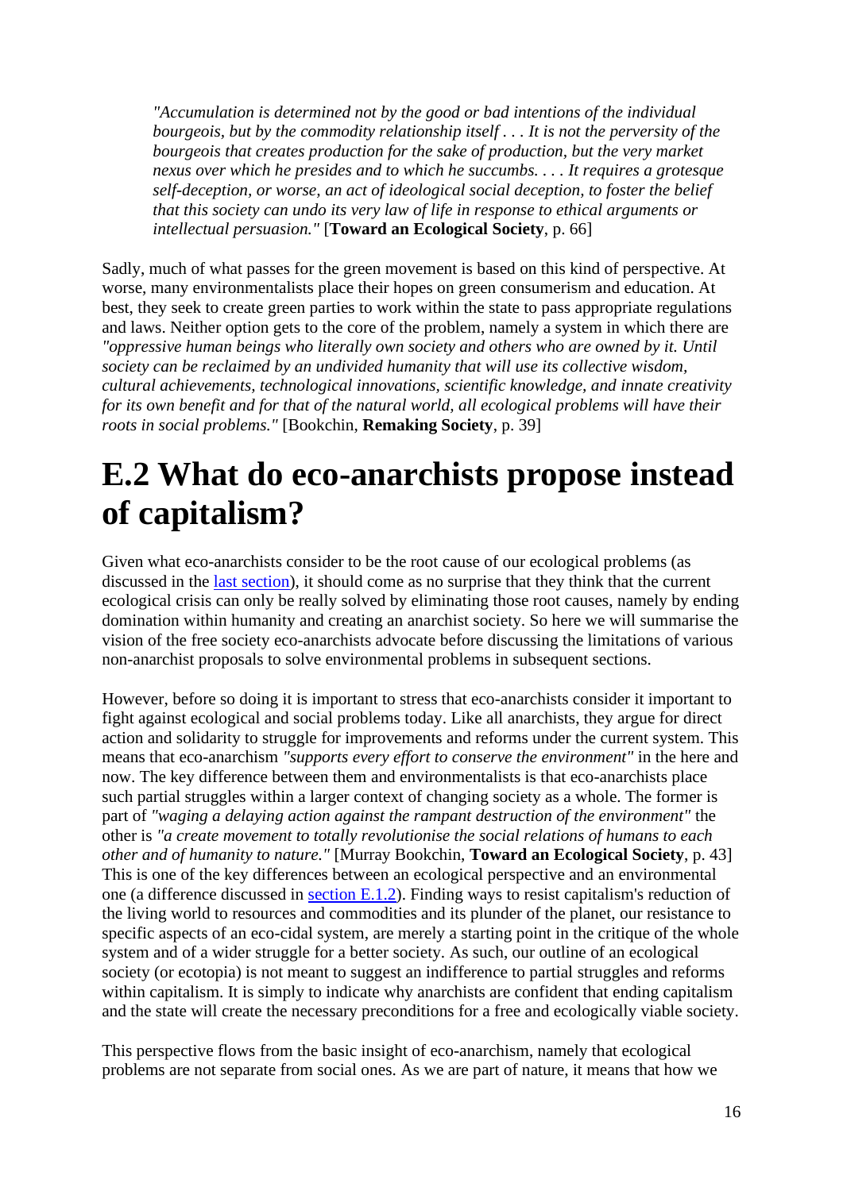> *"Accumulation is determined not by the good or bad intentions of the individual bourgeois, but by the commodity relationship itself . . . It is not the perversity of the bourgeois that creates production for the sake of production, but the very market nexus over which he presides and to which he succumbs. . . . It requires a grotesque self-deception, or worse, an act of ideological social deception, to foster the belief that this society can undo its very law of life in response to ethical arguments or intellectual persuasion."* [**Toward an Ecological Society**, p. 66]

Sadly, much of what passes for the green movement is based on this kind of perspective. At worse, many environmentalists place their hopes on green consumerism and education. At best, they seek to create green parties to work within the state to pass appropriate regulations and laws. Neither option gets to the core of the problem, namely a system in which there are *"oppressive human beings who literally own society and others who are owned by it. Until society can be reclaimed by an undivided humanity that will use its collective wisdom, cultural achievements, technological innovations, scientific knowledge, and innate creativity for its own benefit and for that of the natural world, all ecological problems will have their roots in social problems."* [Bookchin, **Remaking Society**, p. 39]

# E.2 What do eco-anarchists propose instead of capitalism?

Given what eco-anarchists consider to be the root cause of our ecological problems (as discussed in the last section), it should come as no surprise that they think that the current ecological crisis can only be really solved by eliminating those root causes, namely by ending domination within humanity and creating an anarchist society. So here we will summarise the vision of the free society eco-anarchists advocate before discussing the limitations of various non-anarchist proposals to solve environmental problems in subsequent sections.

However, before so doing it is important to stress that eco-anarchists consider it important to fight against ecological and social problems today. Like all anarchists, they argue for direct action and solidarity to struggle for improvements and reforms under the current system. This means that eco-anarchism *"supports every effort to conserve the environment"* in the here and now. The key difference between them and environmentalists is that eco-anarchists place such partial struggles within a larger context of changing society as a whole. The former is part of *"waging a delaying action against the rampant destruction of the environment"* the other is *"a create movement to totally revolutionise the social relations of humans to each other and of humanity to nature."* [Murray Bookchin, **Toward an Ecological Society**, p. 43] This is one of the key differences between an ecological perspective and an environmental one (a difference discussed in section E.1.2). Finding ways to resist capitalism's reduction of the living world to resources and commodities and its plunder of the planet, our resistance to specific aspects of an eco-cidal system, are merely a starting point in the critique of the whole system and of a wider struggle for a better society. As such, our outline of an ecological society (or ecotopia) is not meant to suggest an indifference to partial struggles and reforms within capitalism. It is simply to indicate why anarchists are confident that ending capitalism and the state will create the necessary preconditions for a free and ecologically viable society.

This perspective flows from the basic insight of eco-anarchism, namely that ecological problems are not separate from social ones. As we are part of nature, it means that how we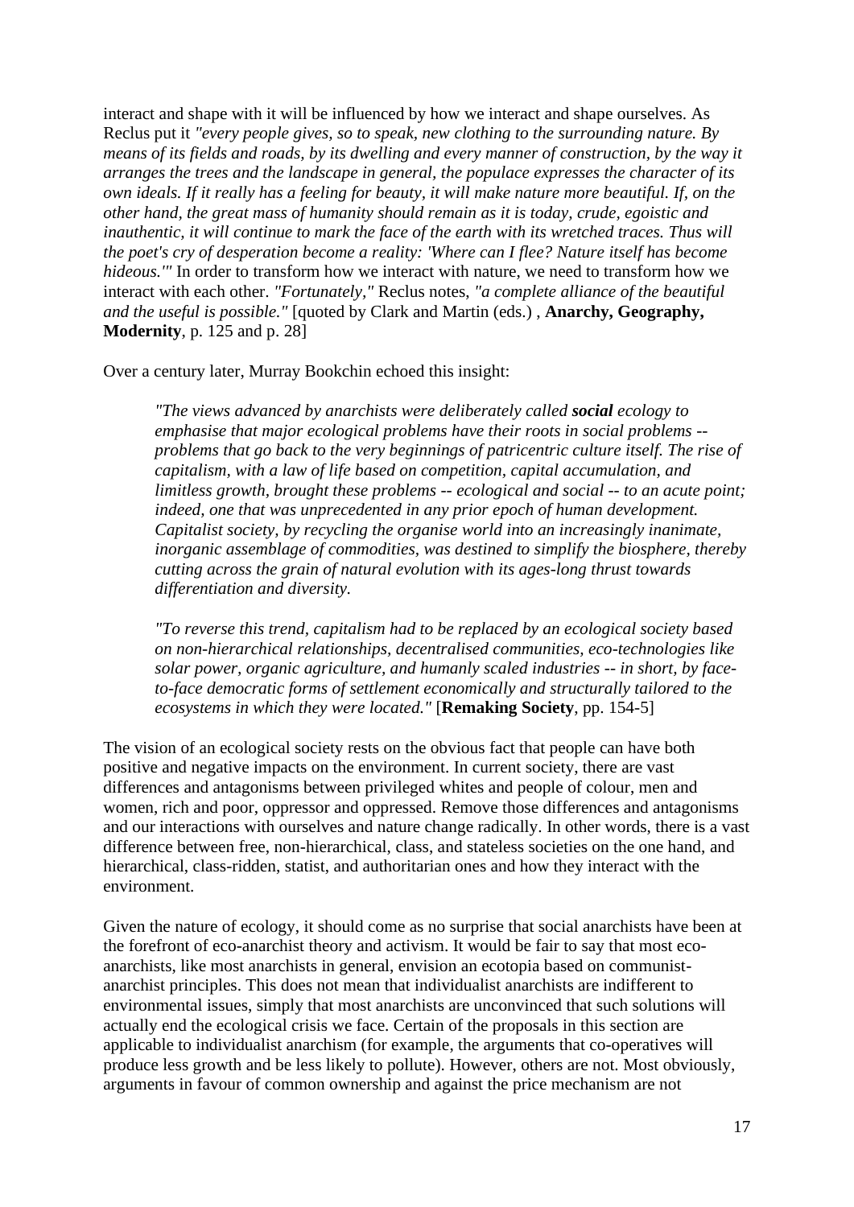interact and shape with it will be influenced by how we interact and shape ourselves. As Reclus put it *"every people gives, so to speak, new clothing to the surrounding nature. By means of its fields and roads, by its dwelling and every manner of construction, by the way it arranges the trees and the landscape in general, the populace expresses the character of its own ideals. If it really has a feeling for beauty, it will make nature more beautiful. If, on the other hand, the great mass of humanity should remain as it is today, crude, egoistic and inauthentic, it will continue to mark the face of the earth with its wretched traces. Thus will the poet's cry of desperation become a reality: 'Where can I flee? Nature itself has become hideous.'"* In order to transform how we interact with nature, we need to transform how we interact with each other. *"Fortunately,"* Reclus notes, *"a complete alliance of the beautiful and the useful is possible."* [quoted by Clark and Martin (eds.) , **Anarchy, Geography, Modernity**, p. 125 and p. 28]

Over a century later, Murray Bookchin echoed this insight:

> *"The views advanced by anarchists were deliberately called **social** ecology to emphasise that major ecological problems have their roots in social problems -- problems that go back to the very beginnings of patricentric culture itself. The rise of capitalism, with a law of life based on competition, capital accumulation, and limitless growth, brought these problems -- ecological and social -- to an acute point; indeed, one that was unprecedented in any prior epoch of human development. Capitalist society, by recycling the organise world into an increasingly inanimate, inorganic assemblage of commodities, was destined to simplify the biosphere, thereby cutting across the grain of natural evolution with its ages-long thrust towards differentiation and diversity.*
>
> *"To reverse this trend, capitalism had to be replaced by an ecological society based on non-hierarchical relationships, decentralised communities, eco-technologies like solar power, organic agriculture, and humanly scaled industries -- in short, by face-to-face democratic forms of settlement economically and structurally tailored to the ecosystems in which they were located."* [**Remaking Society**, pp. 154-5]

The vision of an ecological society rests on the obvious fact that people can have both positive and negative impacts on the environment. In current society, there are vast differences and antagonisms between privileged whites and people of colour, men and women, rich and poor, oppressor and oppressed. Remove those differences and antagonisms and our interactions with ourselves and nature change radically. In other words, there is a vast difference between free, non-hierarchical, class, and stateless societies on the one hand, and hierarchical, class-ridden, statist, and authoritarian ones and how they interact with the environment.

Given the nature of ecology, it should come as no surprise that social anarchists have been at the forefront of eco-anarchist theory and activism. It would be fair to say that most eco-anarchists, like most anarchists in general, envision an ecotopia based on communist-anarchist principles. This does not mean that individualist anarchists are indifferent to environmental issues, simply that most anarchists are unconvinced that such solutions will actually end the ecological crisis we face. Certain of the proposals in this section are applicable to individualist anarchism (for example, the arguments that co-operatives will produce less growth and be less likely to pollute). However, others are not. Most obviously, arguments in favour of common ownership and against the price mechanism are not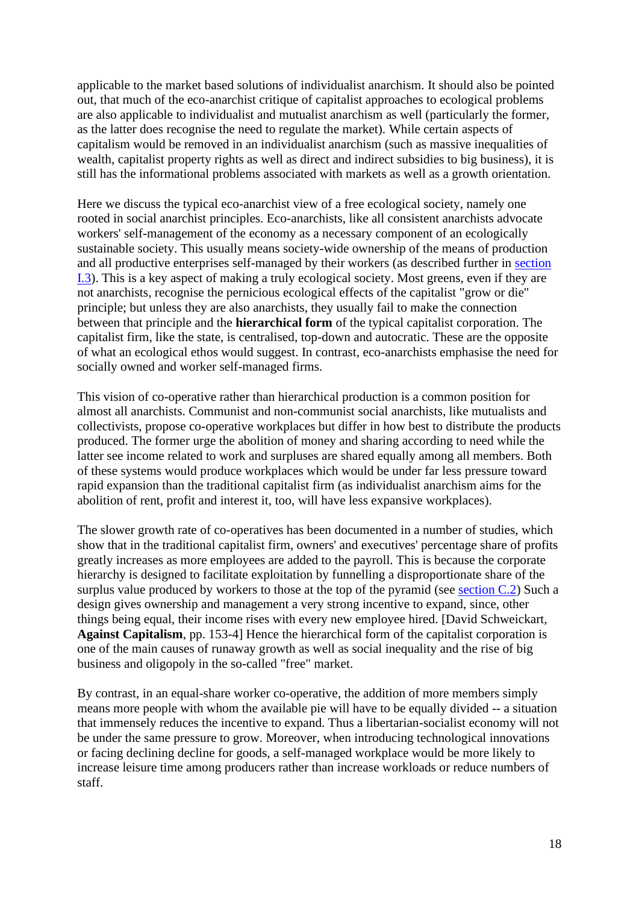applicable to the market based solutions of individualist anarchism. It should also be pointed out, that much of the eco-anarchist critique of capitalist approaches to ecological problems are also applicable to individualist and mutualist anarchism as well (particularly the former, as the latter does recognise the need to regulate the market). While certain aspects of capitalism would be removed in an individualist anarchism (such as massive inequalities of wealth, capitalist property rights as well as direct and indirect subsidies to big business), it is still has the informational problems associated with markets as well as a growth orientation.

Here we discuss the typical eco-anarchist view of a free ecological society, namely one rooted in social anarchist principles. Eco-anarchists, like all consistent anarchists advocate workers' self-management of the economy as a necessary component of an ecologically sustainable society. This usually means society-wide ownership of the means of production and all productive enterprises self-managed by their workers (as described further in section I.3). This is a key aspect of making a truly ecological society. Most greens, even if they are not anarchists, recognise the pernicious ecological effects of the capitalist "grow or die" principle; but unless they are also anarchists, they usually fail to make the connection between that principle and the **hierarchical form** of the typical capitalist corporation. The capitalist firm, like the state, is centralised, top-down and autocratic. These are the opposite of what an ecological ethos would suggest. In contrast, eco-anarchists emphasise the need for socially owned and worker self-managed firms.

This vision of co-operative rather than hierarchical production is a common position for almost all anarchists. Communist and non-communist social anarchists, like mutualists and collectivists, propose co-operative workplaces but differ in how best to distribute the products produced. The former urge the abolition of money and sharing according to need while the latter see income related to work and surpluses are shared equally among all members. Both of these systems would produce workplaces which would be under far less pressure toward rapid expansion than the traditional capitalist firm (as individualist anarchism aims for the abolition of rent, profit and interest it, too, will have less expansive workplaces).

The slower growth rate of co-operatives has been documented in a number of studies, which show that in the traditional capitalist firm, owners' and executives' percentage share of profits greatly increases as more employees are added to the payroll. This is because the corporate hierarchy is designed to facilitate exploitation by funnelling a disproportionate share of the surplus value produced by workers to those at the top of the pyramid (see section C.2) Such a design gives ownership and management a very strong incentive to expand, since, other things being equal, their income rises with every new employee hired. [David Schweickart, **Against Capitalism**, pp. 153-4] Hence the hierarchical form of the capitalist corporation is one of the main causes of runaway growth as well as social inequality and the rise of big business and oligopoly in the so-called "free" market.

By contrast, in an equal-share worker co-operative, the addition of more members simply means more people with whom the available pie will have to be equally divided -- a situation that immensely reduces the incentive to expand. Thus a libertarian-socialist economy will not be under the same pressure to grow. Moreover, when introducing technological innovations or facing declining decline for goods, a self-managed workplace would be more likely to increase leisure time among producers rather than increase workloads or reduce numbers of staff.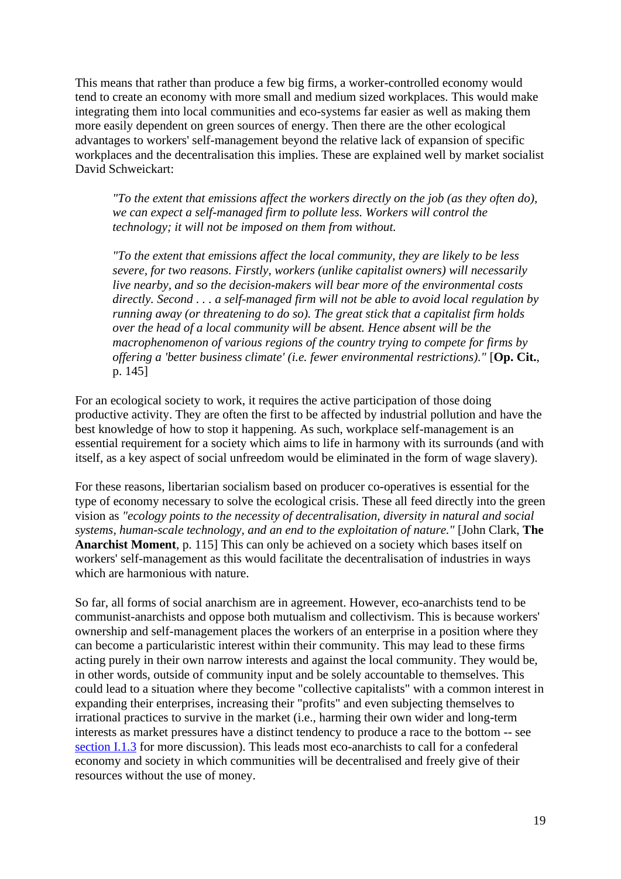This means that rather than produce a few big firms, a worker-controlled economy would tend to create an economy with more small and medium sized workplaces. This would make integrating them into local communities and eco-systems far easier as well as making them more easily dependent on green sources of energy. Then there are the other ecological advantages to workers' self-management beyond the relative lack of expansion of specific workplaces and the decentralisation this implies. These are explained well by market socialist David Schweickart:

> *"To the extent that emissions affect the workers directly on the job (as they often do), we can expect a self-managed firm to pollute less. Workers will control the technology; it will not be imposed on them from without.*
>
> *"To the extent that emissions affect the local community, they are likely to be less severe, for two reasons. Firstly, workers (unlike capitalist owners) will necessarily live nearby, and so the decision-makers will bear more of the environmental costs directly. Second . . . a self-managed firm will not be able to avoid local regulation by running away (or threatening to do so). The great stick that a capitalist firm holds over the head of a local community will be absent. Hence absent will be the macrophenomenon of various regions of the country trying to compete for firms by offering a 'better business climate' (i.e. fewer environmental restrictions)."* [**Op. Cit.**, p. 145]

For an ecological society to work, it requires the active participation of those doing productive activity. They are often the first to be affected by industrial pollution and have the best knowledge of how to stop it happening. As such, workplace self-management is an essential requirement for a society which aims to life in harmony with its surrounds (and with itself, as a key aspect of social unfreedom would be eliminated in the form of wage slavery).

For these reasons, libertarian socialism based on producer co-operatives is essential for the type of economy necessary to solve the ecological crisis. These all feed directly into the green vision as *"ecology points to the necessity of decentralisation, diversity in natural and social systems, human-scale technology, and an end to the exploitation of nature."* [John Clark, **The Anarchist Moment**, p. 115] This can only be achieved on a society which bases itself on workers' self-management as this would facilitate the decentralisation of industries in ways which are harmonious with nature.

So far, all forms of social anarchism are in agreement. However, eco-anarchists tend to be communist-anarchists and oppose both mutualism and collectivism. This is because workers' ownership and self-management places the workers of an enterprise in a position where they can become a particularistic interest within their community. This may lead to these firms acting purely in their own narrow interests and against the local community. They would be, in other words, outside of community input and be solely accountable to themselves. This could lead to a situation where they become "collective capitalists" with a common interest in expanding their enterprises, increasing their "profits" and even subjecting themselves to irrational practices to survive in the market (i.e., harming their own wider and long-term interests as market pressures have a distinct tendency to produce a race to the bottom -- see section I.1.3 for more discussion). This leads most eco-anarchists to call for a confederal economy and society in which communities will be decentralised and freely give of their resources without the use of money.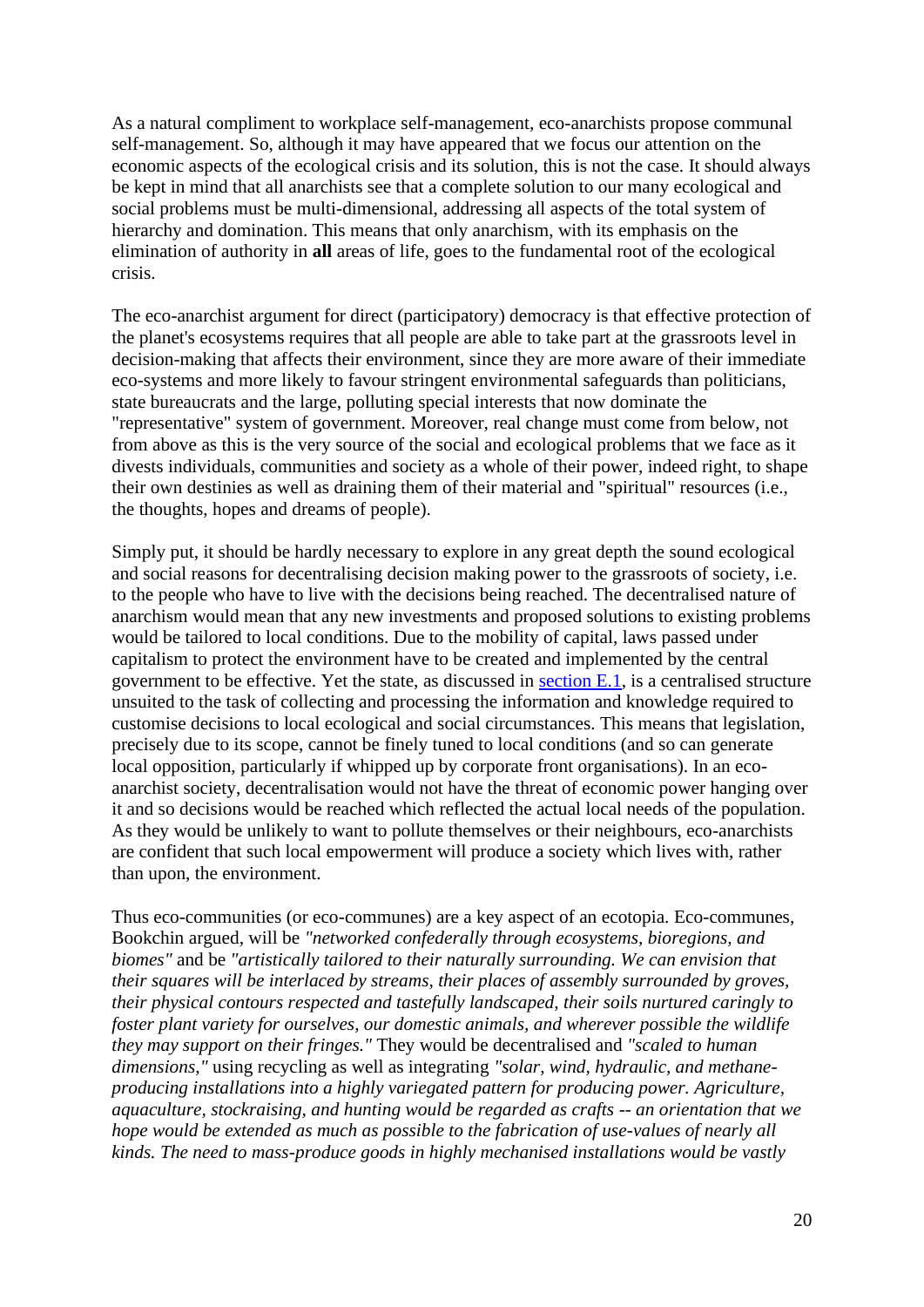As a natural compliment to workplace self-management, eco-anarchists propose communal self-management. So, although it may have appeared that we focus our attention on the economic aspects of the ecological crisis and its solution, this is not the case. It should always be kept in mind that all anarchists see that a complete solution to our many ecological and social problems must be multi-dimensional, addressing all aspects of the total system of hierarchy and domination. This means that only anarchism, with its emphasis on the elimination of authority in **all** areas of life, goes to the fundamental root of the ecological crisis.

The eco-anarchist argument for direct (participatory) democracy is that effective protection of the planet's ecosystems requires that all people are able to take part at the grassroots level in decision-making that affects their environment, since they are more aware of their immediate eco-systems and more likely to favour stringent environmental safeguards than politicians, state bureaucrats and the large, polluting special interests that now dominate the "representative" system of government. Moreover, real change must come from below, not from above as this is the very source of the social and ecological problems that we face as it divests individuals, communities and society as a whole of their power, indeed right, to shape their own destinies as well as draining them of their material and "spiritual" resources (i.e., the thoughts, hopes and dreams of people).

Simply put, it should be hardly necessary to explore in any great depth the sound ecological and social reasons for decentralising decision making power to the grassroots of society, i.e. to the people who have to live with the decisions being reached. The decentralised nature of anarchism would mean that any new investments and proposed solutions to existing problems would be tailored to local conditions. Due to the mobility of capital, laws passed under capitalism to protect the environment have to be created and implemented by the central government to be effective. Yet the state, as discussed in [section E.1](), is a centralised structure unsuited to the task of collecting and processing the information and knowledge required to customise decisions to local ecological and social circumstances. This means that legislation, precisely due to its scope, cannot be finely tuned to local conditions (and so can generate local opposition, particularly if whipped up by corporate front organisations). In an eco-anarchist society, decentralisation would not have the threat of economic power hanging over it and so decisions would be reached which reflected the actual local needs of the population. As they would be unlikely to want to pollute themselves or their neighbours, eco-anarchists are confident that such local empowerment will produce a society which lives with, rather than upon, the environment.

Thus eco-communities (or eco-communes) are a key aspect of an ecotopia. Eco-communes, Bookchin argued, will be *"networked confederally through ecosystems, bioregions, and biomes"* and be *"artistically tailored to their naturally surrounding. We can envision that their squares will be interlaced by streams, their places of assembly surrounded by groves, their physical contours respected and tastefully landscaped, their soils nurtured caringly to foster plant variety for ourselves, our domestic animals, and wherever possible the wildlife they may support on their fringes."* They would be decentralised and *"scaled to human dimensions,"* using recycling as well as integrating *"solar, wind, hydraulic, and methane-producing installations into a highly variegated pattern for producing power. Agriculture, aquaculture, stockraising, and hunting would be regarded as crafts -- an orientation that we hope would be extended as much as possible to the fabrication of use-values of nearly all kinds. The need to mass-produce goods in highly mechanised installations would be vastly*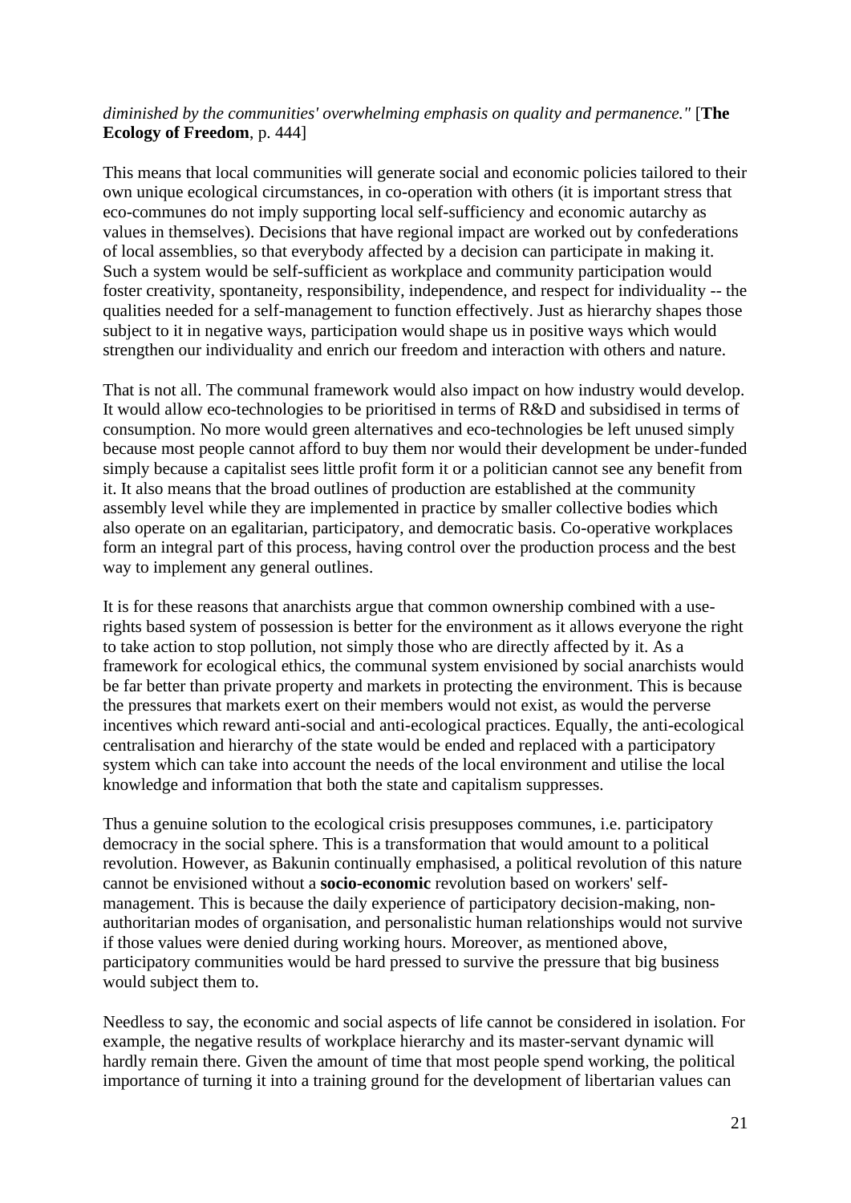*diminished by the communities' overwhelming emphasis on quality and permanence."* [**The Ecology of Freedom**, p. 444]

This means that local communities will generate social and economic policies tailored to their own unique ecological circumstances, in co-operation with others (it is important stress that eco-communes do not imply supporting local self-sufficiency and economic autarchy as values in themselves). Decisions that have regional impact are worked out by confederations of local assemblies, so that everybody affected by a decision can participate in making it. Such a system would be self-sufficient as workplace and community participation would foster creativity, spontaneity, responsibility, independence, and respect for individuality -- the qualities needed for a self-management to function effectively. Just as hierarchy shapes those subject to it in negative ways, participation would shape us in positive ways which would strengthen our individuality and enrich our freedom and interaction with others and nature.

That is not all. The communal framework would also impact on how industry would develop. It would allow eco-technologies to be prioritised in terms of R&D and subsidised in terms of consumption. No more would green alternatives and eco-technologies be left unused simply because most people cannot afford to buy them nor would their development be under-funded simply because a capitalist sees little profit form it or a politician cannot see any benefit from it. It also means that the broad outlines of production are established at the community assembly level while they are implemented in practice by smaller collective bodies which also operate on an egalitarian, participatory, and democratic basis. Co-operative workplaces form an integral part of this process, having control over the production process and the best way to implement any general outlines.

It is for these reasons that anarchists argue that common ownership combined with a use-rights based system of possession is better for the environment as it allows everyone the right to take action to stop pollution, not simply those who are directly affected by it. As a framework for ecological ethics, the communal system envisioned by social anarchists would be far better than private property and markets in protecting the environment. This is because the pressures that markets exert on their members would not exist, as would the perverse incentives which reward anti-social and anti-ecological practices. Equally, the anti-ecological centralisation and hierarchy of the state would be ended and replaced with a participatory system which can take into account the needs of the local environment and utilise the local knowledge and information that both the state and capitalism suppresses.

Thus a genuine solution to the ecological crisis presupposes communes, i.e. participatory democracy in the social sphere. This is a transformation that would amount to a political revolution. However, as Bakunin continually emphasised, a political revolution of this nature cannot be envisioned without a **socio-economic** revolution based on workers' self-management. This is because the daily experience of participatory decision-making, non-authoritarian modes of organisation, and personalistic human relationships would not survive if those values were denied during working hours. Moreover, as mentioned above, participatory communities would be hard pressed to survive the pressure that big business would subject them to.

Needless to say, the economic and social aspects of life cannot be considered in isolation. For example, the negative results of workplace hierarchy and its master-servant dynamic will hardly remain there. Given the amount of time that most people spend working, the political importance of turning it into a training ground for the development of libertarian values can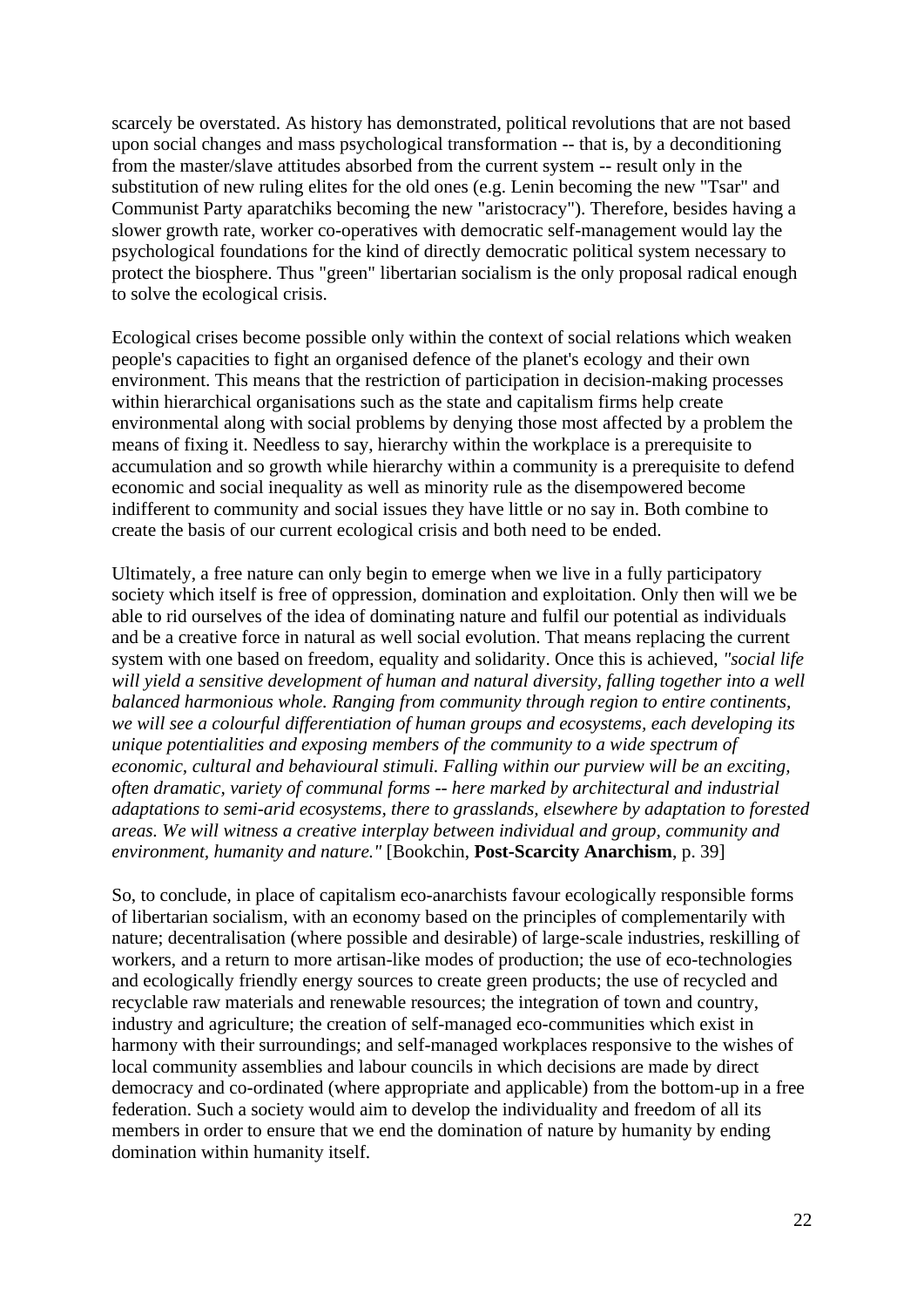scarcely be overstated. As history has demonstrated, political revolutions that are not based upon social changes and mass psychological transformation -- that is, by a deconditioning from the master/slave attitudes absorbed from the current system -- result only in the substitution of new ruling elites for the old ones (e.g. Lenin becoming the new "Tsar" and Communist Party aparatchiks becoming the new "aristocracy"). Therefore, besides having a slower growth rate, worker co-operatives with democratic self-management would lay the psychological foundations for the kind of directly democratic political system necessary to protect the biosphere. Thus "green" libertarian socialism is the only proposal radical enough to solve the ecological crisis.

Ecological crises become possible only within the context of social relations which weaken people's capacities to fight an organised defence of the planet's ecology and their own environment. This means that the restriction of participation in decision-making processes within hierarchical organisations such as the state and capitalism firms help create environmental along with social problems by denying those most affected by a problem the means of fixing it. Needless to say, hierarchy within the workplace is a prerequisite to accumulation and so growth while hierarchy within a community is a prerequisite to defend economic and social inequality as well as minority rule as the disempowered become indifferent to community and social issues they have little or no say in. Both combine to create the basis of our current ecological crisis and both need to be ended.

Ultimately, a free nature can only begin to emerge when we live in a fully participatory society which itself is free of oppression, domination and exploitation. Only then will we be able to rid ourselves of the idea of dominating nature and fulfil our potential as individuals and be a creative force in natural as well social evolution. That means replacing the current system with one based on freedom, equality and solidarity. Once this is achieved, *"social life will yield a sensitive development of human and natural diversity, falling together into a well balanced harmonious whole. Ranging from community through region to entire continents, we will see a colourful differentiation of human groups and ecosystems, each developing its unique potentialities and exposing members of the community to a wide spectrum of economic, cultural and behavioural stimuli. Falling within our purview will be an exciting, often dramatic, variety of communal forms -- here marked by architectural and industrial adaptations to semi-arid ecosystems, there to grasslands, elsewhere by adaptation to forested areas. We will witness a creative interplay between individual and group, community and environment, humanity and nature."* [Bookchin, **Post-Scarcity Anarchism**, p. 39]

So, to conclude, in place of capitalism eco-anarchists favour ecologically responsible forms of libertarian socialism, with an economy based on the principles of complementarily with nature; decentralisation (where possible and desirable) of large-scale industries, reskilling of workers, and a return to more artisan-like modes of production; the use of eco-technologies and ecologically friendly energy sources to create green products; the use of recycled and recyclable raw materials and renewable resources; the integration of town and country, industry and agriculture; the creation of self-managed eco-communities which exist in harmony with their surroundings; and self-managed workplaces responsive to the wishes of local community assemblies and labour councils in which decisions are made by direct democracy and co-ordinated (where appropriate and applicable) from the bottom-up in a free federation. Such a society would aim to develop the individuality and freedom of all its members in order to ensure that we end the domination of nature by humanity by ending domination within humanity itself.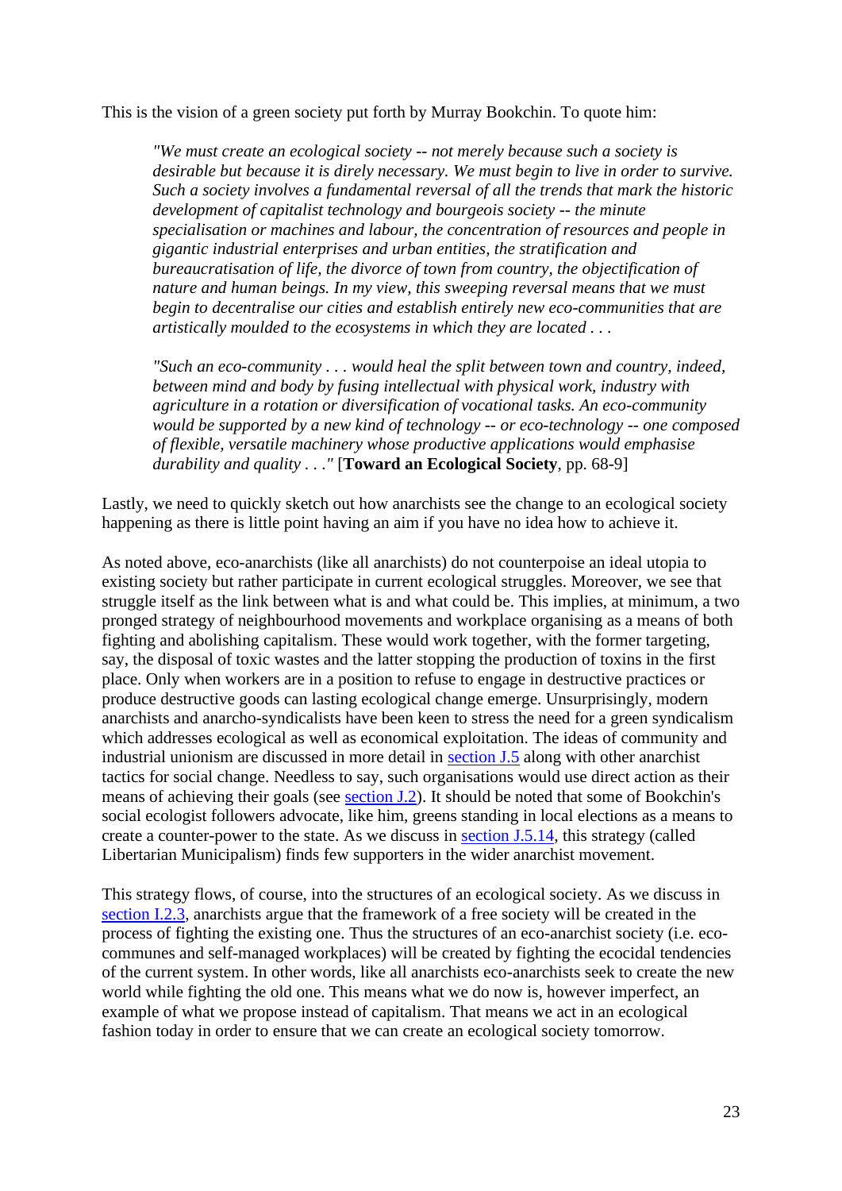This is the vision of a green society put forth by Murray Bookchin. To quote him:

> *"We must create an ecological society -- not merely because such a society is desirable but because it is direly necessary. We must begin to live in order to survive. Such a society involves a fundamental reversal of all the trends that mark the historic development of capitalist technology and bourgeois society -- the minute specialisation or machines and labour, the concentration of resources and people in gigantic industrial enterprises and urban entities, the stratification and bureaucratisation of life, the divorce of town from country, the objectification of nature and human beings. In my view, this sweeping reversal means that we must begin to decentralise our cities and establish entirely new eco-communities that are artistically moulded to the ecosystems in which they are located . . .*
>
> *"Such an eco-community . . . would heal the split between town and country, indeed, between mind and body by fusing intellectual with physical work, industry with agriculture in a rotation or diversification of vocational tasks. An eco-community would be supported by a new kind of technology -- or eco-technology -- one composed of flexible, versatile machinery whose productive applications would emphasise durability and quality . . ."* [**Toward an Ecological Society**, pp. 68-9]

Lastly, we need to quickly sketch out how anarchists see the change to an ecological society happening as there is little point having an aim if you have no idea how to achieve it.

As noted above, eco-anarchists (like all anarchists) do not counterpoise an ideal utopia to existing society but rather participate in current ecological struggles. Moreover, we see that struggle itself as the link between what is and what could be. This implies, at minimum, a two pronged strategy of neighbourhood movements and workplace organising as a means of both fighting and abolishing capitalism. These would work together, with the former targeting, say, the disposal of toxic wastes and the latter stopping the production of toxins in the first place. Only when workers are in a position to refuse to engage in destructive practices or produce destructive goods can lasting ecological change emerge. Unsurprisingly, modern anarchists and anarcho-syndicalists have been keen to stress the need for a green syndicalism which addresses ecological as well as economical exploitation. The ideas of community and industrial unionism are discussed in more detail in section J.5 along with other anarchist tactics for social change. Needless to say, such organisations would use direct action as their means of achieving their goals (see section J.2). It should be noted that some of Bookchin's social ecologist followers advocate, like him, greens standing in local elections as a means to create a counter-power to the state. As we discuss in section J.5.14, this strategy (called Libertarian Municipalism) finds few supporters in the wider anarchist movement.

This strategy flows, of course, into the structures of an ecological society. As we discuss in section I.2.3, anarchists argue that the framework of a free society will be created in the process of fighting the existing one. Thus the structures of an eco-anarchist society (i.e. eco-communes and self-managed workplaces) will be created by fighting the ecocidal tendencies of the current system. In other words, like all anarchists eco-anarchists seek to create the new world while fighting the old one. This means what we do now is, however imperfect, an example of what we propose instead of capitalism. That means we act in an ecological fashion today in order to ensure that we can create an ecological society tomorrow.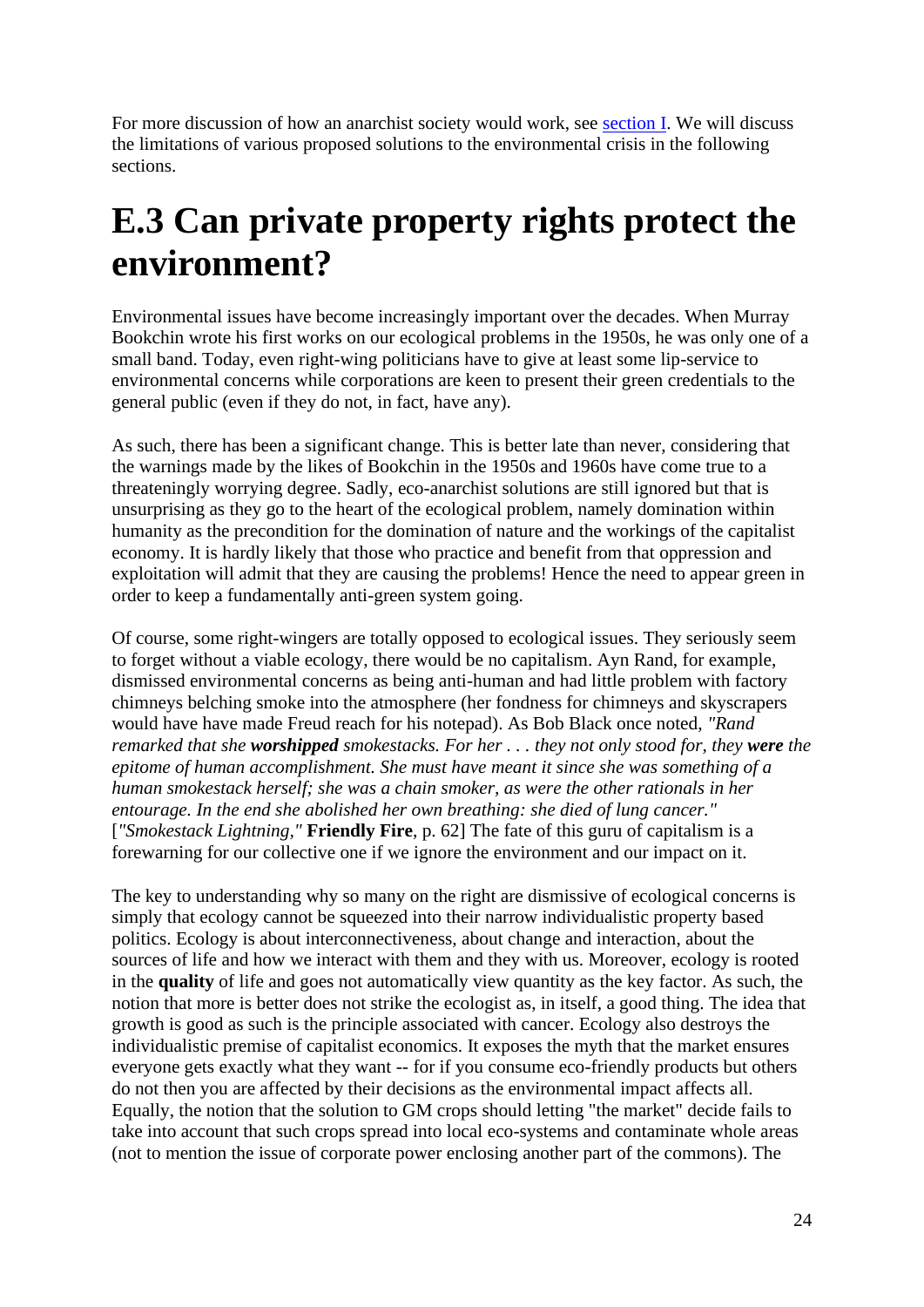For more discussion of how an anarchist society would work, see [section I](). We will discuss the limitations of various proposed solutions to the environmental crisis in the following sections.

# E.3 Can private property rights protect the environment?

Environmental issues have become increasingly important over the decades. When Murray Bookchin wrote his first works on our ecological problems in the 1950s, he was only one of a small band. Today, even right-wing politicians have to give at least some lip-service to environmental concerns while corporations are keen to present their green credentials to the general public (even if they do not, in fact, have any).

As such, there has been a significant change. This is better late than never, considering that the warnings made by the likes of Bookchin in the 1950s and 1960s have come true to a threateningly worrying degree. Sadly, eco-anarchist solutions are still ignored but that is unsurprising as they go to the heart of the ecological problem, namely domination within humanity as the precondition for the domination of nature and the workings of the capitalist economy. It is hardly likely that those who practice and benefit from that oppression and exploitation will admit that they are causing the problems! Hence the need to appear green in order to keep a fundamentally anti-green system going.

Of course, some right-wingers are totally opposed to ecological issues. They seriously seem to forget without a viable ecology, there would be no capitalism. Ayn Rand, for example, dismissed environmental concerns as being anti-human and had little problem with factory chimneys belching smoke into the atmosphere (her fondness for chimneys and skyscrapers would have have made Freud reach for his notepad). As Bob Black once noted, *"Rand remarked that she **worshipped** smokestacks. For her . . . they not only stood for, they **were** the epitome of human accomplishment. She must have meant it since she was something of a human smokestack herself; she was a chain smoker, as were the other rationals in her entourage. In the end she abolished her own breathing: she died of lung cancer."* [*"Smokestack Lightning,"* **Friendly Fire**, p. 62] The fate of this guru of capitalism is a forewarning for our collective one if we ignore the environment and our impact on it.

The key to understanding why so many on the right are dismissive of ecological concerns is simply that ecology cannot be squeezed into their narrow individualistic property based politics. Ecology is about interconnectiveness, about change and interaction, about the sources of life and how we interact with them and they with us. Moreover, ecology is rooted in the **quality** of life and goes not automatically view quantity as the key factor. As such, the notion that more is better does not strike the ecologist as, in itself, a good thing. The idea that growth is good as such is the principle associated with cancer. Ecology also destroys the individualistic premise of capitalist economics. It exposes the myth that the market ensures everyone gets exactly what they want -- for if you consume eco-friendly products but others do not then you are affected by their decisions as the environmental impact affects all. Equally, the notion that the solution to GM crops should letting "the market" decide fails to take into account that such crops spread into local eco-systems and contaminate whole areas (not to mention the issue of corporate power enclosing another part of the commons). The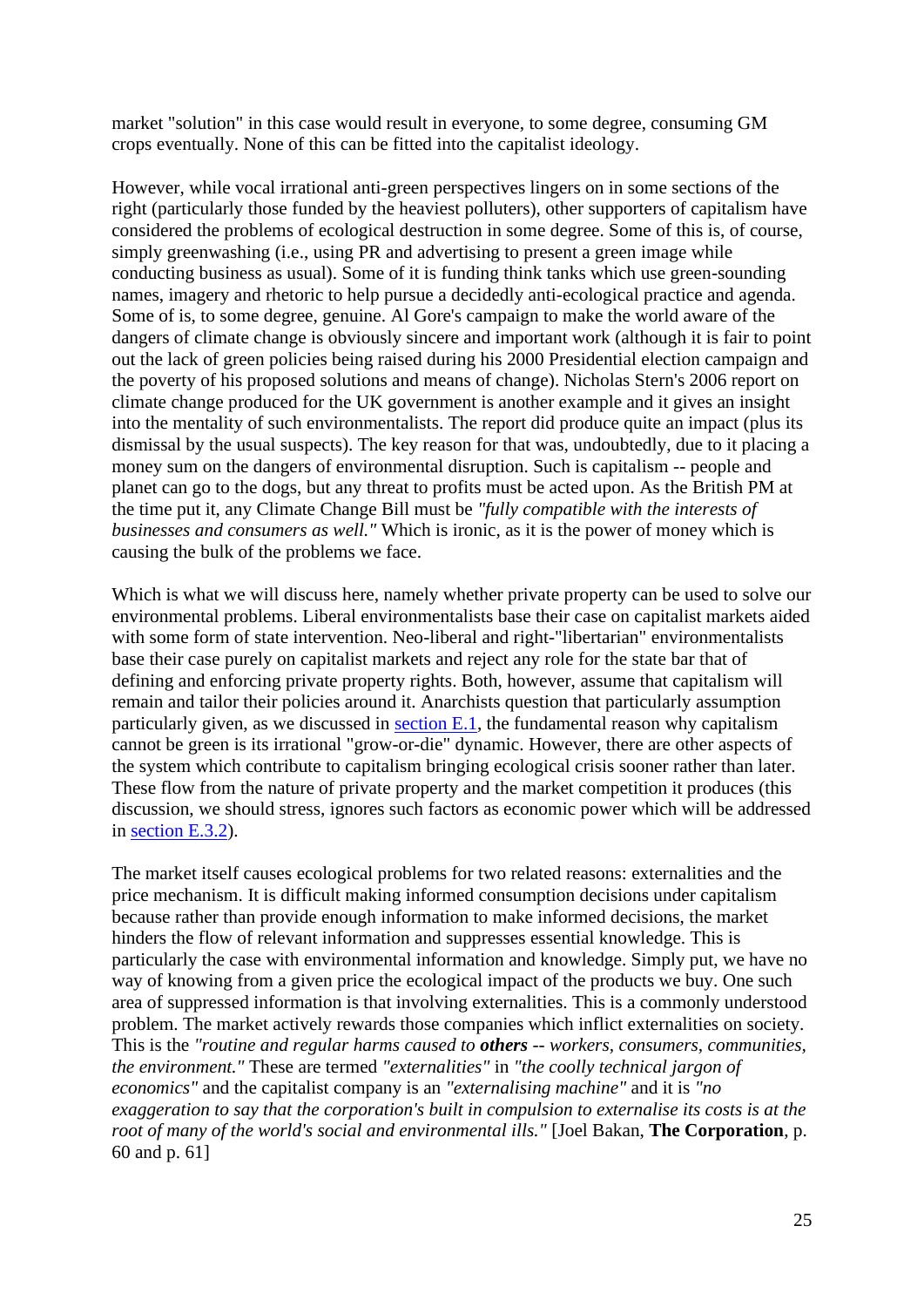market "solution" in this case would result in everyone, to some degree, consuming GM crops eventually. None of this can be fitted into the capitalist ideology.

However, while vocal irrational anti-green perspectives lingers on in some sections of the right (particularly those funded by the heaviest polluters), other supporters of capitalism have considered the problems of ecological destruction in some degree. Some of this is, of course, simply greenwashing (i.e., using PR and advertising to present a green image while conducting business as usual). Some of it is funding think tanks which use green-sounding names, imagery and rhetoric to help pursue a decidedly anti-ecological practice and agenda. Some of is, to some degree, genuine. Al Gore's campaign to make the world aware of the dangers of climate change is obviously sincere and important work (although it is fair to point out the lack of green policies being raised during his 2000 Presidential election campaign and the poverty of his proposed solutions and means of change). Nicholas Stern's 2006 report on climate change produced for the UK government is another example and it gives an insight into the mentality of such environmentalists. The report did produce quite an impact (plus its dismissal by the usual suspects). The key reason for that was, undoubtedly, due to it placing a money sum on the dangers of environmental disruption. Such is capitalism -- people and planet can go to the dogs, but any threat to profits must be acted upon. As the British PM at the time put it, any Climate Change Bill must be *"fully compatible with the interests of businesses and consumers as well."* Which is ironic, as it is the power of money which is causing the bulk of the problems we face.

Which is what we will discuss here, namely whether private property can be used to solve our environmental problems. Liberal environmentalists base their case on capitalist markets aided with some form of state intervention. Neo-liberal and right-"libertarian" environmentalists base their case purely on capitalist markets and reject any role for the state bar that of defining and enforcing private property rights. Both, however, assume that capitalism will remain and tailor their policies around it. Anarchists question that particularly assumption particularly given, as we discussed in [section E.1](), the fundamental reason why capitalism cannot be green is its irrational "grow-or-die" dynamic. However, there are other aspects of the system which contribute to capitalism bringing ecological crisis sooner rather than later. These flow from the nature of private property and the market competition it produces (this discussion, we should stress, ignores such factors as economic power which will be addressed in [section E.3.2]()).

The market itself causes ecological problems for two related reasons: externalities and the price mechanism. It is difficult making informed consumption decisions under capitalism because rather than provide enough information to make informed decisions, the market hinders the flow of relevant information and suppresses essential knowledge. This is particularly the case with environmental information and knowledge. Simply put, we have no way of knowing from a given price the ecological impact of the products we buy. One such area of suppressed information is that involving externalities. This is a commonly understood problem. The market actively rewards those companies which inflict externalities on society. This is the *"routine and regular harms caused to **others** -- workers, consumers, communities, the environment."* These are termed *"externalities"* in *"the coolly technical jargon of economics"* and the capitalist company is an *"externalising machine"* and it is *"no exaggeration to say that the corporation's built in compulsion to externalise its costs is at the root of many of the world's social and environmental ills."* [Joel Bakan, **The Corporation**, p. 60 and p. 61]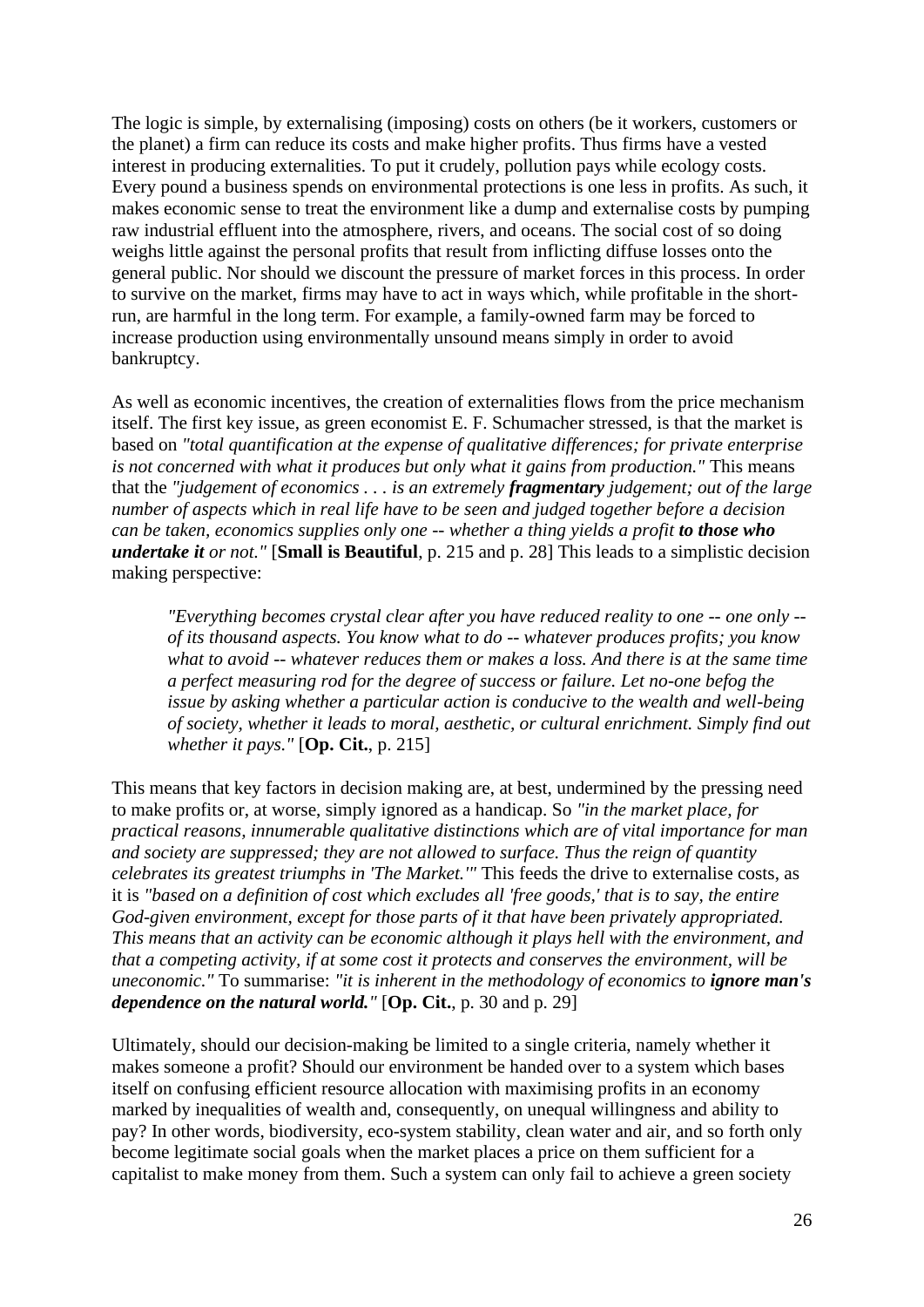The logic is simple, by externalising (imposing) costs on others (be it workers, customers or the planet) a firm can reduce its costs and make higher profits. Thus firms have a vested interest in producing externalities. To put it crudely, pollution pays while ecology costs. Every pound a business spends on environmental protections is one less in profits. As such, it makes economic sense to treat the environment like a dump and externalise costs by pumping raw industrial effluent into the atmosphere, rivers, and oceans. The social cost of so doing weighs little against the personal profits that result from inflicting diffuse losses onto the general public. Nor should we discount the pressure of market forces in this process. In order to survive on the market, firms may have to act in ways which, while profitable in the short-run, are harmful in the long term. For example, a family-owned farm may be forced to increase production using environmentally unsound means simply in order to avoid bankruptcy.

As well as economic incentives, the creation of externalities flows from the price mechanism itself. The first key issue, as green economist E. F. Schumacher stressed, is that the market is based on *"total quantification at the expense of qualitative differences; for private enterprise is not concerned with what it produces but only what it gains from production."* This means that the *"judgement of economics . . . is an extremely **fragmentary** judgement; out of the large number of aspects which in real life have to be seen and judged together before a decision can be taken, economics supplies only one -- whether a thing yields a profit **to those who undertake it** or not."* [**Small is Beautiful**, p. 215 and p. 28] This leads to a simplistic decision making perspective:

> *"Everything becomes crystal clear after you have reduced reality to one -- one only -- of its thousand aspects. You know what to do -- whatever produces profits; you know what to avoid -- whatever reduces them or makes a loss. And there is at the same time a perfect measuring rod for the degree of success or failure. Let no-one befog the issue by asking whether a particular action is conducive to the wealth and well-being of society, whether it leads to moral, aesthetic, or cultural enrichment. Simply find out whether it pays."* [**Op. Cit.**, p. 215]

This means that key factors in decision making are, at best, undermined by the pressing need to make profits or, at worse, simply ignored as a handicap. So *"in the market place, for practical reasons, innumerable qualitative distinctions which are of vital importance for man and society are suppressed; they are not allowed to surface. Thus the reign of quantity celebrates its greatest triumphs in 'The Market.'"* This feeds the drive to externalise costs, as it is *"based on a definition of cost which excludes all 'free goods,' that is to say, the entire God-given environment, except for those parts of it that have been privately appropriated. This means that an activity can be economic although it plays hell with the environment, and that a competing activity, if at some cost it protects and conserves the environment, will be uneconomic."* To summarise: *"it is inherent in the methodology of economics to **ignore man's dependence on the natural world.**"* [**Op. Cit.**, p. 30 and p. 29]

Ultimately, should our decision-making be limited to a single criteria, namely whether it makes someone a profit? Should our environment be handed over to a system which bases itself on confusing efficient resource allocation with maximising profits in an economy marked by inequalities of wealth and, consequently, on unequal willingness and ability to pay? In other words, biodiversity, eco-system stability, clean water and air, and so forth only become legitimate social goals when the market places a price on them sufficient for a capitalist to make money from them. Such a system can only fail to achieve a green society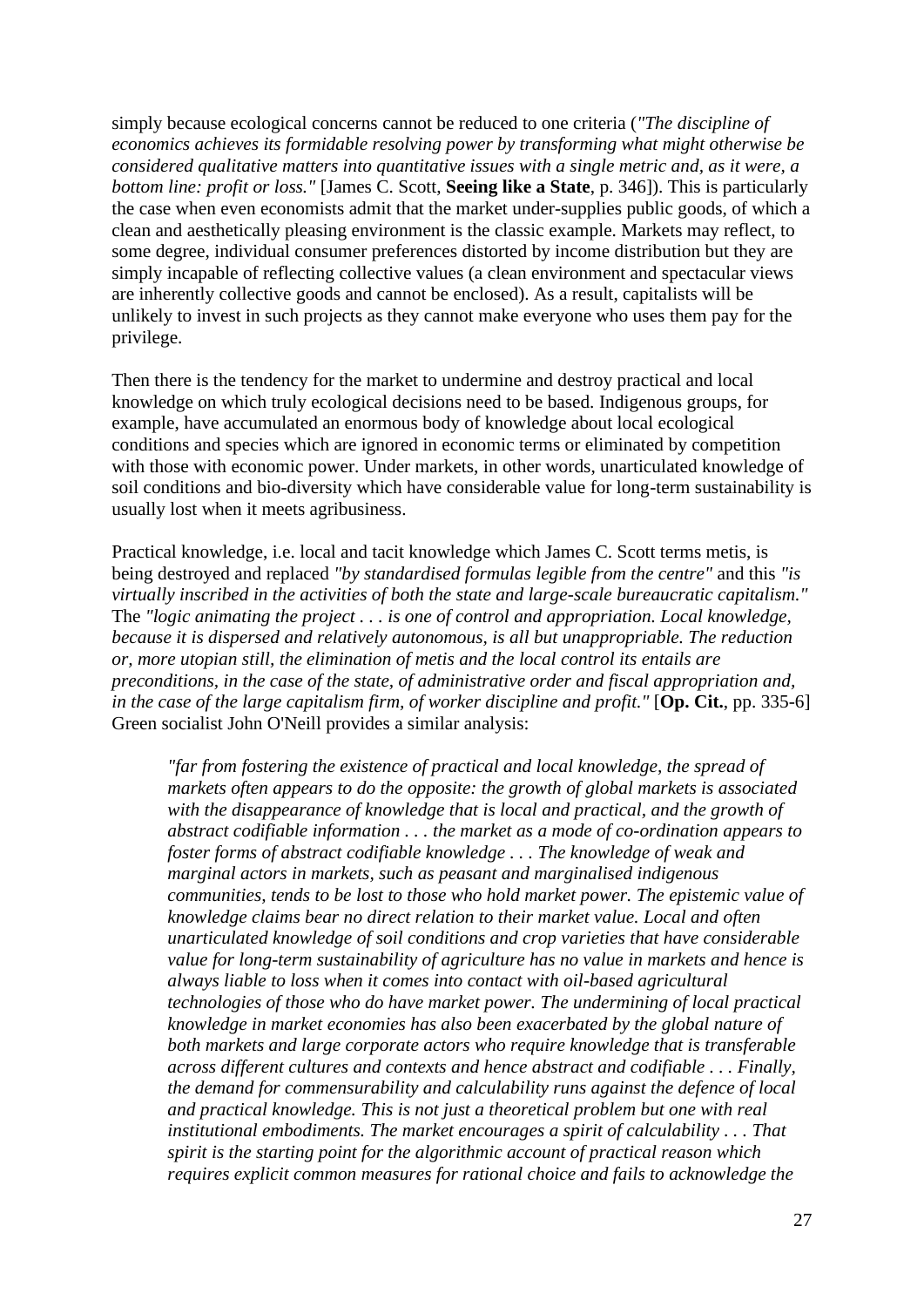simply because ecological concerns cannot be reduced to one criteria (*"The discipline of economics achieves its formidable resolving power by transforming what might otherwise be considered qualitative matters into quantitative issues with a single metric and, as it were, a bottom line: profit or loss."* [James C. Scott, **Seeing like a State**, p. 346]). This is particularly the case when even economists admit that the market under-supplies public goods, of which a clean and aesthetically pleasing environment is the classic example. Markets may reflect, to some degree, individual consumer preferences distorted by income distribution but they are simply incapable of reflecting collective values (a clean environment and spectacular views are inherently collective goods and cannot be enclosed). As a result, capitalists will be unlikely to invest in such projects as they cannot make everyone who uses them pay for the privilege.

Then there is the tendency for the market to undermine and destroy practical and local knowledge on which truly ecological decisions need to be based. Indigenous groups, for example, have accumulated an enormous body of knowledge about local ecological conditions and species which are ignored in economic terms or eliminated by competition with those with economic power. Under markets, in other words, unarticulated knowledge of soil conditions and bio-diversity which have considerable value for long-term sustainability is usually lost when it meets agribusiness.

Practical knowledge, i.e. local and tacit knowledge which James C. Scott terms metis, is being destroyed and replaced *"by standardised formulas legible from the centre"* and this *"is virtually inscribed in the activities of both the state and large-scale bureaucratic capitalism."* The *"logic animating the project . . . is one of control and appropriation. Local knowledge, because it is dispersed and relatively autonomous, is all but unappropriable. The reduction or, more utopian still, the elimination of metis and the local control its entails are preconditions, in the case of the state, of administrative order and fiscal appropriation and, in the case of the large capitalism firm, of worker discipline and profit."* [**Op. Cit.**, pp. 335-6] Green socialist John O'Neill provides a similar analysis:

> *"far from fostering the existence of practical and local knowledge, the spread of markets often appears to do the opposite: the growth of global markets is associated with the disappearance of knowledge that is local and practical, and the growth of abstract codifiable information . . . the market as a mode of co-ordination appears to foster forms of abstract codifiable knowledge . . . The knowledge of weak and marginal actors in markets, such as peasant and marginalised indigenous communities, tends to be lost to those who hold market power. The epistemic value of knowledge claims bear no direct relation to their market value. Local and often unarticulated knowledge of soil conditions and crop varieties that have considerable value for long-term sustainability of agriculture has no value in markets and hence is always liable to loss when it comes into contact with oil-based agricultural technologies of those who do have market power. The undermining of local practical knowledge in market economies has also been exacerbated by the global nature of both markets and large corporate actors who require knowledge that is transferable across different cultures and contexts and hence abstract and codifiable . . . Finally, the demand for commensurability and calculability runs against the defence of local and practical knowledge. This is not just a theoretical problem but one with real institutional embodiments. The market encourages a spirit of calculability . . . That spirit is the starting point for the algorithmic account of practical reason which requires explicit common measures for rational choice and fails to acknowledge the*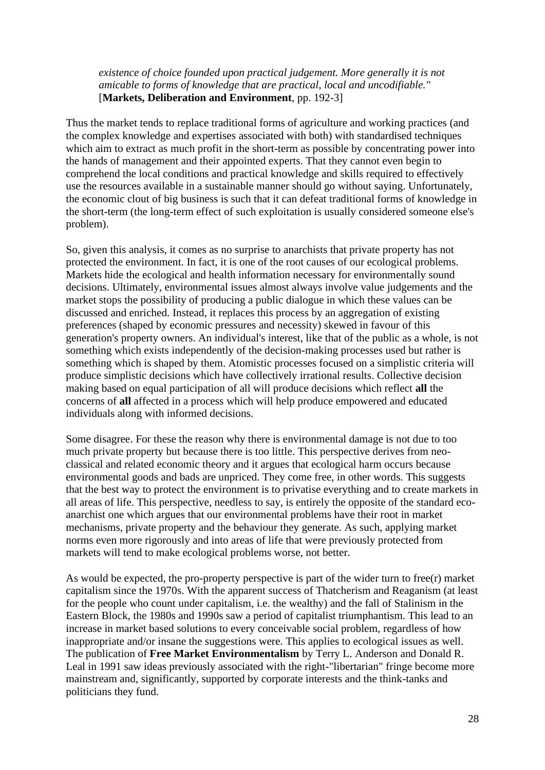> *existence of choice founded upon practical judgement. More generally it is not amicable to forms of knowledge that are practical, local and uncodifiable."* [**Markets, Deliberation and Environment**, pp. 192-3]

Thus the market tends to replace traditional forms of agriculture and working practices (and the complex knowledge and expertises associated with both) with standardised techniques which aim to extract as much profit in the short-term as possible by concentrating power into the hands of management and their appointed experts. That they cannot even begin to comprehend the local conditions and practical knowledge and skills required to effectively use the resources available in a sustainable manner should go without saying. Unfortunately, the economic clout of big business is such that it can defeat traditional forms of knowledge in the short-term (the long-term effect of such exploitation is usually considered someone else's problem).

So, given this analysis, it comes as no surprise to anarchists that private property has not protected the environment. In fact, it is one of the root causes of our ecological problems. Markets hide the ecological and health information necessary for environmentally sound decisions. Ultimately, environmental issues almost always involve value judgements and the market stops the possibility of producing a public dialogue in which these values can be discussed and enriched. Instead, it replaces this process by an aggregation of existing preferences (shaped by economic pressures and necessity) skewed in favour of this generation's property owners. An individual's interest, like that of the public as a whole, is not something which exists independently of the decision-making processes used but rather is something which is shaped by them. Atomistic processes focused on a simplistic criteria will produce simplistic decisions which have collectively irrational results. Collective decision making based on equal participation of all will produce decisions which reflect **all** the concerns of **all** affected in a process which will help produce empowered and educated individuals along with informed decisions.

Some disagree. For these the reason why there is environmental damage is not due to too much private property but because there is too little. This perspective derives from neo-classical and related economic theory and it argues that ecological harm occurs because environmental goods and bads are unpriced. They come free, in other words. This suggests that the best way to protect the environment is to privatise everything and to create markets in all areas of life. This perspective, needless to say, is entirely the opposite of the standard eco-anarchist one which argues that our environmental problems have their root in market mechanisms, private property and the behaviour they generate. As such, applying market norms even more rigorously and into areas of life that were previously protected from markets will tend to make ecological problems worse, not better.

As would be expected, the pro-property perspective is part of the wider turn to free(r) market capitalism since the 1970s. With the apparent success of Thatcherism and Reaganism (at least for the people who count under capitalism, i.e. the wealthy) and the fall of Stalinism in the Eastern Block, the 1980s and 1990s saw a period of capitalist triumphantism. This lead to an increase in market based solutions to every conceivable social problem, regardless of how inappropriate and/or insane the suggestions were. This applies to ecological issues as well. The publication of **Free Market Environmentalism** by Terry L. Anderson and Donald R. Leal in 1991 saw ideas previously associated with the right-"libertarian" fringe become more mainstream and, significantly, supported by corporate interests and the think-tanks and politicians they fund.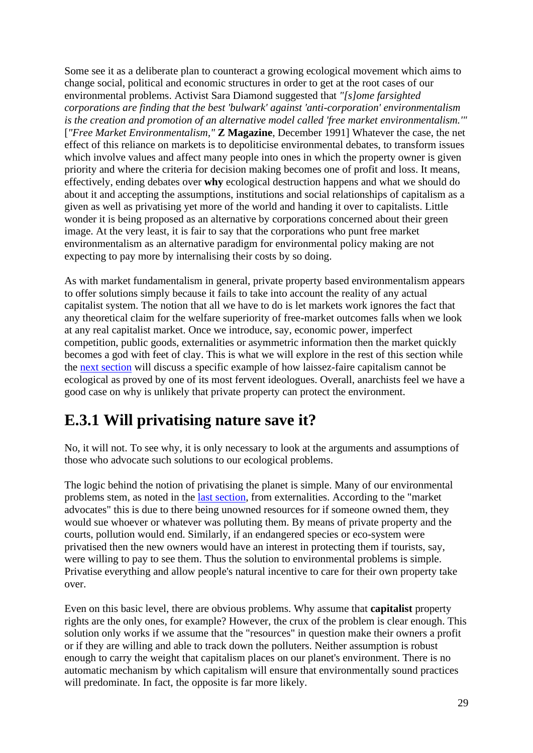Some see it as a deliberate plan to counteract a growing ecological movement which aims to change social, political and economic structures in order to get at the root cases of our environmental problems. Activist Sara Diamond suggested that *"[s]ome farsighted corporations are finding that the best 'bulwark' against 'anti-corporation' environmentalism is the creation and promotion of an alternative model called 'free market environmentalism.'"* [*"Free Market Environmentalism,"* **Z Magazine**, December 1991] Whatever the case, the net effect of this reliance on markets is to depoliticise environmental debates, to transform issues which involve values and affect many people into ones in which the property owner is given priority and where the criteria for decision making becomes one of profit and loss. It means, effectively, ending debates over **why** ecological destruction happens and what we should do about it and accepting the assumptions, institutions and social relationships of capitalism as a given as well as privatising yet more of the world and handing it over to capitalists. Little wonder it is being proposed as an alternative by corporations concerned about their green image. At the very least, it is fair to say that the corporations who punt free market environmentalism as an alternative paradigm for environmental policy making are not expecting to pay more by internalising their costs by so doing.

As with market fundamentalism in general, private property based environmentalism appears to offer solutions simply because it fails to take into account the reality of any actual capitalist system. The notion that all we have to do is let markets work ignores the fact that any theoretical claim for the welfare superiority of free-market outcomes falls when we look at any real capitalist market. Once we introduce, say, economic power, imperfect competition, public goods, externalities or asymmetric information then the market quickly becomes a god with feet of clay. This is what we will explore in the rest of this section while the next section will discuss a specific example of how laissez-faire capitalism cannot be ecological as proved by one of its most fervent ideologues. Overall, anarchists feel we have a good case on why is unlikely that private property can protect the environment.

## E.3.1 Will privatising nature save it?

No, it will not. To see why, it is only necessary to look at the arguments and assumptions of those who advocate such solutions to our ecological problems.

The logic behind the notion of privatising the planet is simple. Many of our environmental problems stem, as noted in the last section, from externalities. According to the "market advocates" this is due to there being unowned resources for if someone owned them, they would sue whoever or whatever was polluting them. By means of private property and the courts, pollution would end. Similarly, if an endangered species or eco-system were privatised then the new owners would have an interest in protecting them if tourists, say, were willing to pay to see them. Thus the solution to environmental problems is simple. Privatise everything and allow people's natural incentive to care for their own property take over.

Even on this basic level, there are obvious problems. Why assume that **capitalist** property rights are the only ones, for example? However, the crux of the problem is clear enough. This solution only works if we assume that the "resources" in question make their owners a profit or if they are willing and able to track down the polluters. Neither assumption is robust enough to carry the weight that capitalism places on our planet's environment. There is no automatic mechanism by which capitalism will ensure that environmentally sound practices will predominate. In fact, the opposite is far more likely.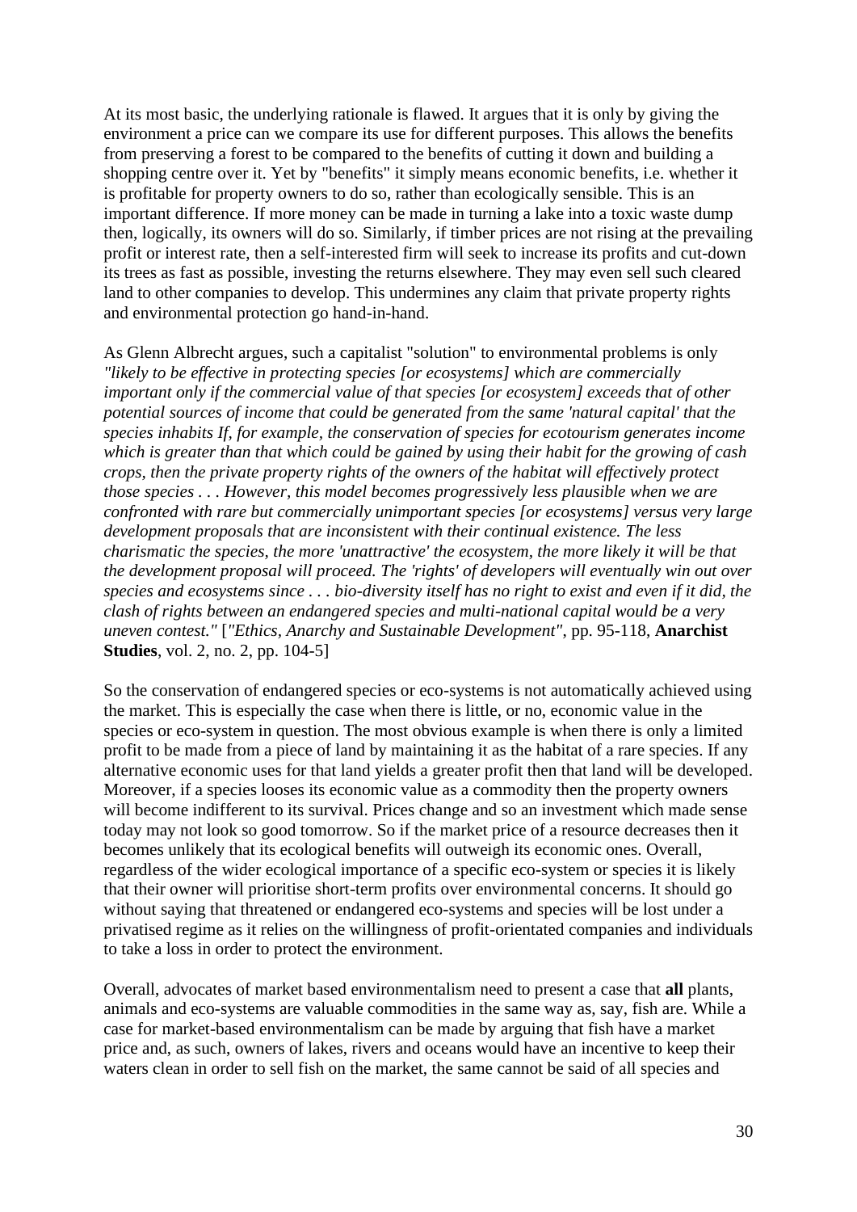At its most basic, the underlying rationale is flawed. It argues that it is only by giving the environment a price can we compare its use for different purposes. This allows the benefits from preserving a forest to be compared to the benefits of cutting it down and building a shopping centre over it. Yet by "benefits" it simply means economic benefits, i.e. whether it is profitable for property owners to do so, rather than ecologically sensible. This is an important difference. If more money can be made in turning a lake into a toxic waste dump then, logically, its owners will do so. Similarly, if timber prices are not rising at the prevailing profit or interest rate, then a self-interested firm will seek to increase its profits and cut-down its trees as fast as possible, investing the returns elsewhere. They may even sell such cleared land to other companies to develop. This undermines any claim that private property rights and environmental protection go hand-in-hand.

As Glenn Albrecht argues, such a capitalist "solution" to environmental problems is only *"likely to be effective in protecting species [or ecosystems] which are commercially important only if the commercial value of that species [or ecosystem] exceeds that of other potential sources of income that could be generated from the same 'natural capital' that the species inhabits If, for example, the conservation of species for ecotourism generates income which is greater than that which could be gained by using their habit for the growing of cash crops, then the private property rights of the owners of the habitat will effectively protect those species . . . However, this model becomes progressively less plausible when we are confronted with rare but commercially unimportant species [or ecosystems] versus very large development proposals that are inconsistent with their continual existence. The less charismatic the species, the more 'unattractive' the ecosystem, the more likely it will be that the development proposal will proceed. The 'rights' of developers will eventually win out over species and ecosystems since . . . bio-diversity itself has no right to exist and even if it did, the clash of rights between an endangered species and multi-national capital would be a very uneven contest."* [*"Ethics, Anarchy and Sustainable Development"*, pp. 95-118, **Anarchist Studies**, vol. 2, no. 2, pp. 104-5]

So the conservation of endangered species or eco-systems is not automatically achieved using the market. This is especially the case when there is little, or no, economic value in the species or eco-system in question. The most obvious example is when there is only a limited profit to be made from a piece of land by maintaining it as the habitat of a rare species. If any alternative economic uses for that land yields a greater profit then that land will be developed. Moreover, if a species looses its economic value as a commodity then the property owners will become indifferent to its survival. Prices change and so an investment which made sense today may not look so good tomorrow. So if the market price of a resource decreases then it becomes unlikely that its ecological benefits will outweigh its economic ones. Overall, regardless of the wider ecological importance of a specific eco-system or species it is likely that their owner will prioritise short-term profits over environmental concerns. It should go without saying that threatened or endangered eco-systems and species will be lost under a privatised regime as it relies on the willingness of profit-orientated companies and individuals to take a loss in order to protect the environment.

Overall, advocates of market based environmentalism need to present a case that **all** plants, animals and eco-systems are valuable commodities in the same way as, say, fish are. While a case for market-based environmentalism can be made by arguing that fish have a market price and, as such, owners of lakes, rivers and oceans would have an incentive to keep their waters clean in order to sell fish on the market, the same cannot be said of all species and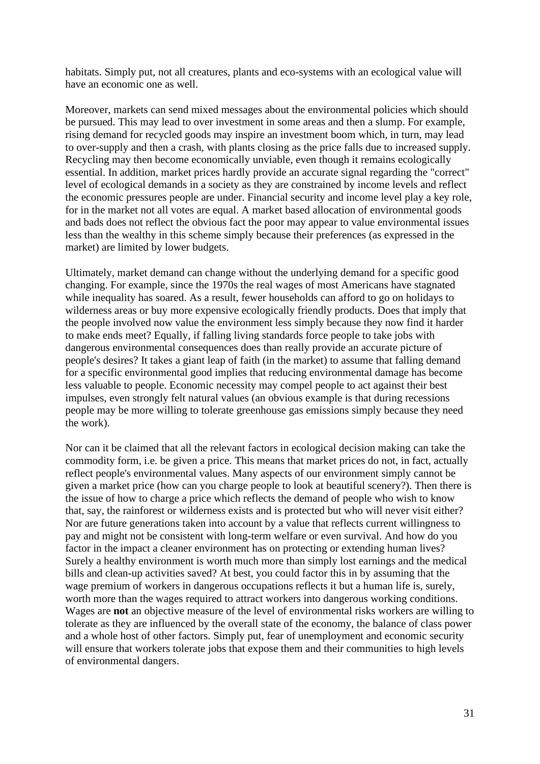habitats. Simply put, not all creatures, plants and eco-systems with an ecological value will have an economic one as well.

Moreover, markets can send mixed messages about the environmental policies which should be pursued. This may lead to over investment in some areas and then a slump. For example, rising demand for recycled goods may inspire an investment boom which, in turn, may lead to over-supply and then a crash, with plants closing as the price falls due to increased supply. Recycling may then become economically unviable, even though it remains ecologically essential. In addition, market prices hardly provide an accurate signal regarding the "correct" level of ecological demands in a society as they are constrained by income levels and reflect the economic pressures people are under. Financial security and income level play a key role, for in the market not all votes are equal. A market based allocation of environmental goods and bads does not reflect the obvious fact the poor may appear to value environmental issues less than the wealthy in this scheme simply because their preferences (as expressed in the market) are limited by lower budgets.

Ultimately, market demand can change without the underlying demand for a specific good changing. For example, since the 1970s the real wages of most Americans have stagnated while inequality has soared. As a result, fewer households can afford to go on holidays to wilderness areas or buy more expensive ecologically friendly products. Does that imply that the people involved now value the environment less simply because they now find it harder to make ends meet? Equally, if falling living standards force people to take jobs with dangerous environmental consequences does than really provide an accurate picture of people's desires? It takes a giant leap of faith (in the market) to assume that falling demand for a specific environmental good implies that reducing environmental damage has become less valuable to people. Economic necessity may compel people to act against their best impulses, even strongly felt natural values (an obvious example is that during recessions people may be more willing to tolerate greenhouse gas emissions simply because they need the work).

Nor can it be claimed that all the relevant factors in ecological decision making can take the commodity form, i.e. be given a price. This means that market prices do not, in fact, actually reflect people's environmental values. Many aspects of our environment simply cannot be given a market price (how can you charge people to look at beautiful scenery?). Then there is the issue of how to charge a price which reflects the demand of people who wish to know that, say, the rainforest or wilderness exists and is protected but who will never visit either? Nor are future generations taken into account by a value that reflects current willingness to pay and might not be consistent with long-term welfare or even survival. And how do you factor in the impact a cleaner environment has on protecting or extending human lives? Surely a healthy environment is worth much more than simply lost earnings and the medical bills and clean-up activities saved? At best, you could factor this in by assuming that the wage premium of workers in dangerous occupations reflects it but a human life is, surely, worth more than the wages required to attract workers into dangerous working conditions. Wages are **not** an objective measure of the level of environmental risks workers are willing to tolerate as they are influenced by the overall state of the economy, the balance of class power and a whole host of other factors. Simply put, fear of unemployment and economic security will ensure that workers tolerate jobs that expose them and their communities to high levels of environmental dangers.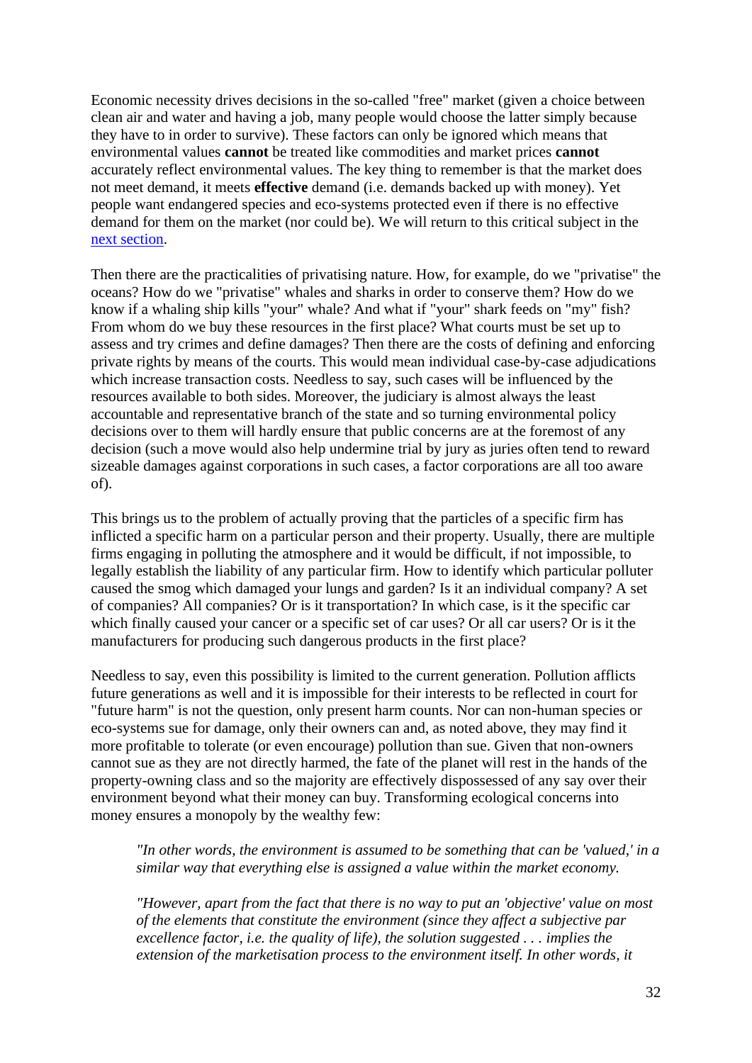Economic necessity drives decisions in the so-called "free" market (given a choice between clean air and water and having a job, many people would choose the latter simply because they have to in order to survive). These factors can only be ignored which means that environmental values **cannot** be treated like commodities and market prices **cannot** accurately reflect environmental values. The key thing to remember is that the market does not meet demand, it meets **effective** demand (i.e. demands backed up with money). Yet people want endangered species and eco-systems protected even if there is no effective demand for them on the market (nor could be). We will return to this critical subject in the [next section](#).

Then there are the practicalities of privatising nature. How, for example, do we "privatise" the oceans? How do we "privatise" whales and sharks in order to conserve them? How do we know if a whaling ship kills "your" whale? And what if "your" shark feeds on "my" fish? From whom do we buy these resources in the first place? What courts must be set up to assess and try crimes and define damages? Then there are the costs of defining and enforcing private rights by means of the courts. This would mean individual case-by-case adjudications which increase transaction costs. Needless to say, such cases will be influenced by the resources available to both sides. Moreover, the judiciary is almost always the least accountable and representative branch of the state and so turning environmental policy decisions over to them will hardly ensure that public concerns are at the foremost of any decision (such a move would also help undermine trial by jury as juries often tend to reward sizeable damages against corporations in such cases, a factor corporations are all too aware of).

This brings us to the problem of actually proving that the particles of a specific firm has inflicted a specific harm on a particular person and their property. Usually, there are multiple firms engaging in polluting the atmosphere and it would be difficult, if not impossible, to legally establish the liability of any particular firm. How to identify which particular polluter caused the smog which damaged your lungs and garden? Is it an individual company? A set of companies? All companies? Or is it transportation? In which case, is it the specific car which finally caused your cancer or a specific set of car uses? Or all car users? Or is it the manufacturers for producing such dangerous products in the first place?

Needless to say, even this possibility is limited to the current generation. Pollution afflicts future generations as well and it is impossible for their interests to be reflected in court for "future harm" is not the question, only present harm counts. Nor can non-human species or eco-systems sue for damage, only their owners can and, as noted above, they may find it more profitable to tolerate (or even encourage) pollution than sue. Given that non-owners cannot sue as they are not directly harmed, the fate of the planet will rest in the hands of the property-owning class and so the majority are effectively dispossessed of any say over their environment beyond what their money can buy. Transforming ecological concerns into money ensures a monopoly by the wealthy few:

> *"In other words, the environment is assumed to be something that can be 'valued,' in a similar way that everything else is assigned a value within the market economy.*
>
> *"However, apart from the fact that there is no way to put an 'objective' value on most of the elements that constitute the environment (since they affect a subjective par excellence factor, i.e. the quality of life), the solution suggested . . . implies the extension of the marketisation process to the environment itself. In other words, it*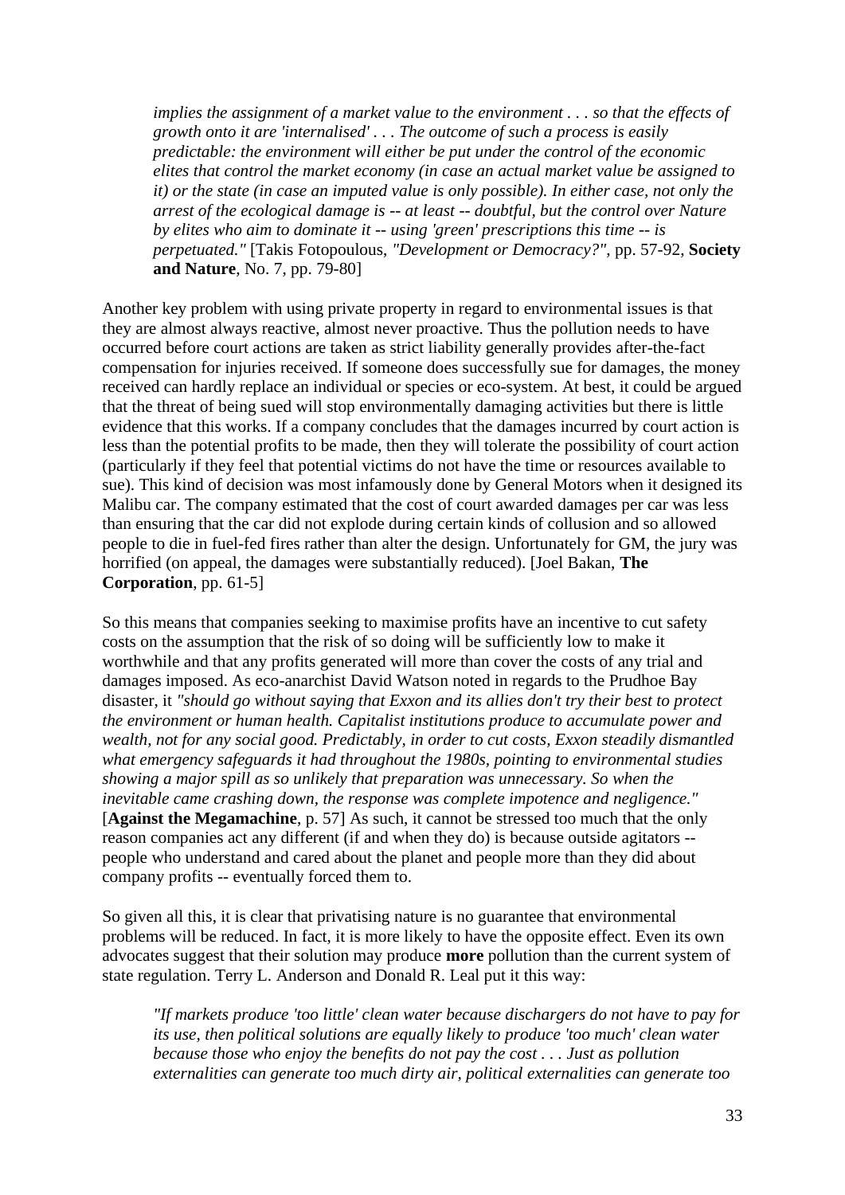> *implies the assignment of a market value to the environment . . . so that the effects of growth onto it are 'internalised' . . . The outcome of such a process is easily predictable: the environment will either be put under the control of the economic elites that control the market economy (in case an actual market value be assigned to it) or the state (in case an imputed value is only possible). In either case, not only the arrest of the ecological damage is -- at least -- doubtful, but the control over Nature by elites who aim to dominate it -- using 'green' prescriptions this time -- is perpetuated."* [Takis Fotopoulous, *"Development or Democracy?"*, pp. 57-92, **Society and Nature**, No. 7, pp. 79-80]

Another key problem with using private property in regard to environmental issues is that they are almost always reactive, almost never proactive. Thus the pollution needs to have occurred before court actions are taken as strict liability generally provides after-the-fact compensation for injuries received. If someone does successfully sue for damages, the money received can hardly replace an individual or species or eco-system. At best, it could be argued that the threat of being sued will stop environmentally damaging activities but there is little evidence that this works. If a company concludes that the damages incurred by court action is less than the potential profits to be made, then they will tolerate the possibility of court action (particularly if they feel that potential victims do not have the time or resources available to sue). This kind of decision was most infamously done by General Motors when it designed its Malibu car. The company estimated that the cost of court awarded damages per car was less than ensuring that the car did not explode during certain kinds of collusion and so allowed people to die in fuel-fed fires rather than alter the design. Unfortunately for GM, the jury was horrified (on appeal, the damages were substantially reduced). [Joel Bakan, **The Corporation**, pp. 61-5]

So this means that companies seeking to maximise profits have an incentive to cut safety costs on the assumption that the risk of so doing will be sufficiently low to make it worthwhile and that any profits generated will more than cover the costs of any trial and damages imposed. As eco-anarchist David Watson noted in regards to the Prudhoe Bay disaster, it *"should go without saying that Exxon and its allies don't try their best to protect the environment or human health. Capitalist institutions produce to accumulate power and wealth, not for any social good. Predictably, in order to cut costs, Exxon steadily dismantled what emergency safeguards it had throughout the 1980s, pointing to environmental studies showing a major spill as so unlikely that preparation was unnecessary. So when the inevitable came crashing down, the response was complete impotence and negligence."* [**Against the Megamachine**, p. 57] As such, it cannot be stressed too much that the only reason companies act any different (if and when they do) is because outside agitators -- people who understand and cared about the planet and people more than they did about company profits -- eventually forced them to.

So given all this, it is clear that privatising nature is no guarantee that environmental problems will be reduced. In fact, it is more likely to have the opposite effect. Even its own advocates suggest that their solution may produce **more** pollution than the current system of state regulation. Terry L. Anderson and Donald R. Leal put it this way:

> *"If markets produce 'too little' clean water because dischargers do not have to pay for its use, then political solutions are equally likely to produce 'too much' clean water because those who enjoy the benefits do not pay the cost . . . Just as pollution externalities can generate too much dirty air, political externalities can generate too*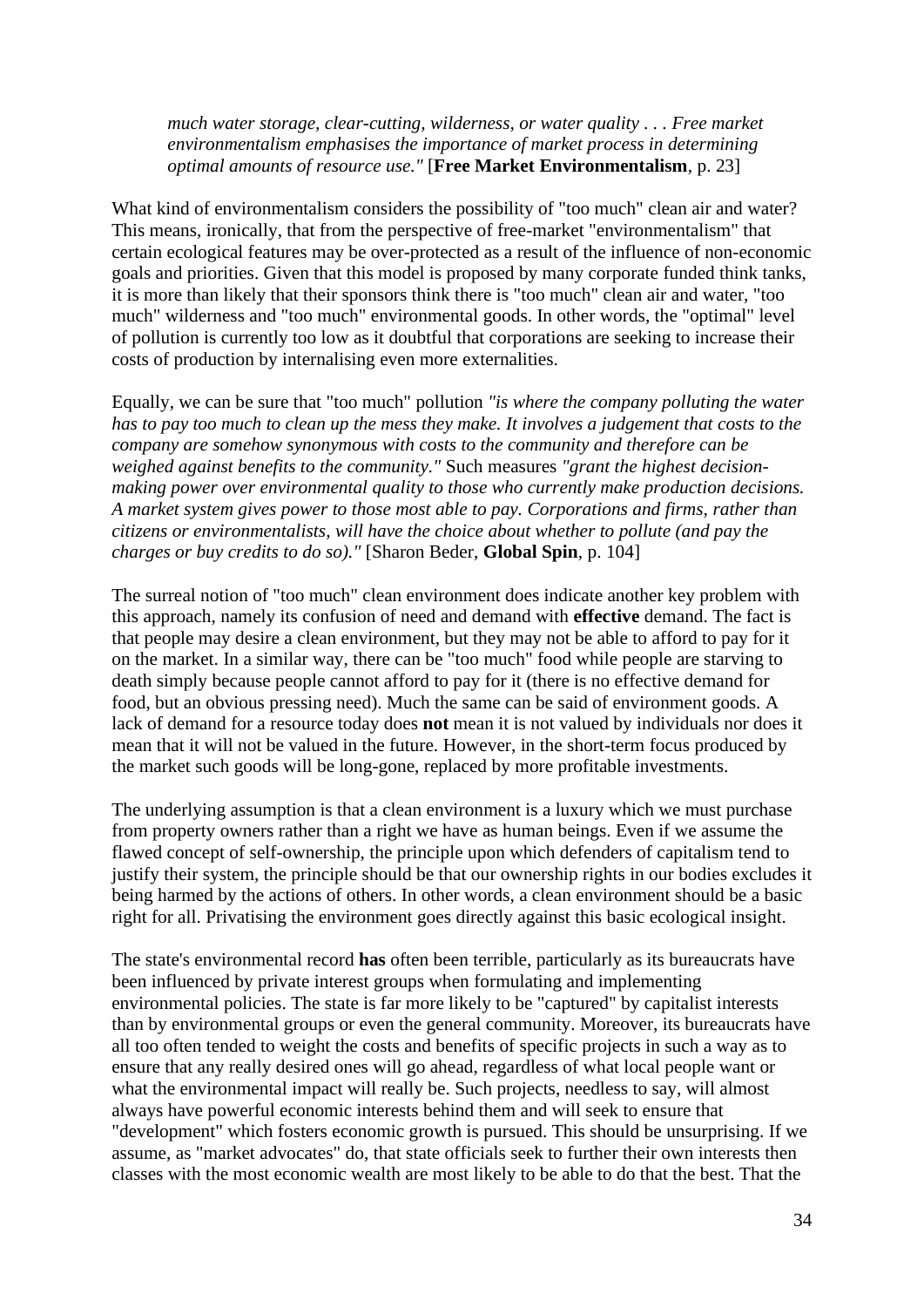> *much water storage, clear-cutting, wilderness, or water quality . . . Free market environmentalism emphasises the importance of market process in determining optimal amounts of resource use."* [**Free Market Environmentalism**, p. 23]

What kind of environmentalism considers the possibility of "too much" clean air and water? This means, ironically, that from the perspective of free-market "environmentalism" that certain ecological features may be over-protected as a result of the influence of non-economic goals and priorities. Given that this model is proposed by many corporate funded think tanks, it is more than likely that their sponsors think there is "too much" clean air and water, "too much" wilderness and "too much" environmental goods. In other words, the "optimal" level of pollution is currently too low as it doubtful that corporations are seeking to increase their costs of production by internalising even more externalities.

Equally, we can be sure that "too much" pollution *"is where the company polluting the water has to pay too much to clean up the mess they make. It involves a judgement that costs to the company are somehow synonymous with costs to the community and therefore can be weighed against benefits to the community."* Such measures *"grant the highest decision-making power over environmental quality to those who currently make production decisions. A market system gives power to those most able to pay. Corporations and firms, rather than citizens or environmentalists, will have the choice about whether to pollute (and pay the charges or buy credits to do so)."* [Sharon Beder, **Global Spin**, p. 104]

The surreal notion of "too much" clean environment does indicate another key problem with this approach, namely its confusion of need and demand with **effective** demand. The fact is that people may desire a clean environment, but they may not be able to afford to pay for it on the market. In a similar way, there can be "too much" food while people are starving to death simply because people cannot afford to pay for it (there is no effective demand for food, but an obvious pressing need). Much the same can be said of environment goods. A lack of demand for a resource today does **not** mean it is not valued by individuals nor does it mean that it will not be valued in the future. However, in the short-term focus produced by the market such goods will be long-gone, replaced by more profitable investments.

The underlying assumption is that a clean environment is a luxury which we must purchase from property owners rather than a right we have as human beings. Even if we assume the flawed concept of self-ownership, the principle upon which defenders of capitalism tend to justify their system, the principle should be that our ownership rights in our bodies excludes it being harmed by the actions of others. In other words, a clean environment should be a basic right for all. Privatising the environment goes directly against this basic ecological insight.

The state's environmental record **has** often been terrible, particularly as its bureaucrats have been influenced by private interest groups when formulating and implementing environmental policies. The state is far more likely to be "captured" by capitalist interests than by environmental groups or even the general community. Moreover, its bureaucrats have all too often tended to weight the costs and benefits of specific projects in such a way as to ensure that any really desired ones will go ahead, regardless of what local people want or what the environmental impact will really be. Such projects, needless to say, will almost always have powerful economic interests behind them and will seek to ensure that "development" which fosters economic growth is pursued. This should be unsurprising. If we assume, as "market advocates" do, that state officials seek to further their own interests then classes with the most economic wealth are most likely to be able to do that the best. That the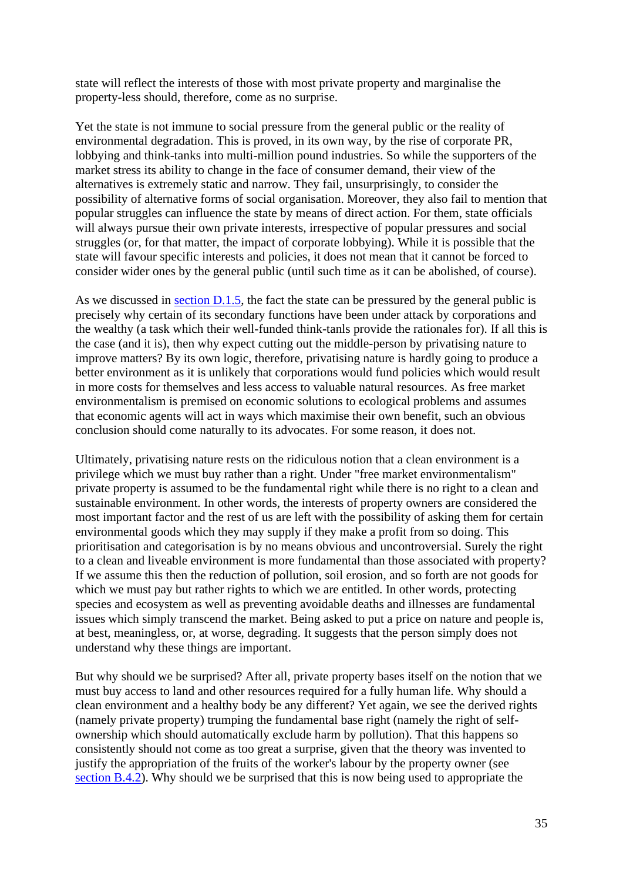state will reflect the interests of those with most private property and marginalise the property-less should, therefore, come as no surprise.

Yet the state is not immune to social pressure from the general public or the reality of environmental degradation. This is proved, in its own way, by the rise of corporate PR, lobbying and think-tanks into multi-million pound industries. So while the supporters of the market stress its ability to change in the face of consumer demand, their view of the alternatives is extremely static and narrow. They fail, unsurprisingly, to consider the possibility of alternative forms of social organisation. Moreover, they also fail to mention that popular struggles can influence the state by means of direct action. For them, state officials will always pursue their own private interests, irrespective of popular pressures and social struggles (or, for that matter, the impact of corporate lobbying). While it is possible that the state will favour specific interests and policies, it does not mean that it cannot be forced to consider wider ones by the general public (until such time as it can be abolished, of course).

As we discussed in [section D.1.5](), the fact the state can be pressured by the general public is precisely why certain of its secondary functions have been under attack by corporations and the wealthy (a task which their well-funded think-tanls provide the rationales for). If all this is the case (and it is), then why expect cutting out the middle-person by privatising nature to improve matters? By its own logic, therefore, privatising nature is hardly going to produce a better environment as it is unlikely that corporations would fund policies which would result in more costs for themselves and less access to valuable natural resources. As free market environmentalism is premised on economic solutions to ecological problems and assumes that economic agents will act in ways which maximise their own benefit, such an obvious conclusion should come naturally to its advocates. For some reason, it does not.

Ultimately, privatising nature rests on the ridiculous notion that a clean environment is a privilege which we must buy rather than a right. Under "free market environmentalism" private property is assumed to be the fundamental right while there is no right to a clean and sustainable environment. In other words, the interests of property owners are considered the most important factor and the rest of us are left with the possibility of asking them for certain environmental goods which they may supply if they make a profit from so doing. This prioritisation and categorisation is by no means obvious and uncontroversial. Surely the right to a clean and liveable environment is more fundamental than those associated with property? If we assume this then the reduction of pollution, soil erosion, and so forth are not goods for which we must pay but rather rights to which we are entitled. In other words, protecting species and ecosystem as well as preventing avoidable deaths and illnesses are fundamental issues which simply transcend the market. Being asked to put a price on nature and people is, at best, meaningless, or, at worse, degrading. It suggests that the person simply does not understand why these things are important.

But why should we be surprised? After all, private property bases itself on the notion that we must buy access to land and other resources required for a fully human life. Why should a clean environment and a healthy body be any different? Yet again, we see the derived rights (namely private property) trumping the fundamental base right (namely the right of self-ownership which should automatically exclude harm by pollution). That this happens so consistently should not come as too great a surprise, given that the theory was invented to justify the appropriation of the fruits of the worker's labour by the property owner (see [section B.4.2]()). Why should we be surprised that this is now being used to appropriate the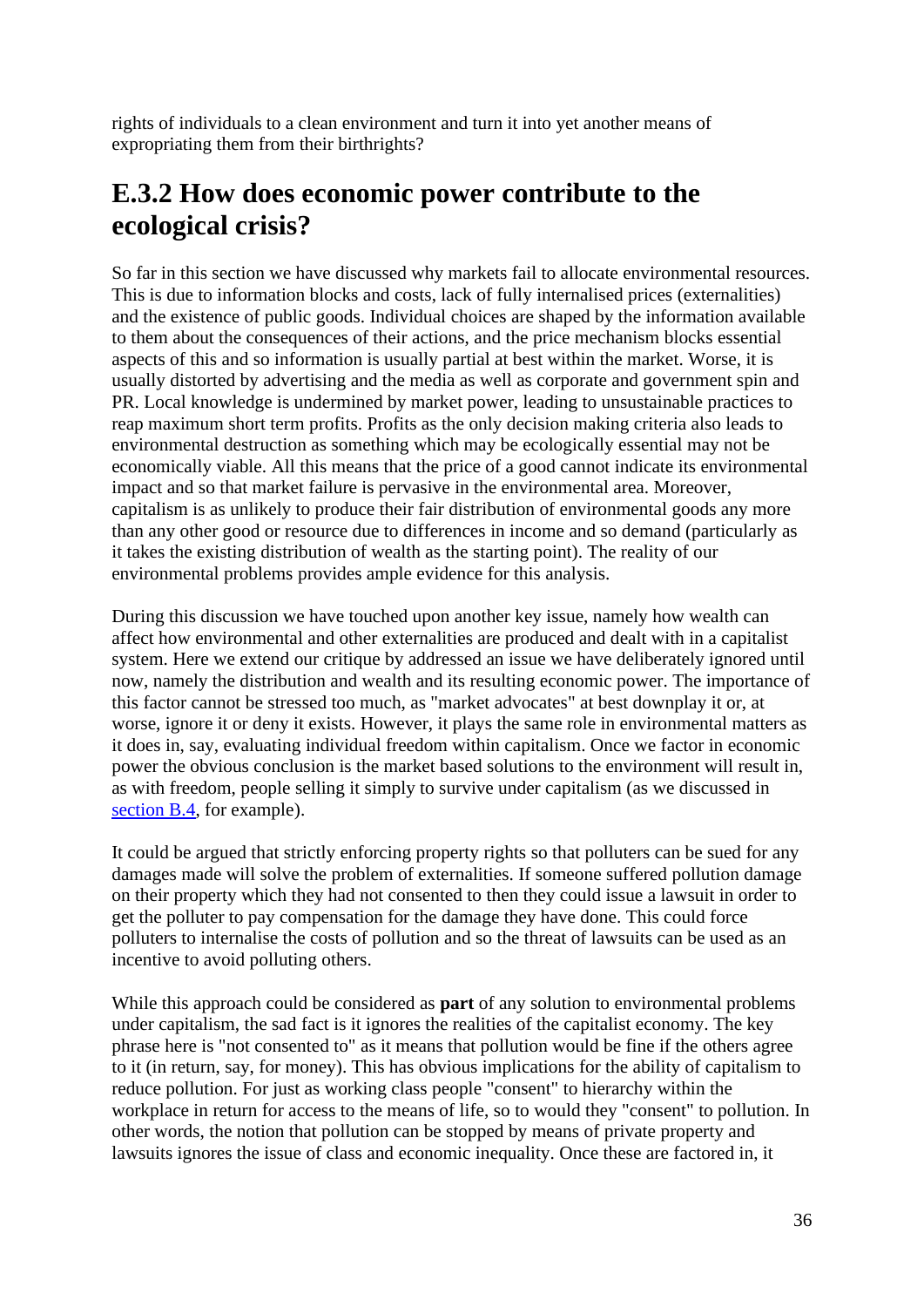rights of individuals to a clean environment and turn it into yet another means of expropriating them from their birthrights?

## E.3.2 How does economic power contribute to the ecological crisis?

So far in this section we have discussed why markets fail to allocate environmental resources. This is due to information blocks and costs, lack of fully internalised prices (externalities) and the existence of public goods. Individual choices are shaped by the information available to them about the consequences of their actions, and the price mechanism blocks essential aspects of this and so information is usually partial at best within the market. Worse, it is usually distorted by advertising and the media as well as corporate and government spin and PR. Local knowledge is undermined by market power, leading to unsustainable practices to reap maximum short term profits. Profits as the only decision making criteria also leads to environmental destruction as something which may be ecologically essential may not be economically viable. All this means that the price of a good cannot indicate its environmental impact and so that market failure is pervasive in the environmental area. Moreover, capitalism is as unlikely to produce their fair distribution of environmental goods any more than any other good or resource due to differences in income and so demand (particularly as it takes the existing distribution of wealth as the starting point). The reality of our environmental problems provides ample evidence for this analysis.

During this discussion we have touched upon another key issue, namely how wealth can affect how environmental and other externalities are produced and dealt with in a capitalist system. Here we extend our critique by addressed an issue we have deliberately ignored until now, namely the distribution and wealth and its resulting economic power. The importance of this factor cannot be stressed too much, as "market advocates" at best downplay it or, at worse, ignore it or deny it exists. However, it plays the same role in environmental matters as it does in, say, evaluating individual freedom within capitalism. Once we factor in economic power the obvious conclusion is the market based solutions to the environment will result in, as with freedom, people selling it simply to survive under capitalism (as we discussed in section B.4, for example).

It could be argued that strictly enforcing property rights so that polluters can be sued for any damages made will solve the problem of externalities. If someone suffered pollution damage on their property which they had not consented to then they could issue a lawsuit in order to get the polluter to pay compensation for the damage they have done. This could force polluters to internalise the costs of pollution and so the threat of lawsuits can be used as an incentive to avoid polluting others.

While this approach could be considered as **part** of any solution to environmental problems under capitalism, the sad fact is it ignores the realities of the capitalist economy. The key phrase here is "not consented to" as it means that pollution would be fine if the others agree to it (in return, say, for money). This has obvious implications for the ability of capitalism to reduce pollution. For just as working class people "consent" to hierarchy within the workplace in return for access to the means of life, so to would they "consent" to pollution. In other words, the notion that pollution can be stopped by means of private property and lawsuits ignores the issue of class and economic inequality. Once these are factored in, it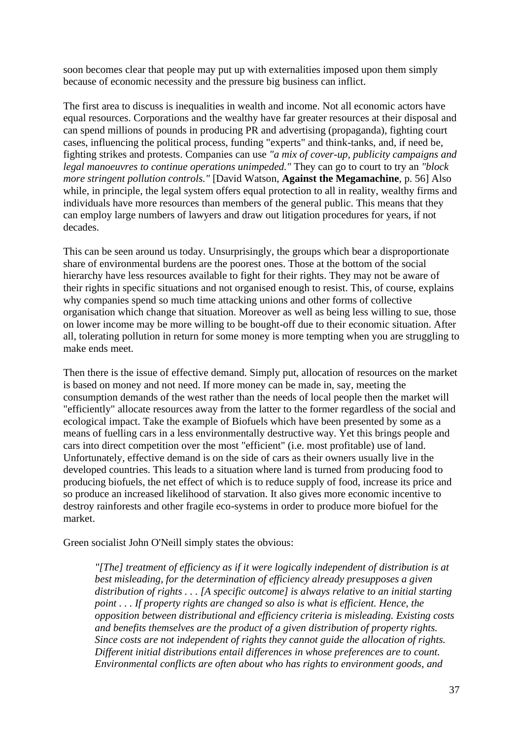soon becomes clear that people may put up with externalities imposed upon them simply because of economic necessity and the pressure big business can inflict.

The first area to discuss is inequalities in wealth and income. Not all economic actors have equal resources. Corporations and the wealthy have far greater resources at their disposal and can spend millions of pounds in producing PR and advertising (propaganda), fighting court cases, influencing the political process, funding "experts" and think-tanks, and, if need be, fighting strikes and protests. Companies can use *"a mix of cover-up, publicity campaigns and legal manoeuvres to continue operations unimpeded."* They can go to court to try an *"block more stringent pollution controls."* [David Watson, **Against the Megamachine**, p. 56] Also while, in principle, the legal system offers equal protection to all in reality, wealthy firms and individuals have more resources than members of the general public. This means that they can employ large numbers of lawyers and draw out litigation procedures for years, if not decades.

This can be seen around us today. Unsurprisingly, the groups which bear a disproportionate share of environmental burdens are the poorest ones. Those at the bottom of the social hierarchy have less resources available to fight for their rights. They may not be aware of their rights in specific situations and not organised enough to resist. This, of course, explains why companies spend so much time attacking unions and other forms of collective organisation which change that situation. Moreover as well as being less willing to sue, those on lower income may be more willing to be bought-off due to their economic situation. After all, tolerating pollution in return for some money is more tempting when you are struggling to make ends meet.

Then there is the issue of effective demand. Simply put, allocation of resources on the market is based on money and not need. If more money can be made in, say, meeting the consumption demands of the west rather than the needs of local people then the market will "efficiently" allocate resources away from the latter to the former regardless of the social and ecological impact. Take the example of Biofuels which have been presented by some as a means of fuelling cars in a less environmentally destructive way. Yet this brings people and cars into direct competition over the most "efficient" (i.e. most profitable) use of land. Unfortunately, effective demand is on the side of cars as their owners usually live in the developed countries. This leads to a situation where land is turned from producing food to producing biofuels, the net effect of which is to reduce supply of food, increase its price and so produce an increased likelihood of starvation. It also gives more economic incentive to destroy rainforests and other fragile eco-systems in order to produce more biofuel for the market.

Green socialist John O'Neill simply states the obvious:

> *"[The] treatment of efficiency as if it were logically independent of distribution is at best misleading, for the determination of efficiency already presupposes a given distribution of rights . . . [A specific outcome] is always relative to an initial starting point . . . If property rights are changed so also is what is efficient. Hence, the opposition between distributional and efficiency criteria is misleading. Existing costs and benefits themselves are the product of a given distribution of property rights. Since costs are not independent of rights they cannot guide the allocation of rights. Different initial distributions entail differences in whose preferences are to count. Environmental conflicts are often about who has rights to environment goods, and*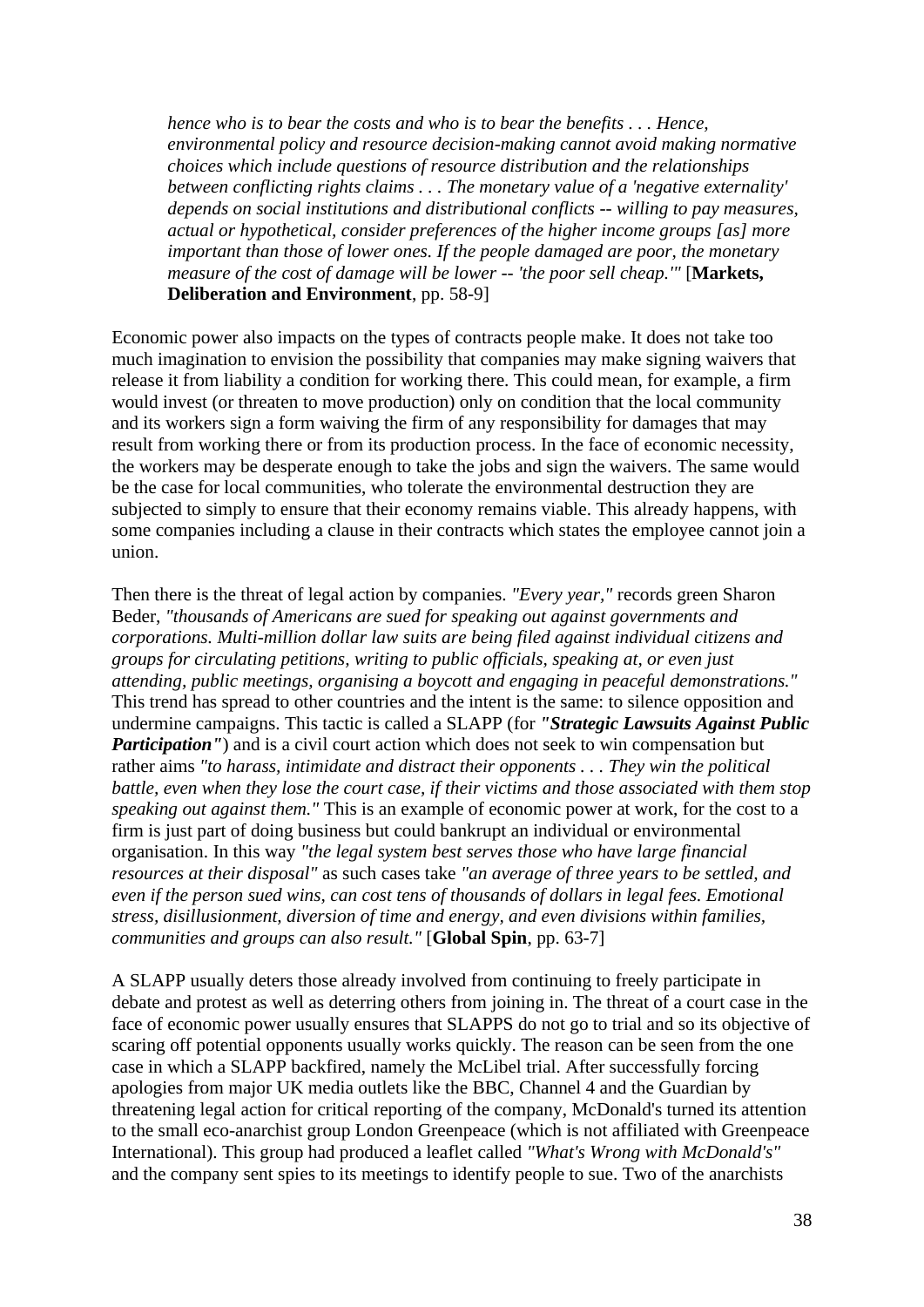> *hence who is to bear the costs and who is to bear the benefits . . . Hence, environmental policy and resource decision-making cannot avoid making normative choices which include questions of resource distribution and the relationships between conflicting rights claims . . . The monetary value of a 'negative externality' depends on social institutions and distributional conflicts -- willing to pay measures, actual or hypothetical, consider preferences of the higher income groups [as] more important than those of lower ones. If the people damaged are poor, the monetary measure of the cost of damage will be lower -- 'the poor sell cheap.'"* [**Markets, Deliberation and Environment**, pp. 58-9]

Economic power also impacts on the types of contracts people make. It does not take too much imagination to envision the possibility that companies may make signing waivers that release it from liability a condition for working there. This could mean, for example, a firm would invest (or threaten to move production) only on condition that the local community and its workers sign a form waiving the firm of any responsibility for damages that may result from working there or from its production process. In the face of economic necessity, the workers may be desperate enough to take the jobs and sign the waivers. The same would be the case for local communities, who tolerate the environmental destruction they are subjected to simply to ensure that their economy remains viable. This already happens, with some companies including a clause in their contracts which states the employee cannot join a union.

Then there is the threat of legal action by companies. *"Every year,"* records green Sharon Beder, *"thousands of Americans are sued for speaking out against governments and corporations. Multi-million dollar law suits are being filed against individual citizens and groups for circulating petitions, writing to public officials, speaking at, or even just attending, public meetings, organising a boycott and engaging in peaceful demonstrations."* This trend has spread to other countries and the intent is the same: to silence opposition and undermine campaigns. This tactic is called a SLAPP (for ***"Strategic Lawsuits Against Public Participation"***) and is a civil court action which does not seek to win compensation but rather aims *"to harass, intimidate and distract their opponents . . . They win the political battle, even when they lose the court case, if their victims and those associated with them stop speaking out against them."* This is an example of economic power at work, for the cost to a firm is just part of doing business but could bankrupt an individual or environmental organisation. In this way *"the legal system best serves those who have large financial resources at their disposal"* as such cases take *"an average of three years to be settled, and even if the person sued wins, can cost tens of thousands of dollars in legal fees. Emotional stress, disillusionment, diversion of time and energy, and even divisions within families, communities and groups can also result."* [**Global Spin**, pp. 63-7]

A SLAPP usually deters those already involved from continuing to freely participate in debate and protest as well as deterring others from joining in. The threat of a court case in the face of economic power usually ensures that SLAPPS do not go to trial and so its objective of scaring off potential opponents usually works quickly. The reason can be seen from the one case in which a SLAPP backfired, namely the McLibel trial. After successfully forcing apologies from major UK media outlets like the BBC, Channel 4 and the Guardian by threatening legal action for critical reporting of the company, McDonald's turned its attention to the small eco-anarchist group London Greenpeace (which is not affiliated with Greenpeace International). This group had produced a leaflet called *"What's Wrong with McDonald's"* and the company sent spies to its meetings to identify people to sue. Two of the anarchists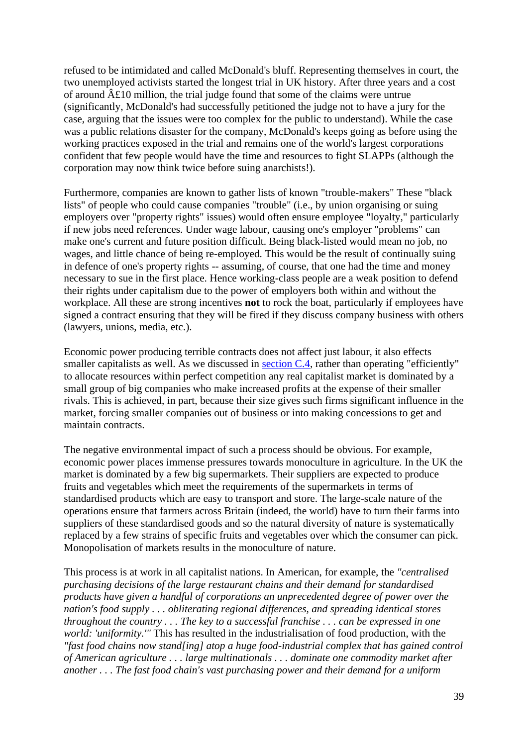refused to be intimidated and called McDonald's bluff. Representing themselves in court, the two unemployed activists started the longest trial in UK history. After three years and a cost of around Â£10 million, the trial judge found that some of the claims were untrue (significantly, McDonald's had successfully petitioned the judge not to have a jury for the case, arguing that the issues were too complex for the public to understand). While the case was a public relations disaster for the company, McDonald's keeps going as before using the working practices exposed in the trial and remains one of the world's largest corporations confident that few people would have the time and resources to fight SLAPPs (although the corporation may now think twice before suing anarchists!).

Furthermore, companies are known to gather lists of known "trouble-makers" These "black lists" of people who could cause companies "trouble" (i.e., by union organising or suing employers over "property rights" issues) would often ensure employee "loyalty," particularly if new jobs need references. Under wage labour, causing one's employer "problems" can make one's current and future position difficult. Being black-listed would mean no job, no wages, and little chance of being re-employed. This would be the result of continually suing in defence of one's property rights -- assuming, of course, that one had the time and money necessary to sue in the first place. Hence working-class people are a weak position to defend their rights under capitalism due to the power of employers both within and without the workplace. All these are strong incentives **not** to rock the boat, particularly if employees have signed a contract ensuring that they will be fired if they discuss company business with others (lawyers, unions, media, etc.).

Economic power producing terrible contracts does not affect just labour, it also effects smaller capitalists as well. As we discussed in section C.4, rather than operating "efficiently" to allocate resources within perfect competition any real capitalist market is dominated by a small group of big companies who make increased profits at the expense of their smaller rivals. This is achieved, in part, because their size gives such firms significant influence in the market, forcing smaller companies out of business or into making concessions to get and maintain contracts.

The negative environmental impact of such a process should be obvious. For example, economic power places immense pressures towards monoculture in agriculture. In the UK the market is dominated by a few big supermarkets. Their suppliers are expected to produce fruits and vegetables which meet the requirements of the supermarkets in terms of standardised products which are easy to transport and store. The large-scale nature of the operations ensure that farmers across Britain (indeed, the world) have to turn their farms into suppliers of these standardised goods and so the natural diversity of nature is systematically replaced by a few strains of specific fruits and vegetables over which the consumer can pick. Monopolisation of markets results in the monoculture of nature.

This process is at work in all capitalist nations. In American, for example, the *"centralised purchasing decisions of the large restaurant chains and their demand for standardised products have given a handful of corporations an unprecedented degree of power over the nation's food supply . . . obliterating regional differences, and spreading identical stores throughout the country . . . The key to a successful franchise . . . can be expressed in one world: 'uniformity.'"* This has resulted in the industrialisation of food production, with the *"fast food chains now stand[ing] atop a huge food-industrial complex that has gained control of American agriculture . . . large multinationals . . . dominate one commodity market after another . . . The fast food chain's vast purchasing power and their demand for a uniform*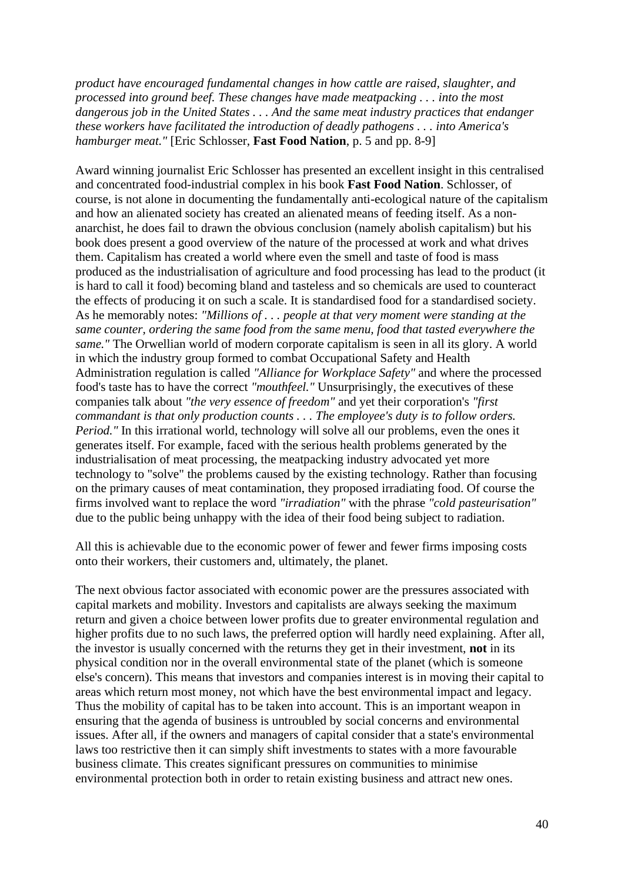*product have encouraged fundamental changes in how cattle are raised, slaughter, and processed into ground beef. These changes have made meatpacking . . . into the most dangerous job in the United States . . . And the same meat industry practices that endanger these workers have facilitated the introduction of deadly pathogens . . . into America's hamburger meat."* [Eric Schlosser, **Fast Food Nation**, p. 5 and pp. 8-9]

Award winning journalist Eric Schlosser has presented an excellent insight in this centralised and concentrated food-industrial complex in his book **Fast Food Nation**. Schlosser, of course, is not alone in documenting the fundamentally anti-ecological nature of the capitalism and how an alienated society has created an alienated means of feeding itself. As a non-anarchist, he does fail to drawn the obvious conclusion (namely abolish capitalism) but his book does present a good overview of the nature of the processed at work and what drives them. Capitalism has created a world where even the smell and taste of food is mass produced as the industrialisation of agriculture and food processing has lead to the product (it is hard to call it food) becoming bland and tasteless and so chemicals are used to counteract the effects of producing it on such a scale. It is standardised food for a standardised society. As he memorably notes: *"Millions of . . . people at that very moment were standing at the same counter, ordering the same food from the same menu, food that tasted everywhere the same."* The Orwellian world of modern corporate capitalism is seen in all its glory. A world in which the industry group formed to combat Occupational Safety and Health Administration regulation is called *"Alliance for Workplace Safety"* and where the processed food's taste has to have the correct *"mouthfeel."* Unsurprisingly, the executives of these companies talk about *"the very essence of freedom"* and yet their corporation's *"first commandant is that only production counts . . . The employee's duty is to follow orders. Period."* In this irrational world, technology will solve all our problems, even the ones it generates itself. For example, faced with the serious health problems generated by the industrialisation of meat processing, the meatpacking industry advocated yet more technology to "solve" the problems caused by the existing technology. Rather than focusing on the primary causes of meat contamination, they proposed irradiating food. Of course the firms involved want to replace the word *"irradiation"* with the phrase *"cold pasteurisation"* due to the public being unhappy with the idea of their food being subject to radiation.

All this is achievable due to the economic power of fewer and fewer firms imposing costs onto their workers, their customers and, ultimately, the planet.

The next obvious factor associated with economic power are the pressures associated with capital markets and mobility. Investors and capitalists are always seeking the maximum return and given a choice between lower profits due to greater environmental regulation and higher profits due to no such laws, the preferred option will hardly need explaining. After all, the investor is usually concerned with the returns they get in their investment, **not** in its physical condition nor in the overall environmental state of the planet (which is someone else's concern). This means that investors and companies interest is in moving their capital to areas which return most money, not which have the best environmental impact and legacy. Thus the mobility of capital has to be taken into account. This is an important weapon in ensuring that the agenda of business is untroubled by social concerns and environmental issues. After all, if the owners and managers of capital consider that a state's environmental laws too restrictive then it can simply shift investments to states with a more favourable business climate. This creates significant pressures on communities to minimise environmental protection both in order to retain existing business and attract new ones.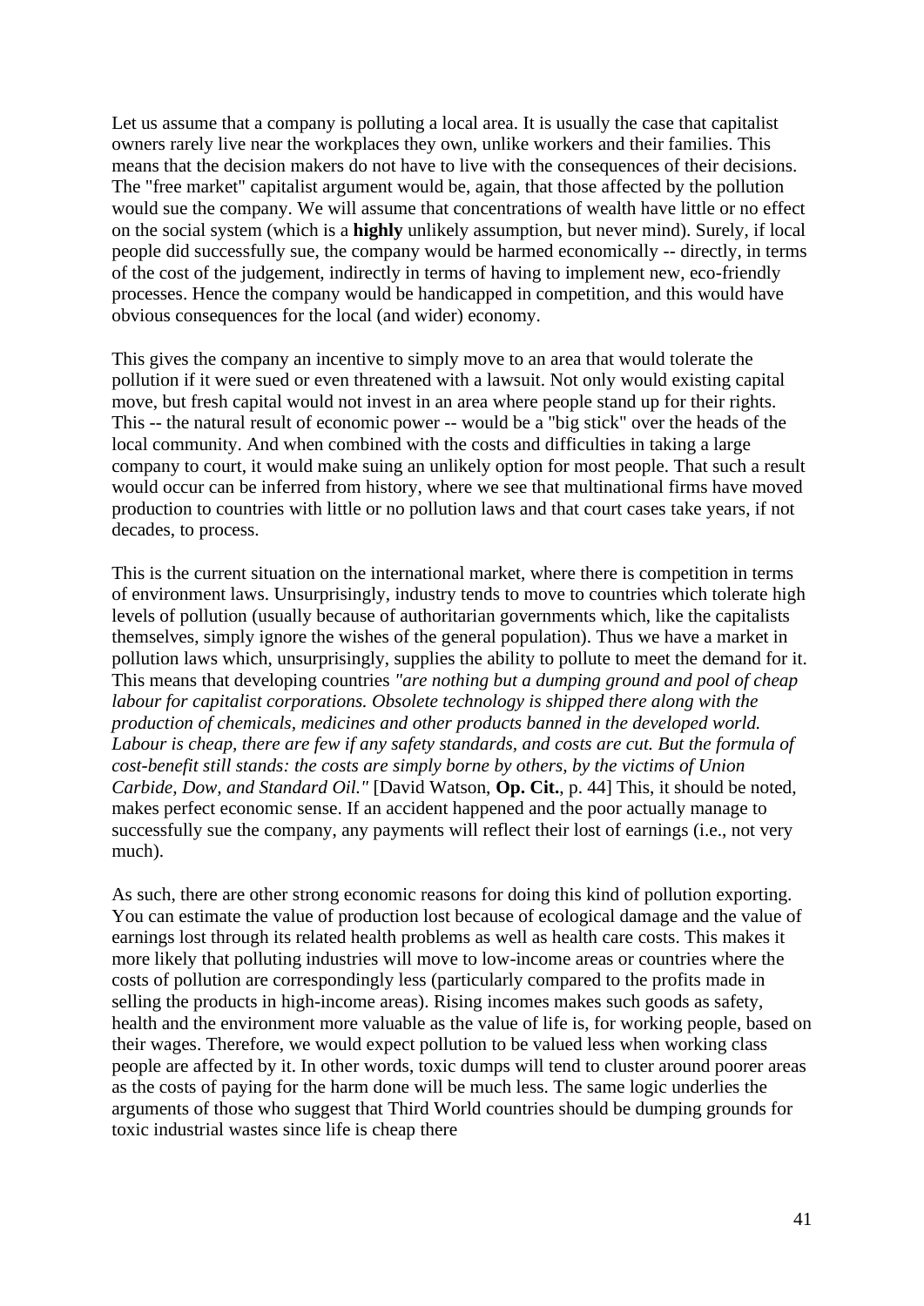Let us assume that a company is polluting a local area. It is usually the case that capitalist owners rarely live near the workplaces they own, unlike workers and their families. This means that the decision makers do not have to live with the consequences of their decisions. The "free market" capitalist argument would be, again, that those affected by the pollution would sue the company. We will assume that concentrations of wealth have little or no effect on the social system (which is a **highly** unlikely assumption, but never mind). Surely, if local people did successfully sue, the company would be harmed economically -- directly, in terms of the cost of the judgement, indirectly in terms of having to implement new, eco-friendly processes. Hence the company would be handicapped in competition, and this would have obvious consequences for the local (and wider) economy.

This gives the company an incentive to simply move to an area that would tolerate the pollution if it were sued or even threatened with a lawsuit. Not only would existing capital move, but fresh capital would not invest in an area where people stand up for their rights. This -- the natural result of economic power -- would be a "big stick" over the heads of the local community. And when combined with the costs and difficulties in taking a large company to court, it would make suing an unlikely option for most people. That such a result would occur can be inferred from history, where we see that multinational firms have moved production to countries with little or no pollution laws and that court cases take years, if not decades, to process.

This is the current situation on the international market, where there is competition in terms of environment laws. Unsurprisingly, industry tends to move to countries which tolerate high levels of pollution (usually because of authoritarian governments which, like the capitalists themselves, simply ignore the wishes of the general population). Thus we have a market in pollution laws which, unsurprisingly, supplies the ability to pollute to meet the demand for it. This means that developing countries *"are nothing but a dumping ground and pool of cheap labour for capitalist corporations. Obsolete technology is shipped there along with the production of chemicals, medicines and other products banned in the developed world. Labour is cheap, there are few if any safety standards, and costs are cut. But the formula of cost-benefit still stands: the costs are simply borne by others, by the victims of Union Carbide, Dow, and Standard Oil."* [David Watson, **Op. Cit.**, p. 44] This, it should be noted, makes perfect economic sense. If an accident happened and the poor actually manage to successfully sue the company, any payments will reflect their lost of earnings (i.e., not very much).

As such, there are other strong economic reasons for doing this kind of pollution exporting. You can estimate the value of production lost because of ecological damage and the value of earnings lost through its related health problems as well as health care costs. This makes it more likely that polluting industries will move to low-income areas or countries where the costs of pollution are correspondingly less (particularly compared to the profits made in selling the products in high-income areas). Rising incomes makes such goods as safety, health and the environment more valuable as the value of life is, for working people, based on their wages. Therefore, we would expect pollution to be valued less when working class people are affected by it. In other words, toxic dumps will tend to cluster around poorer areas as the costs of paying for the harm done will be much less. The same logic underlies the arguments of those who suggest that Third World countries should be dumping grounds for toxic industrial wastes since life is cheap there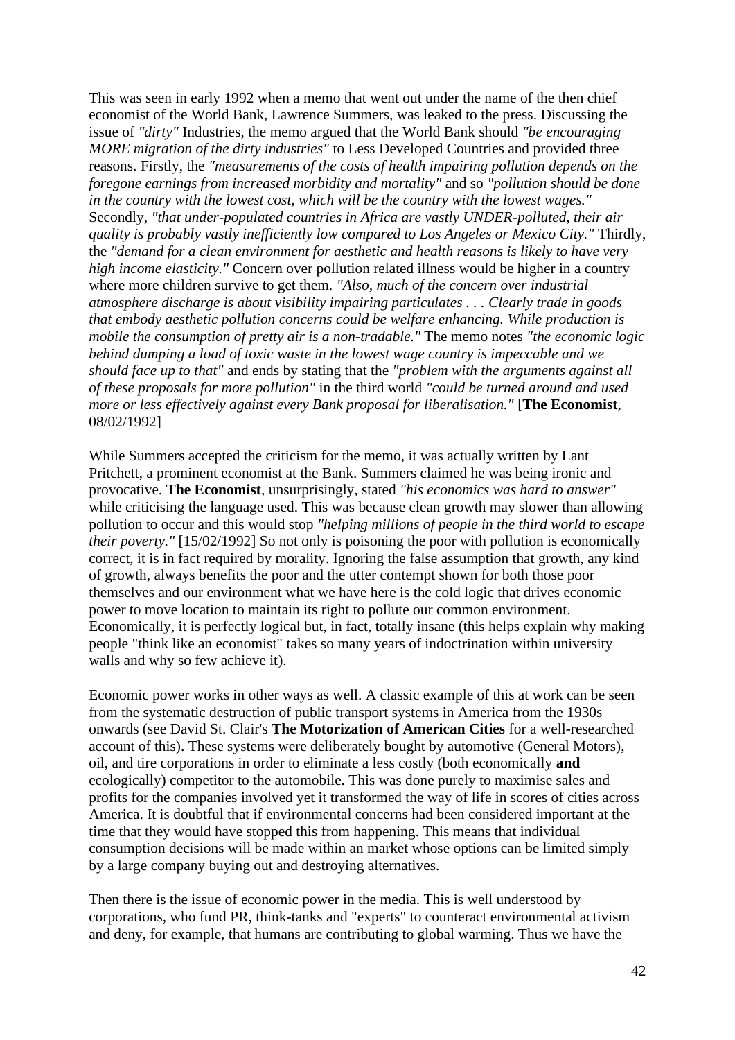This was seen in early 1992 when a memo that went out under the name of the then chief economist of the World Bank, Lawrence Summers, was leaked to the press. Discussing the issue of *"dirty"* Industries, the memo argued that the World Bank should *"be encouraging MORE migration of the dirty industries"* to Less Developed Countries and provided three reasons. Firstly, the *"measurements of the costs of health impairing pollution depends on the foregone earnings from increased morbidity and mortality"* and so *"pollution should be done in the country with the lowest cost, which will be the country with the lowest wages."* Secondly, *"that under-populated countries in Africa are vastly UNDER-polluted, their air quality is probably vastly inefficiently low compared to Los Angeles or Mexico City."* Thirdly, the *"demand for a clean environment for aesthetic and health reasons is likely to have very high income elasticity."* Concern over pollution related illness would be higher in a country where more children survive to get them. *"Also, much of the concern over industrial atmosphere discharge is about visibility impairing particulates . . . Clearly trade in goods that embody aesthetic pollution concerns could be welfare enhancing. While production is mobile the consumption of pretty air is a non-tradable."* The memo notes *"the economic logic behind dumping a load of toxic waste in the lowest wage country is impeccable and we should face up to that"* and ends by stating that the *"problem with the arguments against all of these proposals for more pollution"* in the third world *"could be turned around and used more or less effectively against every Bank proposal for liberalisation."* [**The Economist**, 08/02/1992]

While Summers accepted the criticism for the memo, it was actually written by Lant Pritchett, a prominent economist at the Bank. Summers claimed he was being ironic and provocative. **The Economist**, unsurprisingly, stated *"his economics was hard to answer"* while criticising the language used. This was because clean growth may slower than allowing pollution to occur and this would stop *"helping millions of people in the third world to escape their poverty."* [15/02/1992] So not only is poisoning the poor with pollution is economically correct, it is in fact required by morality. Ignoring the false assumption that growth, any kind of growth, always benefits the poor and the utter contempt shown for both those poor themselves and our environment what we have here is the cold logic that drives economic power to move location to maintain its right to pollute our common environment. Economically, it is perfectly logical but, in fact, totally insane (this helps explain why making people "think like an economist" takes so many years of indoctrination within university walls and why so few achieve it).

Economic power works in other ways as well. A classic example of this at work can be seen from the systematic destruction of public transport systems in America from the 1930s onwards (see David St. Clair's **The Motorization of American Cities** for a well-researched account of this). These systems were deliberately bought by automotive (General Motors), oil, and tire corporations in order to eliminate a less costly (both economically **and** ecologically) competitor to the automobile. This was done purely to maximise sales and profits for the companies involved yet it transformed the way of life in scores of cities across America. It is doubtful that if environmental concerns had been considered important at the time that they would have stopped this from happening. This means that individual consumption decisions will be made within an market whose options can be limited simply by a large company buying out and destroying alternatives.

Then there is the issue of economic power in the media. This is well understood by corporations, who fund PR, think-tanks and "experts" to counteract environmental activism and deny, for example, that humans are contributing to global warming. Thus we have the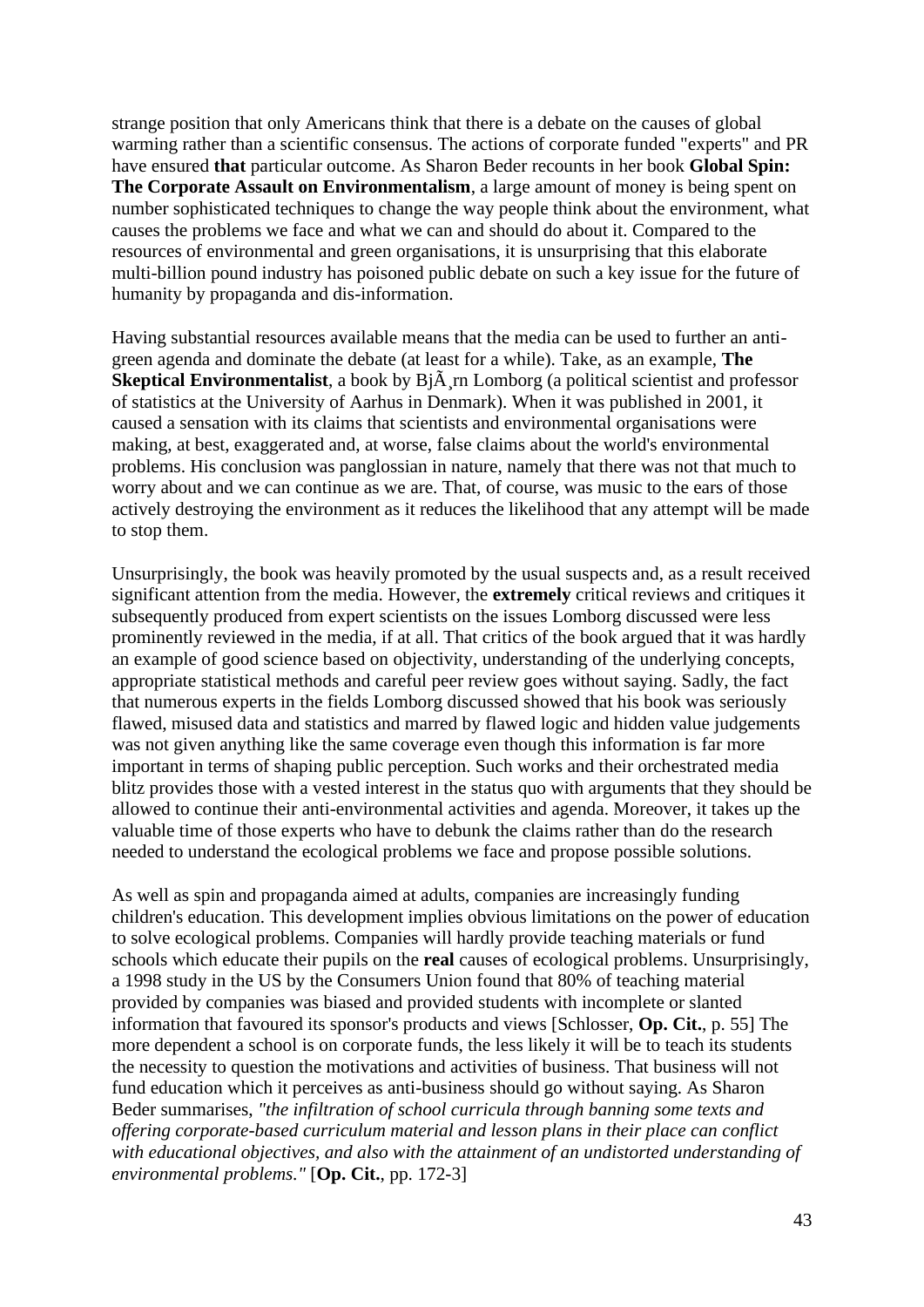strange position that only Americans think that there is a debate on the causes of global warming rather than a scientific consensus. The actions of corporate funded "experts" and PR have ensured **that** particular outcome. As Sharon Beder recounts in her book **Global Spin: The Corporate Assault on Environmentalism**, a large amount of money is being spent on number sophisticated techniques to change the way people think about the environment, what causes the problems we face and what we can and should do about it. Compared to the resources of environmental and green organisations, it is unsurprising that this elaborate multi-billion pound industry has poisoned public debate on such a key issue for the future of humanity by propaganda and dis-information.

Having substantial resources available means that the media can be used to further an anti-green agenda and dominate the debate (at least for a while). Take, as an example, **The Skeptical Environmentalist**, a book by BjÃ¸rn Lomborg (a political scientist and professor of statistics at the University of Aarhus in Denmark). When it was published in 2001, it caused a sensation with its claims that scientists and environmental organisations were making, at best, exaggerated and, at worse, false claims about the world's environmental problems. His conclusion was panglossian in nature, namely that there was not that much to worry about and we can continue as we are. That, of course, was music to the ears of those actively destroying the environment as it reduces the likelihood that any attempt will be made to stop them.

Unsurprisingly, the book was heavily promoted by the usual suspects and, as a result received significant attention from the media. However, the **extremely** critical reviews and critiques it subsequently produced from expert scientists on the issues Lomborg discussed were less prominently reviewed in the media, if at all. That critics of the book argued that it was hardly an example of good science based on objectivity, understanding of the underlying concepts, appropriate statistical methods and careful peer review goes without saying. Sadly, the fact that numerous experts in the fields Lomborg discussed showed that his book was seriously flawed, misused data and statistics and marred by flawed logic and hidden value judgements was not given anything like the same coverage even though this information is far more important in terms of shaping public perception. Such works and their orchestrated media blitz provides those with a vested interest in the status quo with arguments that they should be allowed to continue their anti-environmental activities and agenda. Moreover, it takes up the valuable time of those experts who have to debunk the claims rather than do the research needed to understand the ecological problems we face and propose possible solutions.

As well as spin and propaganda aimed at adults, companies are increasingly funding children's education. This development implies obvious limitations on the power of education to solve ecological problems. Companies will hardly provide teaching materials or fund schools which educate their pupils on the **real** causes of ecological problems. Unsurprisingly, a 1998 study in the US by the Consumers Union found that 80% of teaching material provided by companies was biased and provided students with incomplete or slanted information that favoured its sponsor's products and views [Schlosser, **Op. Cit.**, p. 55] The more dependent a school is on corporate funds, the less likely it will be to teach its students the necessity to question the motivations and activities of business. That business will not fund education which it perceives as anti-business should go without saying. As Sharon Beder summarises, *"the infiltration of school curricula through banning some texts and offering corporate-based curriculum material and lesson plans in their place can conflict with educational objectives, and also with the attainment of an undistorted understanding of environmental problems."* [**Op. Cit.**, pp. 172-3]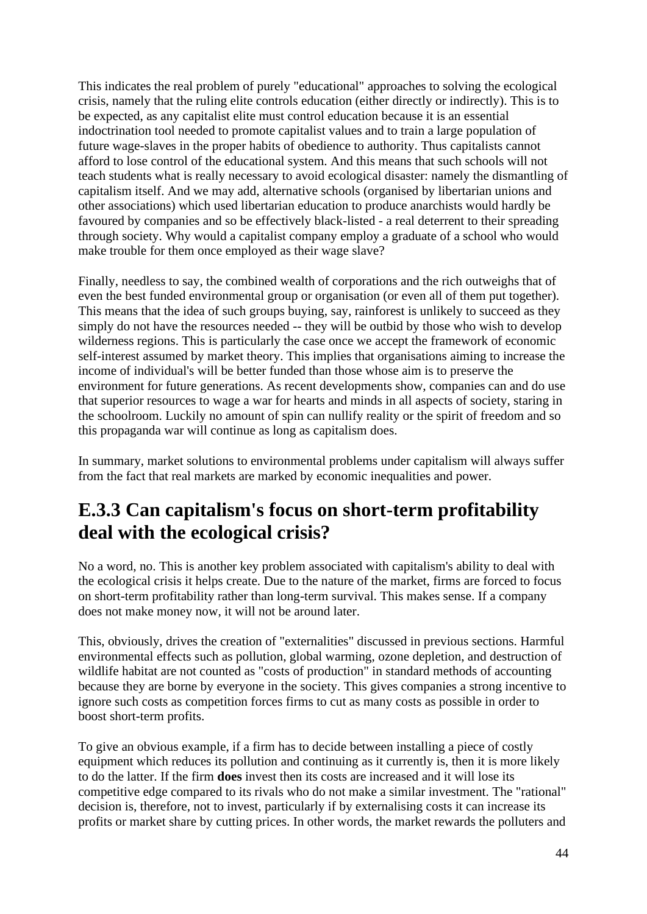This indicates the real problem of purely "educational" approaches to solving the ecological crisis, namely that the ruling elite controls education (either directly or indirectly). This is to be expected, as any capitalist elite must control education because it is an essential indoctrination tool needed to promote capitalist values and to train a large population of future wage-slaves in the proper habits of obedience to authority. Thus capitalists cannot afford to lose control of the educational system. And this means that such schools will not teach students what is really necessary to avoid ecological disaster: namely the dismantling of capitalism itself. And we may add, alternative schools (organised by libertarian unions and other associations) which used libertarian education to produce anarchists would hardly be favoured by companies and so be effectively black-listed - a real deterrent to their spreading through society. Why would a capitalist company employ a graduate of a school who would make trouble for them once employed as their wage slave?

Finally, needless to say, the combined wealth of corporations and the rich outweighs that of even the best funded environmental group or organisation (or even all of them put together). This means that the idea of such groups buying, say, rainforest is unlikely to succeed as they simply do not have the resources needed -- they will be outbid by those who wish to develop wilderness regions. This is particularly the case once we accept the framework of economic self-interest assumed by market theory. This implies that organisations aiming to increase the income of individual's will be better funded than those whose aim is to preserve the environment for future generations. As recent developments show, companies can and do use that superior resources to wage a war for hearts and minds in all aspects of society, staring in the schoolroom. Luckily no amount of spin can nullify reality or the spirit of freedom and so this propaganda war will continue as long as capitalism does.

In summary, market solutions to environmental problems under capitalism will always suffer from the fact that real markets are marked by economic inequalities and power.

## E.3.3 Can capitalism's focus on short-term profitability deal with the ecological crisis?

No a word, no. This is another key problem associated with capitalism's ability to deal with the ecological crisis it helps create. Due to the nature of the market, firms are forced to focus on short-term profitability rather than long-term survival. This makes sense. If a company does not make money now, it will not be around later.

This, obviously, drives the creation of "externalities" discussed in previous sections. Harmful environmental effects such as pollution, global warming, ozone depletion, and destruction of wildlife habitat are not counted as "costs of production" in standard methods of accounting because they are borne by everyone in the society. This gives companies a strong incentive to ignore such costs as competition forces firms to cut as many costs as possible in order to boost short-term profits.

To give an obvious example, if a firm has to decide between installing a piece of costly equipment which reduces its pollution and continuing as it currently is, then it is more likely to do the latter. If the firm **does** invest then its costs are increased and it will lose its competitive edge compared to its rivals who do not make a similar investment. The "rational" decision is, therefore, not to invest, particularly if by externalising costs it can increase its profits or market share by cutting prices. In other words, the market rewards the polluters and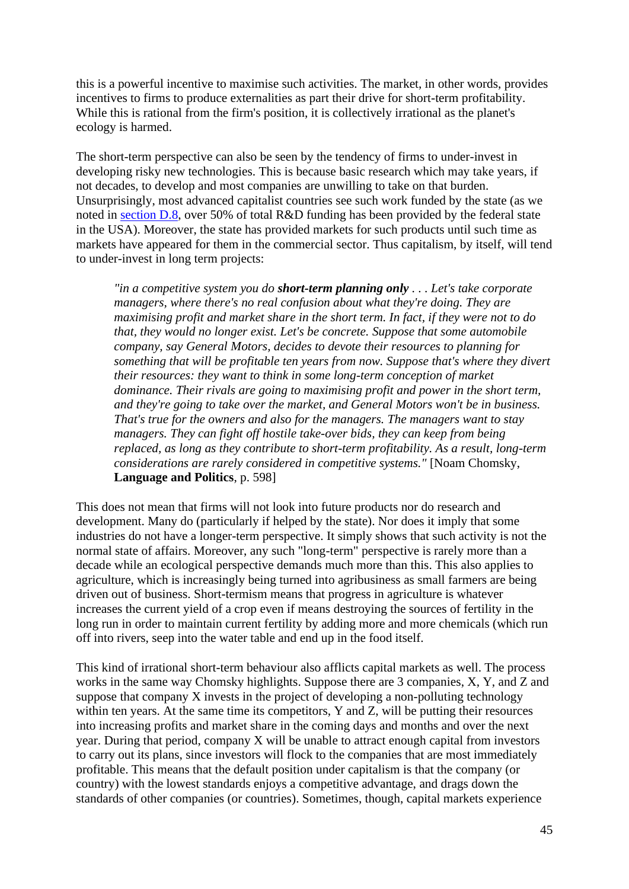this is a powerful incentive to maximise such activities. The market, in other words, provides incentives to firms to produce externalities as part their drive for short-term profitability. While this is rational from the firm's position, it is collectively irrational as the planet's ecology is harmed.

The short-term perspective can also be seen by the tendency of firms to under-invest in developing risky new technologies. This is because basic research which may take years, if not decades, to develop and most companies are unwilling to take on that burden. Unsurprisingly, most advanced capitalist countries see such work funded by the state (as we noted in section D.8, over 50% of total R&D funding has been provided by the federal state in the USA). Moreover, the state has provided markets for such products until such time as markets have appeared for them in the commercial sector. Thus capitalism, by itself, will tend to under-invest in long term projects:

> *"in a competitive system you do **short-term planning only** . . . Let's take corporate managers, where there's no real confusion about what they're doing. They are maximising profit and market share in the short term. In fact, if they were not to do that, they would no longer exist. Let's be concrete. Suppose that some automobile company, say General Motors, decides to devote their resources to planning for something that will be profitable ten years from now. Suppose that's where they divert their resources: they want to think in some long-term conception of market dominance. Their rivals are going to maximising profit and power in the short term, and they're going to take over the market, and General Motors won't be in business. That's true for the owners and also for the managers. The managers want to stay managers. They can fight off hostile take-over bids, they can keep from being replaced, as long as they contribute to short-term profitability. As a result, long-term considerations are rarely considered in competitive systems."* [Noam Chomsky, **Language and Politics**, p. 598]

This does not mean that firms will not look into future products nor do research and development. Many do (particularly if helped by the state). Nor does it imply that some industries do not have a longer-term perspective. It simply shows that such activity is not the normal state of affairs. Moreover, any such "long-term" perspective is rarely more than a decade while an ecological perspective demands much more than this. This also applies to agriculture, which is increasingly being turned into agribusiness as small farmers are being driven out of business. Short-termism means that progress in agriculture is whatever increases the current yield of a crop even if means destroying the sources of fertility in the long run in order to maintain current fertility by adding more and more chemicals (which run off into rivers, seep into the water table and end up in the food itself.

This kind of irrational short-term behaviour also afflicts capital markets as well. The process works in the same way Chomsky highlights. Suppose there are 3 companies, X, Y, and Z and suppose that company X invests in the project of developing a non-polluting technology within ten years. At the same time its competitors, Y and Z, will be putting their resources into increasing profits and market share in the coming days and months and over the next year. During that period, company X will be unable to attract enough capital from investors to carry out its plans, since investors will flock to the companies that are most immediately profitable. This means that the default position under capitalism is that the company (or country) with the lowest standards enjoys a competitive advantage, and drags down the standards of other companies (or countries). Sometimes, though, capital markets experience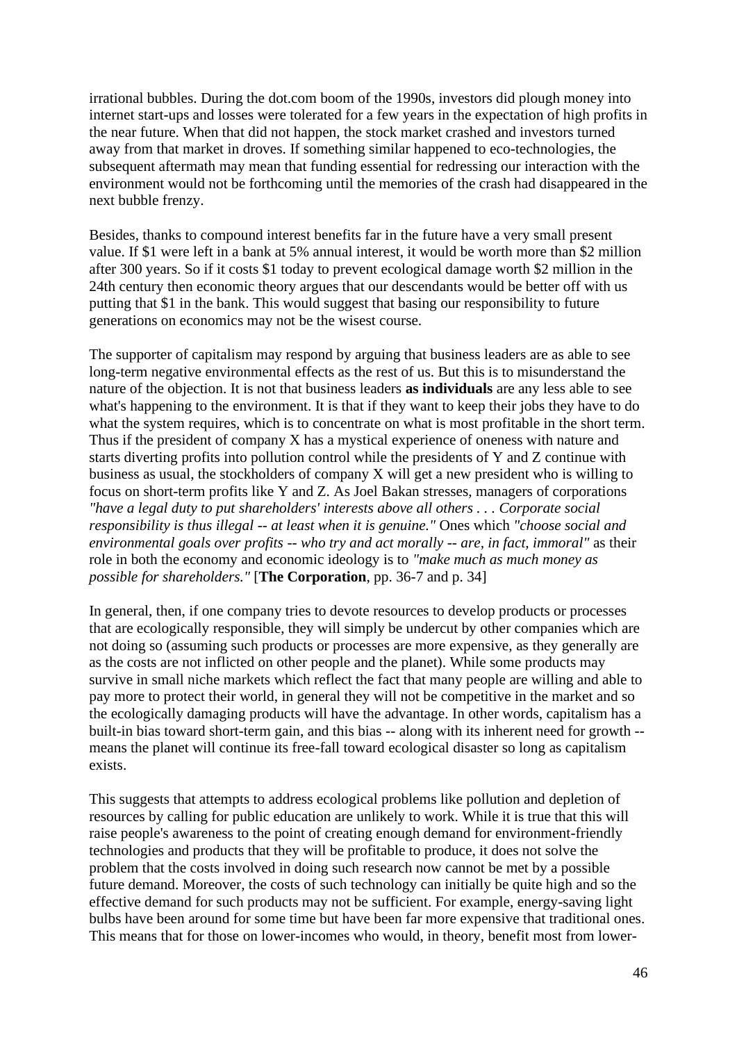irrational bubbles. During the dot.com boom of the 1990s, investors did plough money into internet start-ups and losses were tolerated for a few years in the expectation of high profits in the near future. When that did not happen, the stock market crashed and investors turned away from that market in droves. If something similar happened to eco-technologies, the subsequent aftermath may mean that funding essential for redressing our interaction with the environment would not be forthcoming until the memories of the crash had disappeared in the next bubble frenzy.

Besides, thanks to compound interest benefits far in the future have a very small present value. If $1 were left in a bank at 5% annual interest, it would be worth more than $2 million after 300 years. So if it costs $1 today to prevent ecological damage worth $2 million in the 24th century then economic theory argues that our descendants would be better off with us putting that $1 in the bank. This would suggest that basing our responsibility to future generations on economics may not be the wisest course.

The supporter of capitalism may respond by arguing that business leaders are as able to see long-term negative environmental effects as the rest of us. But this is to misunderstand the nature of the objection. It is not that business leaders **as individuals** are any less able to see what's happening to the environment. It is that if they want to keep their jobs they have to do what the system requires, which is to concentrate on what is most profitable in the short term. Thus if the president of company X has a mystical experience of oneness with nature and starts diverting profits into pollution control while the presidents of Y and Z continue with business as usual, the stockholders of company X will get a new president who is willing to focus on short-term profits like Y and Z. As Joel Bakan stresses, managers of corporations *"have a legal duty to put shareholders' interests above all others . . . Corporate social responsibility is thus illegal -- at least when it is genuine."* Ones which *"choose social and environmental goals over profits -- who try and act morally -- are, in fact, immoral"* as their role in both the economy and economic ideology is to *"make much as much money as possible for shareholders."* [**The Corporation**, pp. 36-7 and p. 34]

In general, then, if one company tries to devote resources to develop products or processes that are ecologically responsible, they will simply be undercut by other companies which are not doing so (assuming such products or processes are more expensive, as they generally are as the costs are not inflicted on other people and the planet). While some products may survive in small niche markets which reflect the fact that many people are willing and able to pay more to protect their world, in general they will not be competitive in the market and so the ecologically damaging products will have the advantage. In other words, capitalism has a built-in bias toward short-term gain, and this bias -- along with its inherent need for growth -- means the planet will continue its free-fall toward ecological disaster so long as capitalism exists.

This suggests that attempts to address ecological problems like pollution and depletion of resources by calling for public education are unlikely to work. While it is true that this will raise people's awareness to the point of creating enough demand for environment-friendly technologies and products that they will be profitable to produce, it does not solve the problem that the costs involved in doing such research now cannot be met by a possible future demand. Moreover, the costs of such technology can initially be quite high and so the effective demand for such products may not be sufficient. For example, energy-saving light bulbs have been around for some time but have been far more expensive that traditional ones. This means that for those on lower-incomes who would, in theory, benefit most from lower-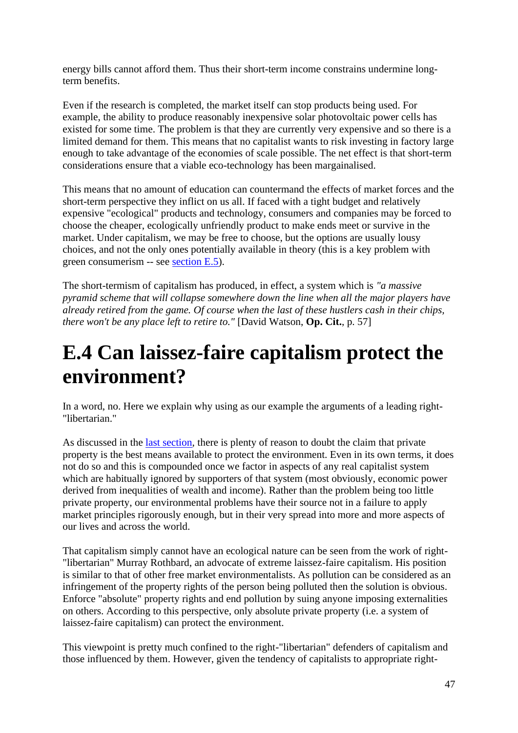energy bills cannot afford them. Thus their short-term income constrains undermine long-term benefits.

Even if the research is completed, the market itself can stop products being used. For example, the ability to produce reasonably inexpensive solar photovoltaic power cells has existed for some time. The problem is that they are currently very expensive and so there is a limited demand for them. This means that no capitalist wants to risk investing in factory large enough to take advantage of the economies of scale possible. The net effect is that short-term considerations ensure that a viable eco-technology has been margainalised.

This means that no amount of education can countermand the effects of market forces and the short-term perspective they inflict on us all. If faced with a tight budget and relatively expensive "ecological" products and technology, consumers and companies may be forced to choose the cheaper, ecologically unfriendly product to make ends meet or survive in the market. Under capitalism, we may be free to choose, but the options are usually lousy choices, and not the only ones potentially available in theory (this is a key problem with green consumerism -- see section E.5).

The short-termism of capitalism has produced, in effect, a system which is *"a massive pyramid scheme that will collapse somewhere down the line when all the major players have already retired from the game. Of course when the last of these hustlers cash in their chips, there won't be any place left to retire to."* [David Watson, **Op. Cit.**, p. 57]

# E.4 Can laissez-faire capitalism protect the environment?

In a word, no. Here we explain why using as our example the arguments of a leading right-"libertarian."

As discussed in the last section, there is plenty of reason to doubt the claim that private property is the best means available to protect the environment. Even in its own terms, it does not do so and this is compounded once we factor in aspects of any real capitalist system which are habitually ignored by supporters of that system (most obviously, economic power derived from inequalities of wealth and income). Rather than the problem being too little private property, our environmental problems have their source not in a failure to apply market principles rigorously enough, but in their very spread into more and more aspects of our lives and across the world.

That capitalism simply cannot have an ecological nature can be seen from the work of right-"libertarian" Murray Rothbard, an advocate of extreme laissez-faire capitalism. His position is similar to that of other free market environmentalists. As pollution can be considered as an infringement of the property rights of the person being polluted then the solution is obvious. Enforce "absolute" property rights and end pollution by suing anyone imposing externalities on others. According to this perspective, only absolute private property (i.e. a system of laissez-faire capitalism) can protect the environment.

This viewpoint is pretty much confined to the right-"libertarian" defenders of capitalism and those influenced by them. However, given the tendency of capitalists to appropriate right-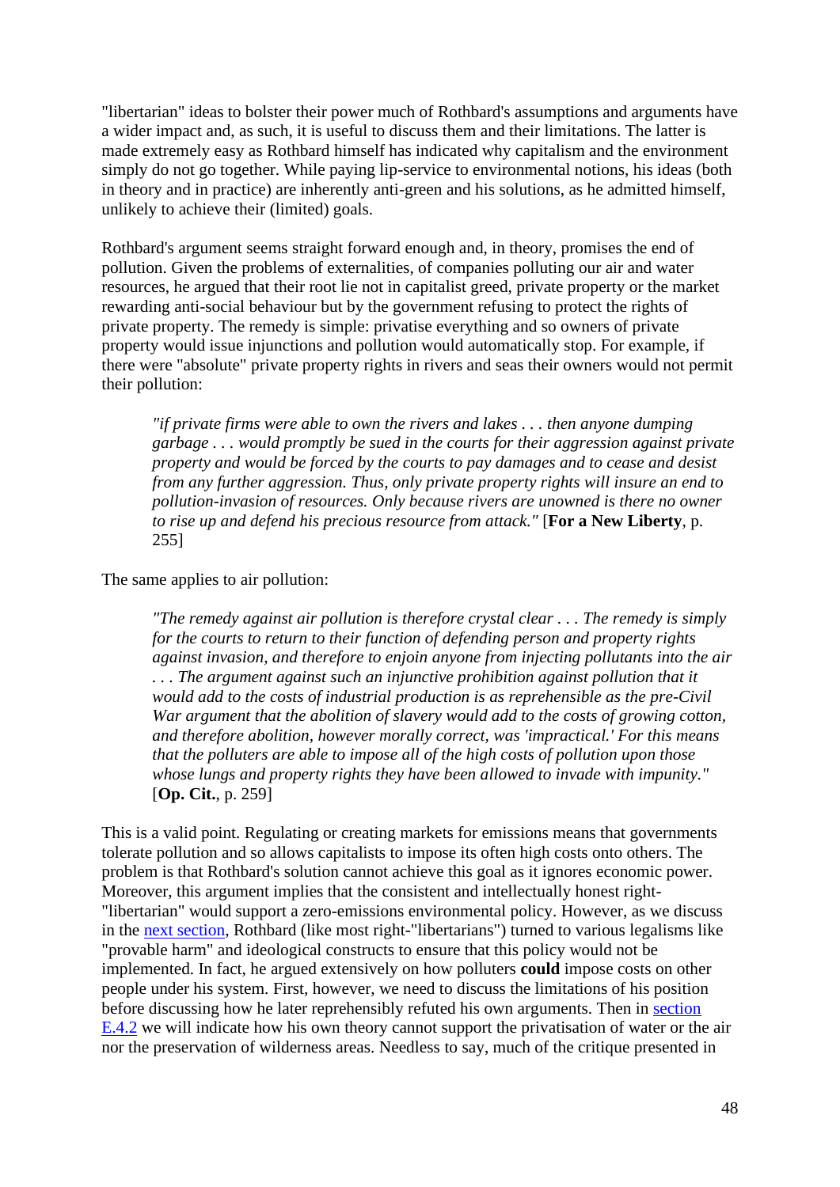"libertarian" ideas to bolster their power much of Rothbard's assumptions and arguments have a wider impact and, as such, it is useful to discuss them and their limitations. The latter is made extremely easy as Rothbard himself has indicated why capitalism and the environment simply do not go together. While paying lip-service to environmental notions, his ideas (both in theory and in practice) are inherently anti-green and his solutions, as he admitted himself, unlikely to achieve their (limited) goals.

Rothbard's argument seems straight forward enough and, in theory, promises the end of pollution. Given the problems of externalities, of companies polluting our air and water resources, he argued that their root lie not in capitalist greed, private property or the market rewarding anti-social behaviour but by the government refusing to protect the rights of private property. The remedy is simple: privatise everything and so owners of private property would issue injunctions and pollution would automatically stop. For example, if there were "absolute" private property rights in rivers and seas their owners would not permit their pollution:

> *"if private firms were able to own the rivers and lakes . . . then anyone dumping garbage . . . would promptly be sued in the courts for their aggression against private property and would be forced by the courts to pay damages and to cease and desist from any further aggression. Thus, only private property rights will insure an end to pollution-invasion of resources. Only because rivers are unowned is there no owner to rise up and defend his precious resource from attack."* [**For a New Liberty**, p. 255]

The same applies to air pollution:

> *"The remedy against air pollution is therefore crystal clear . . . The remedy is simply for the courts to return to their function of defending person and property rights against invasion, and therefore to enjoin anyone from injecting pollutants into the air . . . The argument against such an injunctive prohibition against pollution that it would add to the costs of industrial production is as reprehensible as the pre-Civil War argument that the abolition of slavery would add to the costs of growing cotton, and therefore abolition, however morally correct, was 'impractical.' For this means that the polluters are able to impose all of the high costs of pollution upon those whose lungs and property rights they have been allowed to invade with impunity."* [**Op. Cit.**, p. 259]

This is a valid point. Regulating or creating markets for emissions means that governments tolerate pollution and so allows capitalists to impose its often high costs onto others. The problem is that Rothbard's solution cannot achieve this goal as it ignores economic power. Moreover, this argument implies that the consistent and intellectually honest right-"libertarian" would support a zero-emissions environmental policy. However, as we discuss in the next section, Rothbard (like most right-"libertarians") turned to various legalisms like "provable harm" and ideological constructs to ensure that this policy would not be implemented. In fact, he argued extensively on how polluters **could** impose costs on other people under his system. First, however, we need to discuss the limitations of his position before discussing how he later reprehensibly refuted his own arguments. Then in section E.4.2 we will indicate how his own theory cannot support the privatisation of water or the air nor the preservation of wilderness areas. Needless to say, much of the critique presented in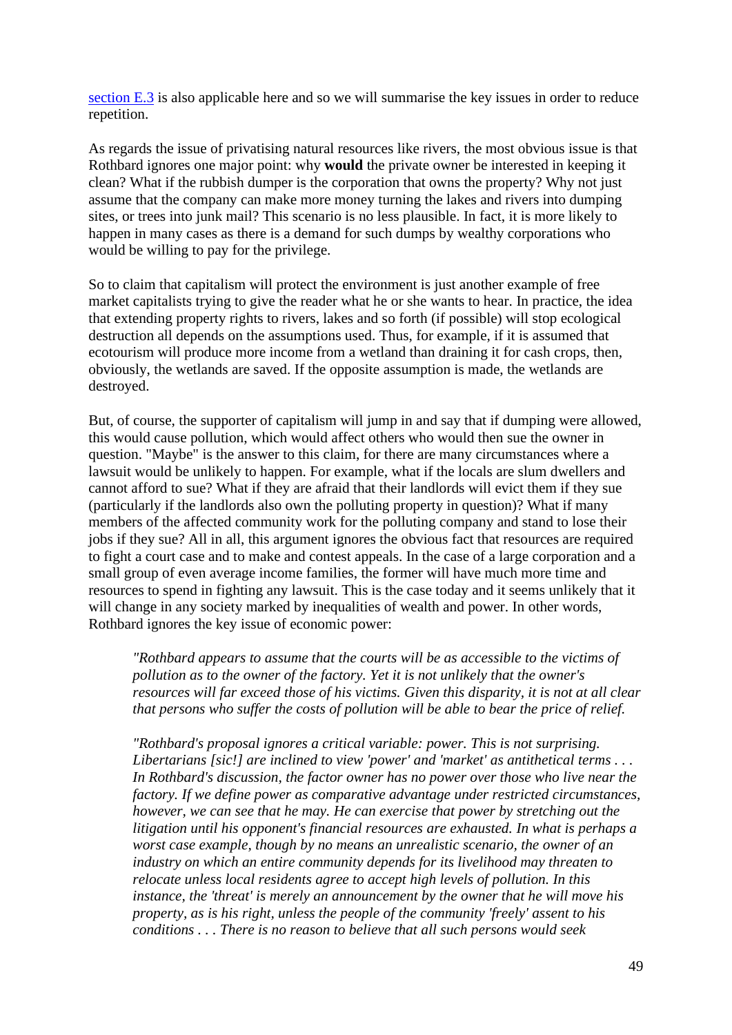section E.3 is also applicable here and so we will summarise the key issues in order to reduce repetition.

As regards the issue of privatising natural resources like rivers, the most obvious issue is that Rothbard ignores one major point: why **would** the private owner be interested in keeping it clean? What if the rubbish dumper is the corporation that owns the property? Why not just assume that the company can make more money turning the lakes and rivers into dumping sites, or trees into junk mail? This scenario is no less plausible. In fact, it is more likely to happen in many cases as there is a demand for such dumps by wealthy corporations who would be willing to pay for the privilege.

So to claim that capitalism will protect the environment is just another example of free market capitalists trying to give the reader what he or she wants to hear. In practice, the idea that extending property rights to rivers, lakes and so forth (if possible) will stop ecological destruction all depends on the assumptions used. Thus, for example, if it is assumed that ecotourism will produce more income from a wetland than draining it for cash crops, then, obviously, the wetlands are saved. If the opposite assumption is made, the wetlands are destroyed.

But, of course, the supporter of capitalism will jump in and say that if dumping were allowed, this would cause pollution, which would affect others who would then sue the owner in question. "Maybe" is the answer to this claim, for there are many circumstances where a lawsuit would be unlikely to happen. For example, what if the locals are slum dwellers and cannot afford to sue? What if they are afraid that their landlords will evict them if they sue (particularly if the landlords also own the polluting property in question)? What if many members of the affected community work for the polluting company and stand to lose their jobs if they sue? All in all, this argument ignores the obvious fact that resources are required to fight a court case and to make and contest appeals. In the case of a large corporation and a small group of even average income families, the former will have much more time and resources to spend in fighting any lawsuit. This is the case today and it seems unlikely that it will change in any society marked by inequalities of wealth and power. In other words, Rothbard ignores the key issue of economic power:

> *"Rothbard appears to assume that the courts will be as accessible to the victims of pollution as to the owner of the factory. Yet it is not unlikely that the owner's resources will far exceed those of his victims. Given this disparity, it is not at all clear that persons who suffer the costs of pollution will be able to bear the price of relief.*
>
> *"Rothbard's proposal ignores a critical variable: power. This is not surprising. Libertarians [sic!] are inclined to view 'power' and 'market' as antithetical terms . . . In Rothbard's discussion, the factor owner has no power over those who live near the factory. If we define power as comparative advantage under restricted circumstances, however, we can see that he may. He can exercise that power by stretching out the litigation until his opponent's financial resources are exhausted. In what is perhaps a worst case example, though by no means an unrealistic scenario, the owner of an industry on which an entire community depends for its livelihood may threaten to relocate unless local residents agree to accept high levels of pollution. In this instance, the 'threat' is merely an announcement by the owner that he will move his property, as is his right, unless the people of the community 'freely' assent to his conditions . . . There is no reason to believe that all such persons would seek*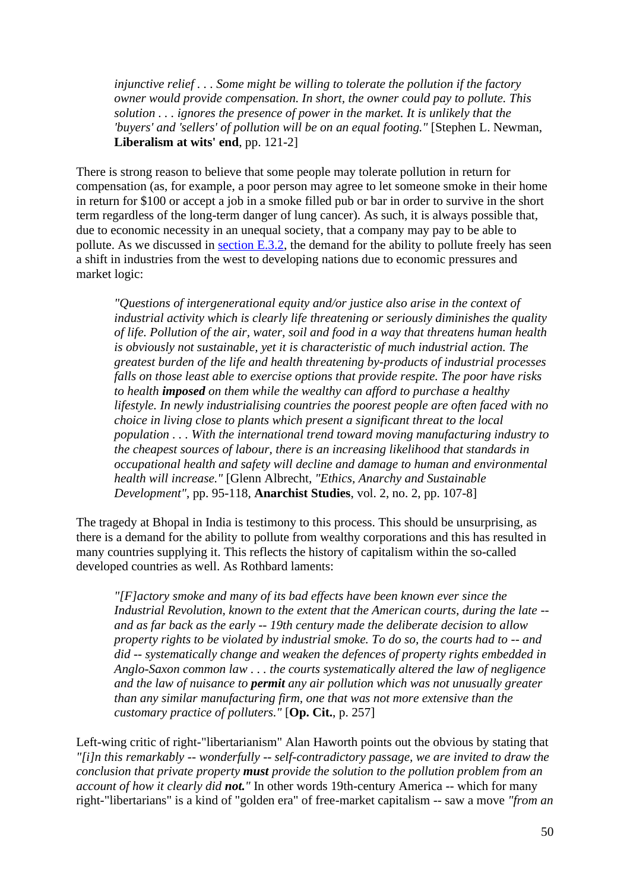> *injunctive relief . . . Some might be willing to tolerate the pollution if the factory owner would provide compensation. In short, the owner could pay to pollute. This solution . . . ignores the presence of power in the market. It is unlikely that the 'buyers' and 'sellers' of pollution will be on an equal footing."* [Stephen L. Newman, **Liberalism at wits' end**, pp. 121-2]

There is strong reason to believe that some people may tolerate pollution in return for compensation (as, for example, a poor person may agree to let someone smoke in their home in return for $100 or accept a job in a smoke filled pub or bar in order to survive in the short term regardless of the long-term danger of lung cancer). As such, it is always possible that, due to economic necessity in an unequal society, that a company may pay to be able to pollute. As we discussed in section E.3.2, the demand for the ability to pollute freely has seen a shift in industries from the west to developing nations due to economic pressures and market logic:

> *"Questions of intergenerational equity and/or justice also arise in the context of industrial activity which is clearly life threatening or seriously diminishes the quality of life. Pollution of the air, water, soil and food in a way that threatens human health is obviously not sustainable, yet it is characteristic of much industrial action. The greatest burden of the life and health threatening by-products of industrial processes falls on those least able to exercise options that provide respite. The poor have risks to health **imposed** on them while the wealthy can afford to purchase a healthy lifestyle. In newly industrialising countries the poorest people are often faced with no choice in living close to plants which present a significant threat to the local population . . . With the international trend toward moving manufacturing industry to the cheapest sources of labour, there is an increasing likelihood that standards in occupational health and safety will decline and damage to human and environmental health will increase."* [Glenn Albrecht, *"Ethics, Anarchy and Sustainable Development"*, pp. 95-118, **Anarchist Studies**, vol. 2, no. 2, pp. 107-8]

The tragedy at Bhopal in India is testimony to this process. This should be unsurprising, as there is a demand for the ability to pollute from wealthy corporations and this has resulted in many countries supplying it. This reflects the history of capitalism within the so-called developed countries as well. As Rothbard laments:

> *"[F]actory smoke and many of its bad effects have been known ever since the Industrial Revolution, known to the extent that the American courts, during the late -- and as far back as the early -- 19th century made the deliberate decision to allow property rights to be violated by industrial smoke. To do so, the courts had to -- and did -- systematically change and weaken the defences of property rights embedded in Anglo-Saxon common law . . . the courts systematically altered the law of negligence and the law of nuisance to **permit** any air pollution which was not unusually greater than any similar manufacturing firm, one that was not more extensive than the customary practice of polluters."* [**Op. Cit.**, p. 257]

Left-wing critic of right-"libertarianism" Alan Haworth points out the obvious by stating that *"[i]n this remarkably -- wonderfully -- self-contradictory passage, we are invited to draw the conclusion that private property **must** provide the solution to the pollution problem from an account of how it clearly did **not**."* In other words 19th-century America -- which for many right-"libertarians" is a kind of "golden era" of free-market capitalism -- saw a move *"from an*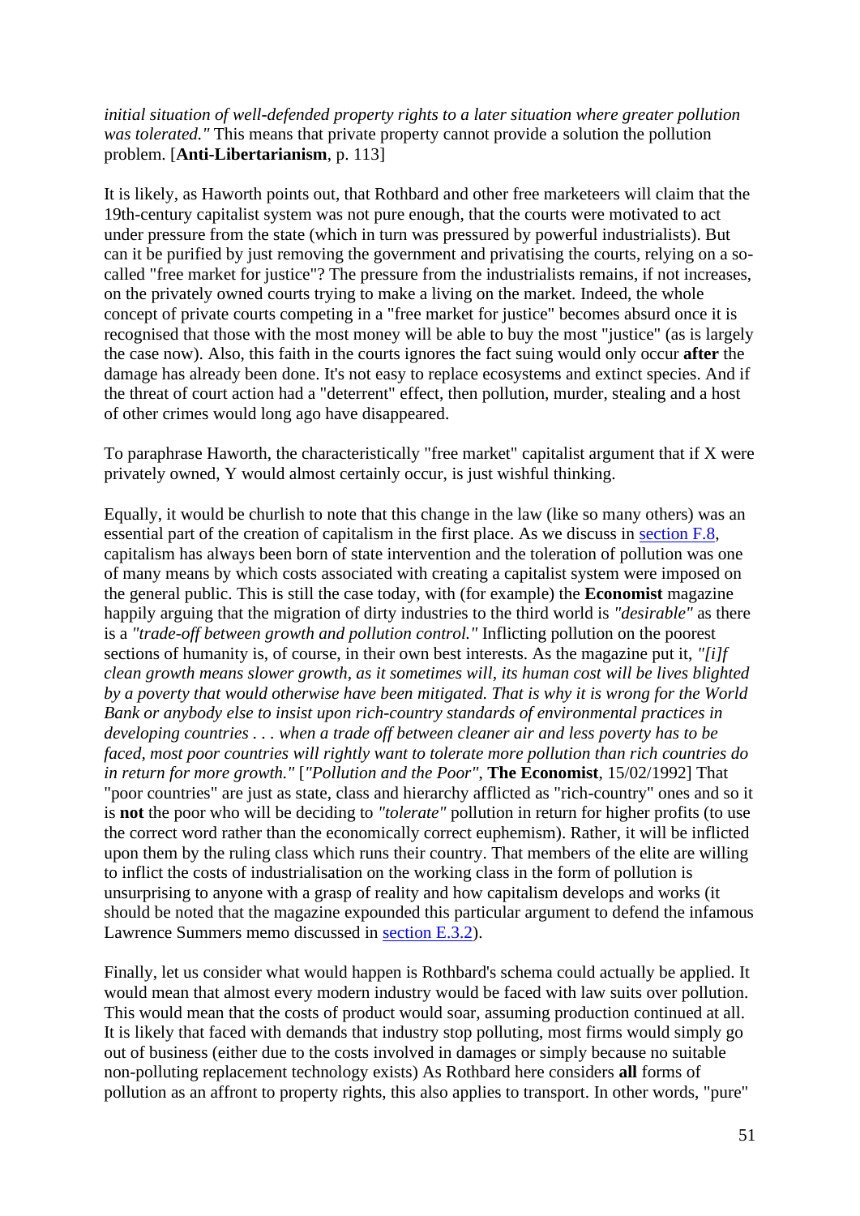*initial situation of well-defended property rights to a later situation where greater pollution was tolerated."* This means that private property cannot provide a solution the pollution problem. [**Anti-Libertarianism**, p. 113]

It is likely, as Haworth points out, that Rothbard and other free marketeers will claim that the 19th-century capitalist system was not pure enough, that the courts were motivated to act under pressure from the state (which in turn was pressured by powerful industrialists). But can it be purified by just removing the government and privatising the courts, relying on a so-called "free market for justice"? The pressure from the industrialists remains, if not increases, on the privately owned courts trying to make a living on the market. Indeed, the whole concept of private courts competing in a "free market for justice" becomes absurd once it is recognised that those with the most money will be able to buy the most "justice" (as is largely the case now). Also, this faith in the courts ignores the fact suing would only occur **after** the damage has already been done. It's not easy to replace ecosystems and extinct species. And if the threat of court action had a "deterrent" effect, then pollution, murder, stealing and a host of other crimes would long ago have disappeared.

To paraphrase Haworth, the characteristically "free market" capitalist argument that if X were privately owned, Y would almost certainly occur, is just wishful thinking.

Equally, it would be churlish to note that this change in the law (like so many others) was an essential part of the creation of capitalism in the first place. As we discuss in section F.8, capitalism has always been born of state intervention and the toleration of pollution was one of many means by which costs associated with creating a capitalist system were imposed on the general public. This is still the case today, with (for example) the **Economist** magazine happily arguing that the migration of dirty industries to the third world is *"desirable"* as there is a *"trade-off between growth and pollution control."* Inflicting pollution on the poorest sections of humanity is, of course, in their own best interests. As the magazine put it, *"[i]f clean growth means slower growth, as it sometimes will, its human cost will be lives blighted by a poverty that would otherwise have been mitigated. That is why it is wrong for the World Bank or anybody else to insist upon rich-country standards of environmental practices in developing countries . . . when a trade off between cleaner air and less poverty has to be faced, most poor countries will rightly want to tolerate more pollution than rich countries do in return for more growth."* [*"Pollution and the Poor"*, **The Economist**, 15/02/1992] That "poor countries" are just as state, class and hierarchy afflicted as "rich-country" ones and so it is **not** the poor who will be deciding to *"tolerate"* pollution in return for higher profits (to use the correct word rather than the economically correct euphemism). Rather, it will be inflicted upon them by the ruling class which runs their country. That members of the elite are willing to inflict the costs of industrialisation on the working class in the form of pollution is unsurprising to anyone with a grasp of reality and how capitalism develops and works (it should be noted that the magazine expounded this particular argument to defend the infamous Lawrence Summers memo discussed in section E.3.2).

Finally, let us consider what would happen is Rothbard's schema could actually be applied. It would mean that almost every modern industry would be faced with law suits over pollution. This would mean that the costs of product would soar, assuming production continued at all. It is likely that faced with demands that industry stop polluting, most firms would simply go out of business (either due to the costs involved in damages or simply because no suitable non-polluting replacement technology exists) As Rothbard here considers **all** forms of pollution as an affront to property rights, this also applies to transport. In other words, "pure"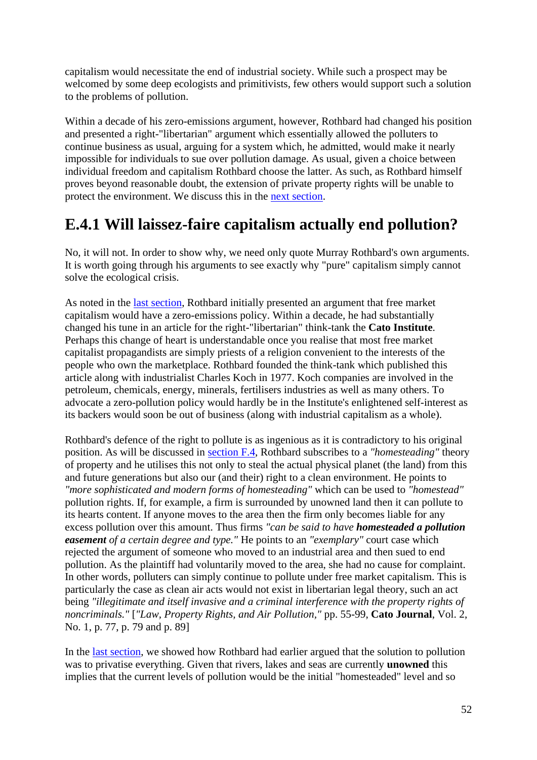capitalism would necessitate the end of industrial society. While such a prospect may be welcomed by some deep ecologists and primitivists, few others would support such a solution to the problems of pollution.

Within a decade of his zero-emissions argument, however, Rothbard had changed his position and presented a right-"libertarian" argument which essentially allowed the polluters to continue business as usual, arguing for a system which, he admitted, would make it nearly impossible for individuals to sue over pollution damage. As usual, given a choice between individual freedom and capitalism Rothbard choose the latter. As such, as Rothbard himself proves beyond reasonable doubt, the extension of private property rights will be unable to protect the environment. We discuss this in the next section.

## E.4.1 Will laissez-faire capitalism actually end pollution?

No, it will not. In order to show why, we need only quote Murray Rothbard's own arguments. It is worth going through his arguments to see exactly why "pure" capitalism simply cannot solve the ecological crisis.

As noted in the last section, Rothbard initially presented an argument that free market capitalism would have a zero-emissions policy. Within a decade, he had substantially changed his tune in an article for the right-"libertarian" think-tank the **Cato Institute**. Perhaps this change of heart is understandable once you realise that most free market capitalist propagandists are simply priests of a religion convenient to the interests of the people who own the marketplace. Rothbard founded the think-tank which published this article along with industrialist Charles Koch in 1977. Koch companies are involved in the petroleum, chemicals, energy, minerals, fertilisers industries as well as many others. To advocate a zero-pollution policy would hardly be in the Institute's enlightened self-interest as its backers would soon be out of business (along with industrial capitalism as a whole).

Rothbard's defence of the right to pollute is as ingenious as it is contradictory to his original position. As will be discussed in section F.4, Rothbard subscribes to a *"homesteading"* theory of property and he utilises this not only to steal the actual physical planet (the land) from this and future generations but also our (and their) right to a clean environment. He points to *"more sophisticated and modern forms of homesteading"* which can be used to *"homestead"* pollution rights. If, for example, a firm is surrounded by unowned land then it can pollute to its hearts content. If anyone moves to the area then the firm only becomes liable for any excess pollution over this amount. Thus firms *"can be said to have* ***homesteaded a pollution easement*** *of a certain degree and type."* He points to an *"exemplary"* court case which rejected the argument of someone who moved to an industrial area and then sued to end pollution. As the plaintiff had voluntarily moved to the area, she had no cause for complaint. In other words, polluters can simply continue to pollute under free market capitalism. This is particularly the case as clean air acts would not exist in libertarian legal theory, such an act being *"illegitimate and itself invasive and a criminal interference with the property rights of noncriminals."* [*"Law, Property Rights, and Air Pollution,"* pp. 55-99, **Cato Journal**, Vol. 2, No. 1, p. 77, p. 79 and p. 89]

In the last section, we showed how Rothbard had earlier argued that the solution to pollution was to privatise everything. Given that rivers, lakes and seas are currently **unowned** this implies that the current levels of pollution would be the initial "homesteaded" level and so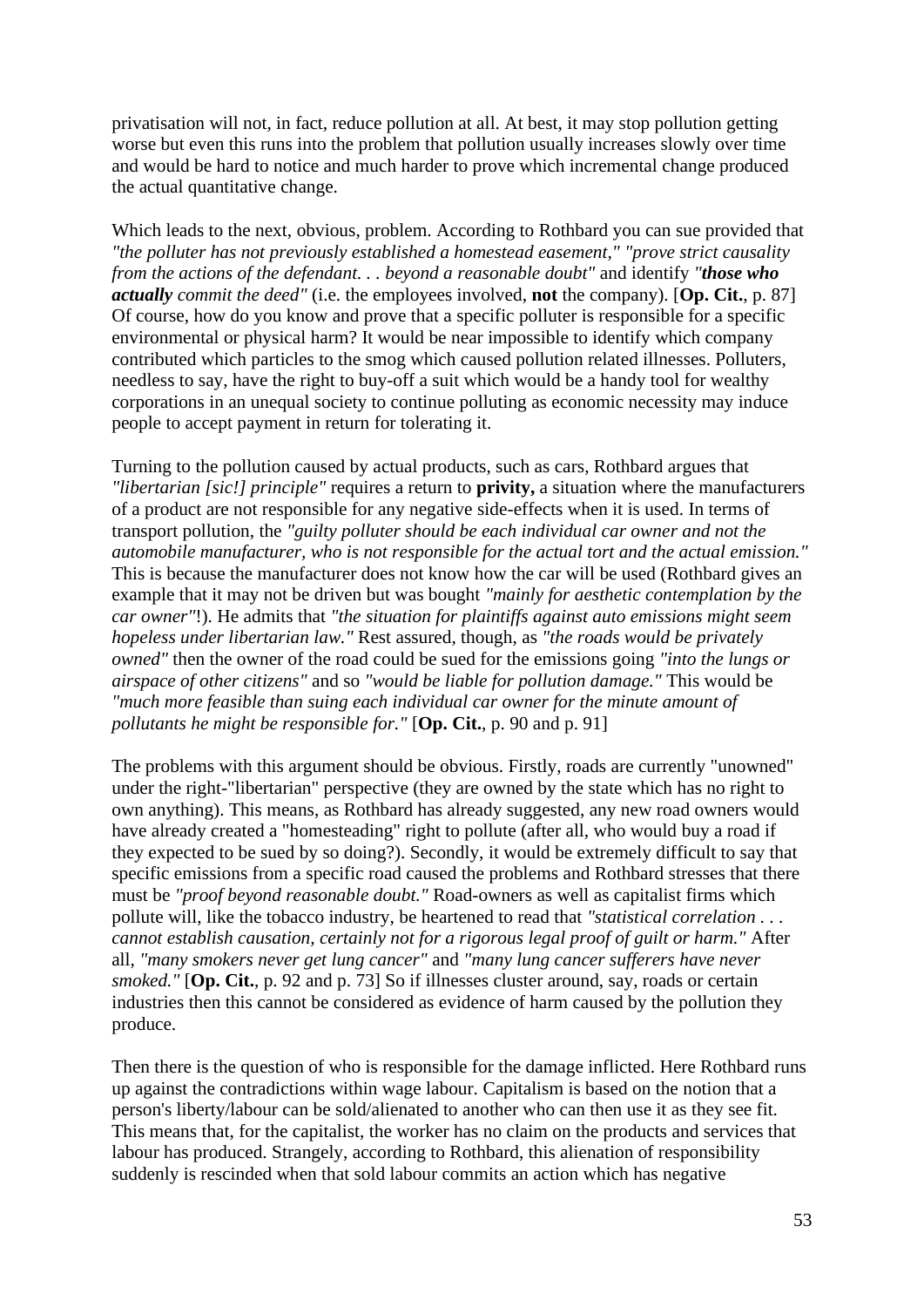privatisation will not, in fact, reduce pollution at all. At best, it may stop pollution getting worse but even this runs into the problem that pollution usually increases slowly over time and would be hard to notice and much harder to prove which incremental change produced the actual quantitative change.

Which leads to the next, obvious, problem. According to Rothbard you can sue provided that *"the polluter has not previously established a homestead easement," "prove strict causality from the actions of the defendant. . . beyond a reasonable doubt"* and identify *"**those who actually** commit the deed"* (i.e. the employees involved, **not** the company). [**Op. Cit.**, p. 87] Of course, how do you know and prove that a specific polluter is responsible for a specific environmental or physical harm? It would be near impossible to identify which company contributed which particles to the smog which caused pollution related illnesses. Polluters, needless to say, have the right to buy-off a suit which would be a handy tool for wealthy corporations in an unequal society to continue polluting as economic necessity may induce people to accept payment in return for tolerating it.

Turning to the pollution caused by actual products, such as cars, Rothbard argues that *"libertarian [sic!] principle"* requires a return to **privity,** a situation where the manufacturers of a product are not responsible for any negative side-effects when it is used. In terms of transport pollution, the *"guilty polluter should be each individual car owner and not the automobile manufacturer, who is not responsible for the actual tort and the actual emission."* This is because the manufacturer does not know how the car will be used (Rothbard gives an example that it may not be driven but was bought *"mainly for aesthetic contemplation by the car owner"*!). He admits that *"the situation for plaintiffs against auto emissions might seem hopeless under libertarian law."* Rest assured, though, as *"the roads would be privately owned"* then the owner of the road could be sued for the emissions going *"into the lungs or airspace of other citizens"* and so *"would be liable for pollution damage."* This would be *"much more feasible than suing each individual car owner for the minute amount of pollutants he might be responsible for."* [**Op. Cit.**, p. 90 and p. 91]

The problems with this argument should be obvious. Firstly, roads are currently "unowned" under the right-"libertarian" perspective (they are owned by the state which has no right to own anything). This means, as Rothbard has already suggested, any new road owners would have already created a "homesteading" right to pollute (after all, who would buy a road if they expected to be sued by so doing?). Secondly, it would be extremely difficult to say that specific emissions from a specific road caused the problems and Rothbard stresses that there must be *"proof beyond reasonable doubt."* Road-owners as well as capitalist firms which pollute will, like the tobacco industry, be heartened to read that *"statistical correlation . . . cannot establish causation, certainly not for a rigorous legal proof of guilt or harm."* After all, *"many smokers never get lung cancer"* and *"many lung cancer sufferers have never smoked."* [**Op. Cit.**, p. 92 and p. 73] So if illnesses cluster around, say, roads or certain industries then this cannot be considered as evidence of harm caused by the pollution they produce.

Then there is the question of who is responsible for the damage inflicted. Here Rothbard runs up against the contradictions within wage labour. Capitalism is based on the notion that a person's liberty/labour can be sold/alienated to another who can then use it as they see fit. This means that, for the capitalist, the worker has no claim on the products and services that labour has produced. Strangely, according to Rothbard, this alienation of responsibility suddenly is rescinded when that sold labour commits an action which has negative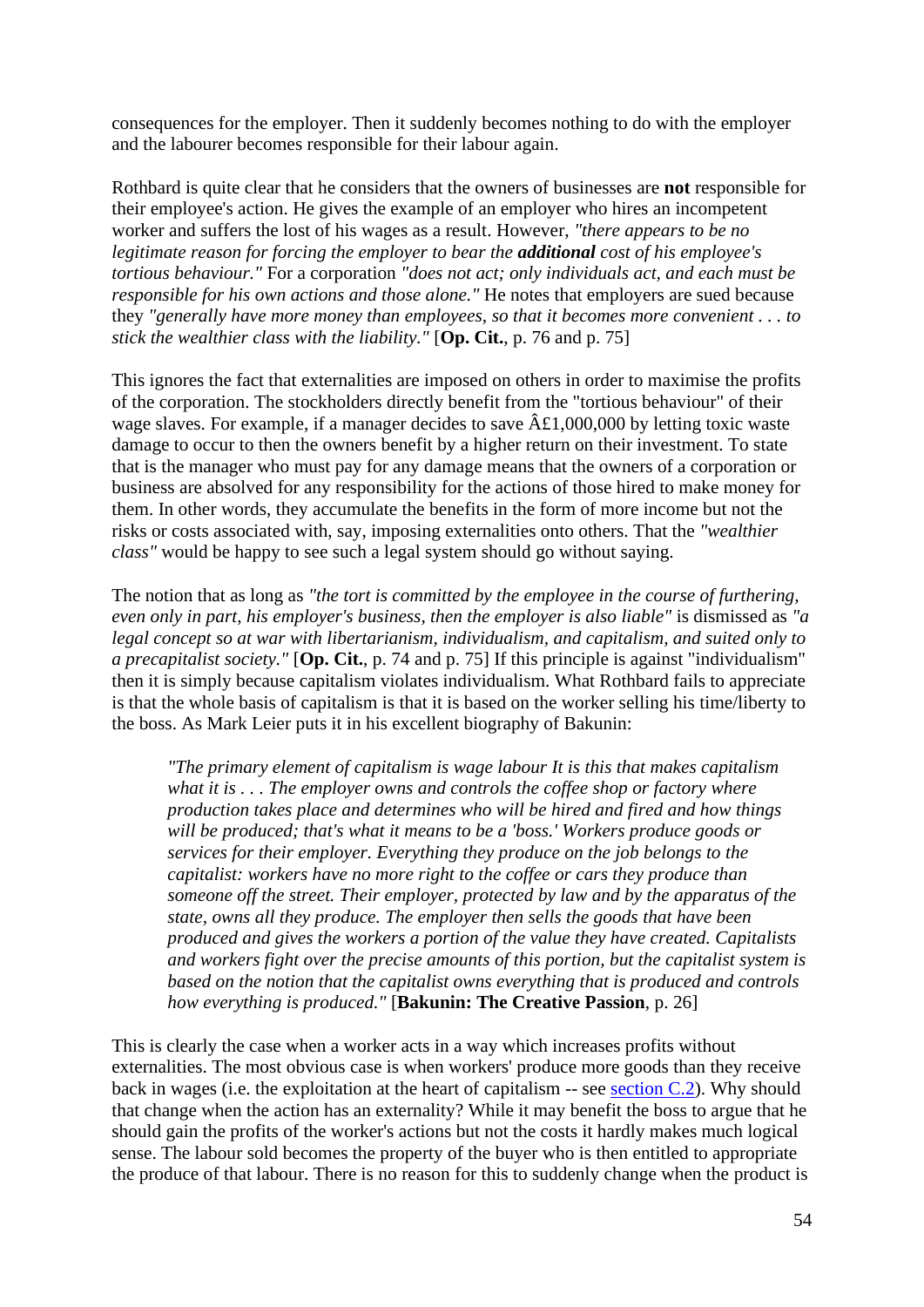consequences for the employer. Then it suddenly becomes nothing to do with the employer and the labourer becomes responsible for their labour again.

Rothbard is quite clear that he considers that the owners of businesses are **not** responsible for their employee's action. He gives the example of an employer who hires an incompetent worker and suffers the lost of his wages as a result. However, *"there appears to be no legitimate reason for forcing the employer to bear the **additional** cost of his employee's tortious behaviour."* For a corporation *"does not act; only individuals act, and each must be responsible for his own actions and those alone."* He notes that employers are sued because they *"generally have more money than employees, so that it becomes more convenient . . . to stick the wealthier class with the liability."* [**Op. Cit.**, p. 76 and p. 75]

This ignores the fact that externalities are imposed on others in order to maximise the profits of the corporation. The stockholders directly benefit from the "tortious behaviour" of their wage slaves. For example, if a manager decides to save Â£1,000,000 by letting toxic waste damage to occur to then the owners benefit by a higher return on their investment. To state that is the manager who must pay for any damage means that the owners of a corporation or business are absolved for any responsibility for the actions of those hired to make money for them. In other words, they accumulate the benefits in the form of more income but not the risks or costs associated with, say, imposing externalities onto others. That the *"wealthier class"* would be happy to see such a legal system should go without saying.

The notion that as long as *"the tort is committed by the employee in the course of furthering, even only in part, his employer's business, then the employer is also liable"* is dismissed as *"a legal concept so at war with libertarianism, individualism, and capitalism, and suited only to a precapitalist society."* [**Op. Cit.**, p. 74 and p. 75] If this principle is against "individualism" then it is simply because capitalism violates individualism. What Rothbard fails to appreciate is that the whole basis of capitalism is that it is based on the worker selling his time/liberty to the boss. As Mark Leier puts it in his excellent biography of Bakunin:

> *"The primary element of capitalism is wage labour It is this that makes capitalism what it is . . . The employer owns and controls the coffee shop or factory where production takes place and determines who will be hired and fired and how things will be produced; that's what it means to be a 'boss.' Workers produce goods or services for their employer. Everything they produce on the job belongs to the capitalist: workers have no more right to the coffee or cars they produce than someone off the street. Their employer, protected by law and by the apparatus of the state, owns all they produce. The employer then sells the goods that have been produced and gives the workers a portion of the value they have created. Capitalists and workers fight over the precise amounts of this portion, but the capitalist system is based on the notion that the capitalist owns everything that is produced and controls how everything is produced."* [**Bakunin: The Creative Passion**, p. 26]

This is clearly the case when a worker acts in a way which increases profits without externalities. The most obvious case is when workers' produce more goods than they receive back in wages (i.e. the exploitation at the heart of capitalism -- see section C.2). Why should that change when the action has an externality? While it may benefit the boss to argue that he should gain the profits of the worker's actions but not the costs it hardly makes much logical sense. The labour sold becomes the property of the buyer who is then entitled to appropriate the produce of that labour. There is no reason for this to suddenly change when the product is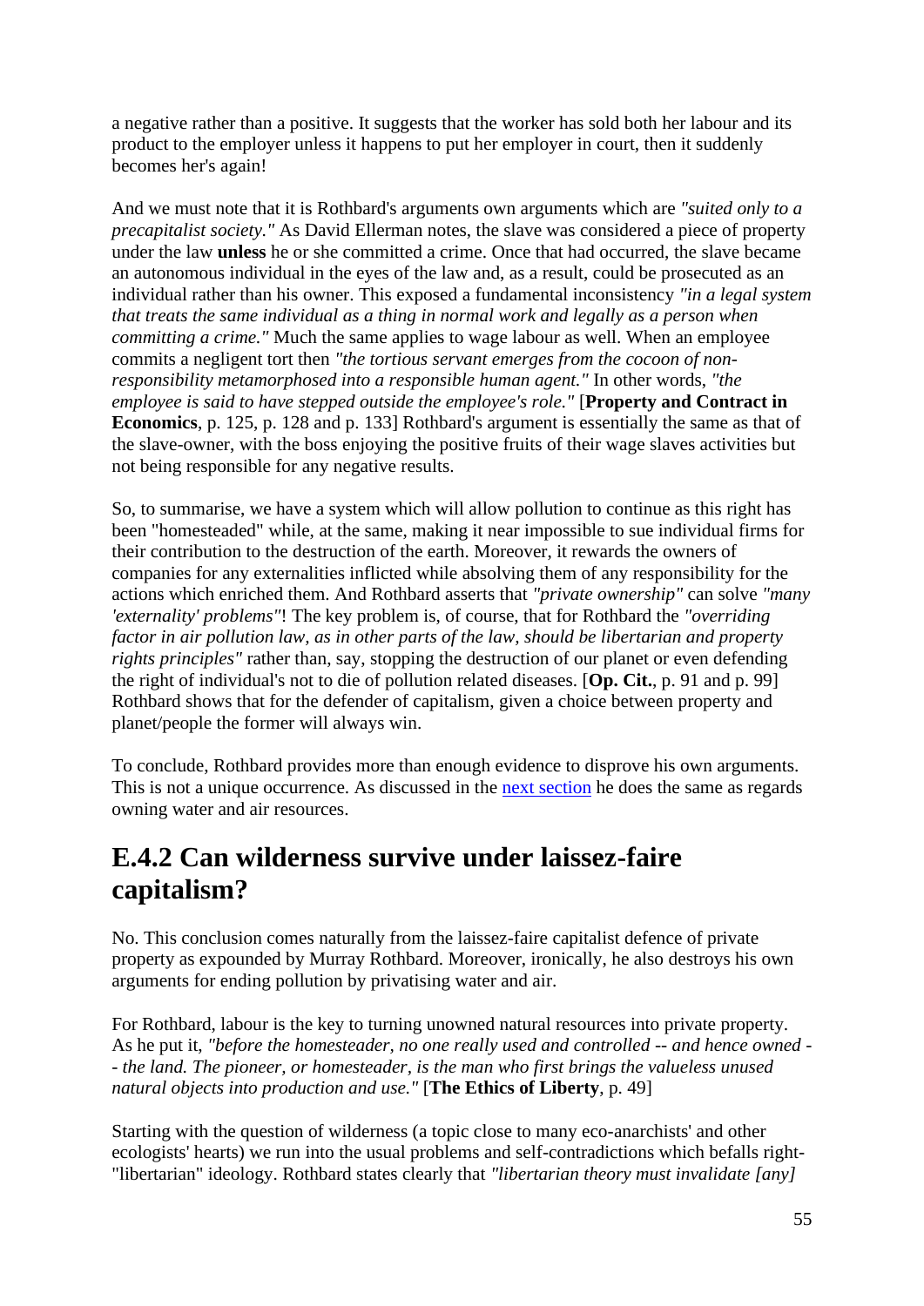a negative rather than a positive. It suggests that the worker has sold both her labour and its product to the employer unless it happens to put her employer in court, then it suddenly becomes her's again!

And we must note that it is Rothbard's arguments own arguments which are *"suited only to a precapitalist society."* As David Ellerman notes, the slave was considered a piece of property under the law **unless** he or she committed a crime. Once that had occurred, the slave became an autonomous individual in the eyes of the law and, as a result, could be prosecuted as an individual rather than his owner. This exposed a fundamental inconsistency *"in a legal system that treats the same individual as a thing in normal work and legally as a person when committing a crime."* Much the same applies to wage labour as well. When an employee commits a negligent tort then *"the tortious servant emerges from the cocoon of non-responsibility metamorphosed into a responsible human agent."* In other words, *"the employee is said to have stepped outside the employee's role."* [**Property and Contract in Economics**, p. 125, p. 128 and p. 133] Rothbard's argument is essentially the same as that of the slave-owner, with the boss enjoying the positive fruits of their wage slaves activities but not being responsible for any negative results.

So, to summarise, we have a system which will allow pollution to continue as this right has been "homesteaded" while, at the same, making it near impossible to sue individual firms for their contribution to the destruction of the earth. Moreover, it rewards the owners of companies for any externalities inflicted while absolving them of any responsibility for the actions which enriched them. And Rothbard asserts that *"private ownership"* can solve *"many 'externality' problems"*! The key problem is, of course, that for Rothbard the *"overriding factor in air pollution law, as in other parts of the law, should be libertarian and property rights principles"* rather than, say, stopping the destruction of our planet or even defending the right of individual's not to die of pollution related diseases. [**Op. Cit.**, p. 91 and p. 99] Rothbard shows that for the defender of capitalism, given a choice between property and planet/people the former will always win.

To conclude, Rothbard provides more than enough evidence to disprove his own arguments. This is not a unique occurrence. As discussed in the next section he does the same as regards owning water and air resources.

## E.4.2 Can wilderness survive under laissez-faire capitalism?

No. This conclusion comes naturally from the laissez-faire capitalist defence of private property as expounded by Murray Rothbard. Moreover, ironically, he also destroys his own arguments for ending pollution by privatising water and air.

For Rothbard, labour is the key to turning unowned natural resources into private property. As he put it, *"before the homesteader, no one really used and controlled -- and hence owned -- the land. The pioneer, or homesteader, is the man who first brings the valueless unused natural objects into production and use."* [**The Ethics of Liberty**, p. 49]

Starting with the question of wilderness (a topic close to many eco-anarchists' and other ecologists' hearts) we run into the usual problems and self-contradictions which befalls right-"libertarian" ideology. Rothbard states clearly that *"libertarian theory must invalidate [any]*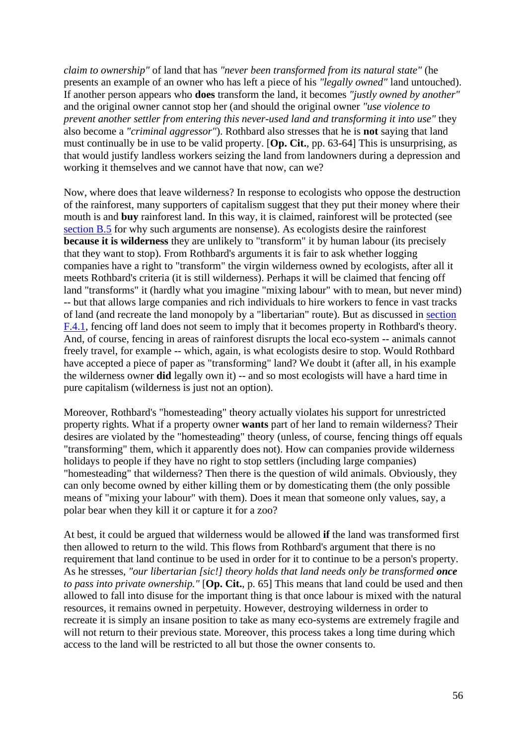*claim to ownership"* of land that has *"never been transformed from its natural state"* (he presents an example of an owner who has left a piece of his *"legally owned"* land untouched). If another person appears who **does** transform the land, it becomes *"justly owned by another"* and the original owner cannot stop her (and should the original owner *"use violence to prevent another settler from entering this never-used land and transforming it into use"* they also become a *"criminal aggressor"*). Rothbard also stresses that he is **not** saying that land must continually be in use to be valid property. [**Op. Cit.**, pp. 63-64] This is unsurprising, as that would justify landless workers seizing the land from landowners during a depression and working it themselves and we cannot have that now, can we?

Now, where does that leave wilderness? In response to ecologists who oppose the destruction of the rainforest, many supporters of capitalism suggest that they put their money where their mouth is and **buy** rainforest land. In this way, it is claimed, rainforest will be protected (see section B.5 for why such arguments are nonsense). As ecologists desire the rainforest **because it is wilderness** they are unlikely to "transform" it by human labour (its precisely that they want to stop). From Rothbard's arguments it is fair to ask whether logging companies have a right to "transform" the virgin wilderness owned by ecologists, after all it meets Rothbard's criteria (it is still wilderness). Perhaps it will be claimed that fencing off land "transforms" it (hardly what you imagine "mixing labour" with to mean, but never mind) -- but that allows large companies and rich individuals to hire workers to fence in vast tracks of land (and recreate the land monopoly by a "libertarian" route). But as discussed in section F.4.1, fencing off land does not seem to imply that it becomes property in Rothbard's theory. And, of course, fencing in areas of rainforest disrupts the local eco-system -- animals cannot freely travel, for example -- which, again, is what ecologists desire to stop. Would Rothbard have accepted a piece of paper as "transforming" land? We doubt it (after all, in his example the wilderness owner **did** legally own it) -- and so most ecologists will have a hard time in pure capitalism (wilderness is just not an option).

Moreover, Rothbard's "homesteading" theory actually violates his support for unrestricted property rights. What if a property owner **wants** part of her land to remain wilderness? Their desires are violated by the "homesteading" theory (unless, of course, fencing things off equals "transforming" them, which it apparently does not). How can companies provide wilderness holidays to people if they have no right to stop settlers (including large companies) "homesteading" that wilderness? Then there is the question of wild animals. Obviously, they can only become owned by either killing them or by domesticating them (the only possible means of "mixing your labour" with them). Does it mean that someone only values, say, a polar bear when they kill it or capture it for a zoo?

At best, it could be argued that wilderness would be allowed **if** the land was transformed first then allowed to return to the wild. This flows from Rothbard's argument that there is no requirement that land continue to be used in order for it to continue to be a person's property. As he stresses, *"our libertarian [sic!] theory holds that land needs only be transformed **once** to pass into private ownership."* [**Op. Cit.**, p. 65] This means that land could be used and then allowed to fall into disuse for the important thing is that once labour is mixed with the natural resources, it remains owned in perpetuity. However, destroying wilderness in order to recreate it is simply an insane position to take as many eco-systems are extremely fragile and will not return to their previous state. Moreover, this process takes a long time during which access to the land will be restricted to all but those the owner consents to.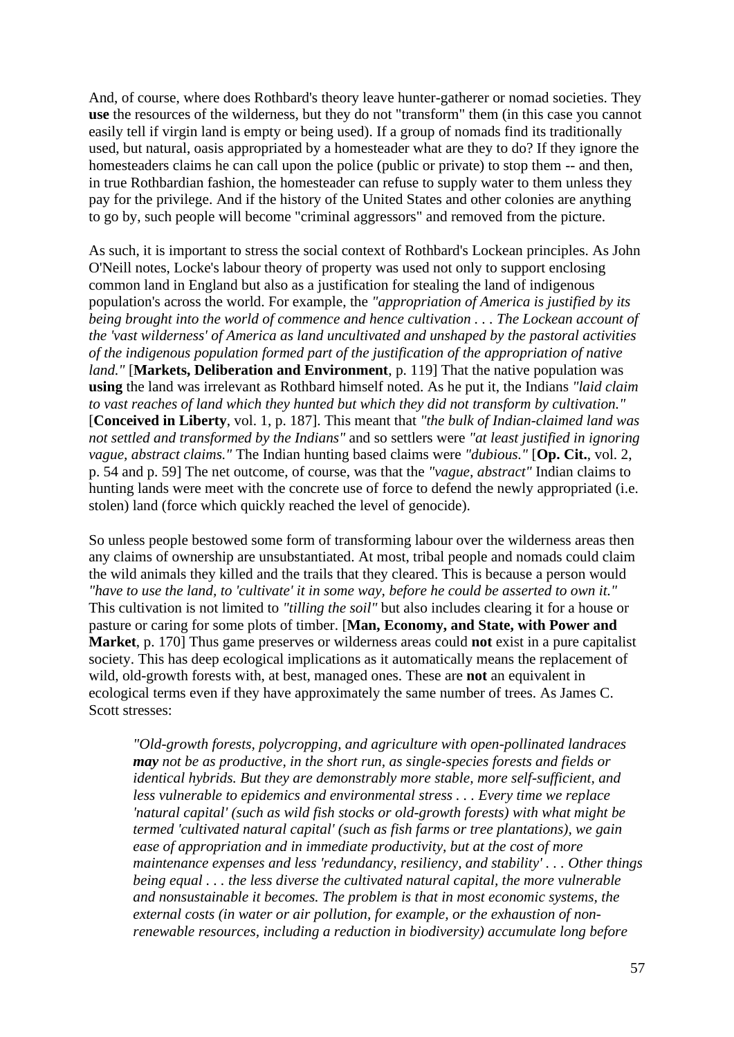And, of course, where does Rothbard's theory leave hunter-gatherer or nomad societies. They **use** the resources of the wilderness, but they do not "transform" them (in this case you cannot easily tell if virgin land is empty or being used). If a group of nomads find its traditionally used, but natural, oasis appropriated by a homesteader what are they to do? If they ignore the homesteaders claims he can call upon the police (public or private) to stop them -- and then, in true Rothbardian fashion, the homesteader can refuse to supply water to them unless they pay for the privilege. And if the history of the United States and other colonies are anything to go by, such people will become "criminal aggressors" and removed from the picture.

As such, it is important to stress the social context of Rothbard's Lockean principles. As John O'Neill notes, Locke's labour theory of property was used not only to support enclosing common land in England but also as a justification for stealing the land of indigenous population's across the world. For example, the *"appropriation of America is justified by its being brought into the world of commence and hence cultivation . . . The Lockean account of the 'vast wilderness' of America as land uncultivated and unshaped by the pastoral activities of the indigenous population formed part of the justification of the appropriation of native land."* [**Markets, Deliberation and Environment**, p. 119] That the native population was **using** the land was irrelevant as Rothbard himself noted. As he put it, the Indians *"laid claim to vast reaches of land which they hunted but which they did not transform by cultivation."* [**Conceived in Liberty**, vol. 1, p. 187]. This meant that *"the bulk of Indian-claimed land was not settled and transformed by the Indians"* and so settlers were *"at least justified in ignoring vague, abstract claims."* The Indian hunting based claims were *"dubious."* [**Op. Cit.**, vol. 2, p. 54 and p. 59] The net outcome, of course, was that the *"vague, abstract"* Indian claims to hunting lands were meet with the concrete use of force to defend the newly appropriated (i.e. stolen) land (force which quickly reached the level of genocide).

So unless people bestowed some form of transforming labour over the wilderness areas then any claims of ownership are unsubstantiated. At most, tribal people and nomads could claim the wild animals they killed and the trails that they cleared. This is because a person would *"have to use the land, to 'cultivate' it in some way, before he could be asserted to own it."* This cultivation is not limited to *"tilling the soil"* but also includes clearing it for a house or pasture or caring for some plots of timber. [**Man, Economy, and State, with Power and Market**, p. 170] Thus game preserves or wilderness areas could **not** exist in a pure capitalist society. This has deep ecological implications as it automatically means the replacement of wild, old-growth forests with, at best, managed ones. These are **not** an equivalent in ecological terms even if they have approximately the same number of trees. As James C. Scott stresses:

> *"Old-growth forests, polycropping, and agriculture with open-pollinated landraces* ***may*** *not be as productive, in the short run, as single-species forests and fields or identical hybrids. But they are demonstrably more stable, more self-sufficient, and less vulnerable to epidemics and environmental stress . . . Every time we replace 'natural capital' (such as wild fish stocks or old-growth forests) with what might be termed 'cultivated natural capital' (such as fish farms or tree plantations), we gain ease of appropriation and in immediate productivity, but at the cost of more maintenance expenses and less 'redundancy, resiliency, and stability' . . . Other things being equal . . . the less diverse the cultivated natural capital, the more vulnerable and nonsustainable it becomes. The problem is that in most economic systems, the external costs (in water or air pollution, for example, or the exhaustion of non-renewable resources, including a reduction in biodiversity) accumulate long before*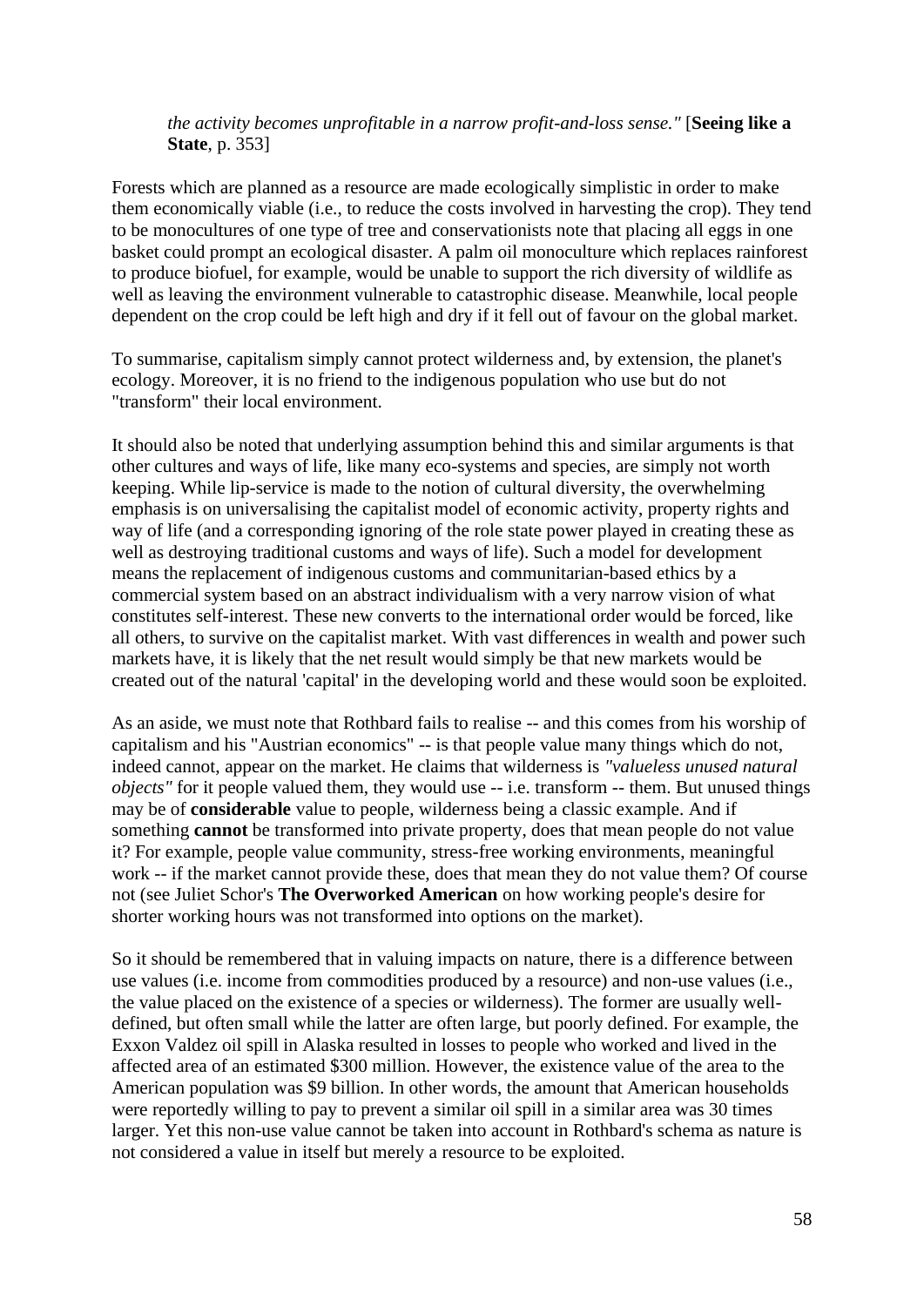> *the activity becomes unprofitable in a narrow profit-and-loss sense."* [**Seeing like a State**, p. 353]

Forests which are planned as a resource are made ecologically simplistic in order to make them economically viable (i.e., to reduce the costs involved in harvesting the crop). They tend to be monocultures of one type of tree and conservationists note that placing all eggs in one basket could prompt an ecological disaster. A palm oil monoculture which replaces rainforest to produce biofuel, for example, would be unable to support the rich diversity of wildlife as well as leaving the environment vulnerable to catastrophic disease. Meanwhile, local people dependent on the crop could be left high and dry if it fell out of favour on the global market.

To summarise, capitalism simply cannot protect wilderness and, by extension, the planet's ecology. Moreover, it is no friend to the indigenous population who use but do not "transform" their local environment.

It should also be noted that underlying assumption behind this and similar arguments is that other cultures and ways of life, like many eco-systems and species, are simply not worth keeping. While lip-service is made to the notion of cultural diversity, the overwhelming emphasis is on universalising the capitalist model of economic activity, property rights and way of life (and a corresponding ignoring of the role state power played in creating these as well as destroying traditional customs and ways of life). Such a model for development means the replacement of indigenous customs and communitarian-based ethics by a commercial system based on an abstract individualism with a very narrow vision of what constitutes self-interest. These new converts to the international order would be forced, like all others, to survive on the capitalist market. With vast differences in wealth and power such markets have, it is likely that the net result would simply be that new markets would be created out of the natural 'capital' in the developing world and these would soon be exploited.

As an aside, we must note that Rothbard fails to realise -- and this comes from his worship of capitalism and his "Austrian economics" -- is that people value many things which do not, indeed cannot, appear on the market. He claims that wilderness is *"valueless unused natural objects"* for it people valued them, they would use -- i.e. transform -- them. But unused things may be of **considerable** value to people, wilderness being a classic example. And if something **cannot** be transformed into private property, does that mean people do not value it? For example, people value community, stress-free working environments, meaningful work -- if the market cannot provide these, does that mean they do not value them? Of course not (see Juliet Schor's **The Overworked American** on how working people's desire for shorter working hours was not transformed into options on the market).

So it should be remembered that in valuing impacts on nature, there is a difference between use values (i.e. income from commodities produced by a resource) and non-use values (i.e., the value placed on the existence of a species or wilderness). The former are usually well-defined, but often small while the latter are often large, but poorly defined. For example, the Exxon Valdez oil spill in Alaska resulted in losses to people who worked and lived in the affected area of an estimated $300 million. However, the existence value of the area to the American population was $9 billion. In other words, the amount that American households were reportedly willing to pay to prevent a similar oil spill in a similar area was 30 times larger. Yet this non-use value cannot be taken into account in Rothbard's schema as nature is not considered a value in itself but merely a resource to be exploited.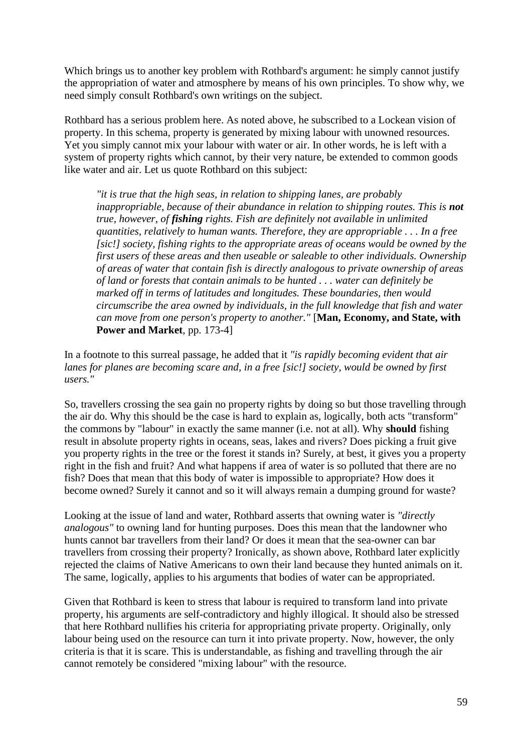Which brings us to another key problem with Rothbard's argument: he simply cannot justify the appropriation of water and atmosphere by means of his own principles. To show why, we need simply consult Rothbard's own writings on the subject.

Rothbard has a serious problem here. As noted above, he subscribed to a Lockean vision of property. In this schema, property is generated by mixing labour with unowned resources. Yet you simply cannot mix your labour with water or air. In other words, he is left with a system of property rights which cannot, by their very nature, be extended to common goods like water and air. Let us quote Rothbard on this subject:

> *"it is true that the high seas, in relation to shipping lanes, are probably inappropriable, because of their abundance in relation to shipping routes. This is **not** true, however, of **fishing** rights. Fish are definitely not available in unlimited quantities, relatively to human wants. Therefore, they are appropriable . . . In a free [sic!] society, fishing rights to the appropriate areas of oceans would be owned by the first users of these areas and then useable or saleable to other individuals. Ownership of areas of water that contain fish is directly analogous to private ownership of areas of land or forests that contain animals to be hunted . . . water can definitely be marked off in terms of latitudes and longitudes. These boundaries, then would circumscribe the area owned by individuals, in the full knowledge that fish and water can move from one person's property to another."* [**Man, Economy, and State, with Power and Market**, pp. 173-4]

In a footnote to this surreal passage, he added that it *"is rapidly becoming evident that air lanes for planes are becoming scare and, in a free [sic!] society, would be owned by first users."*

So, travellers crossing the sea gain no property rights by doing so but those travelling through the air do. Why this should be the case is hard to explain as, logically, both acts "transform" the commons by "labour" in exactly the same manner (i.e. not at all). Why **should** fishing result in absolute property rights in oceans, seas, lakes and rivers? Does picking a fruit give you property rights in the tree or the forest it stands in? Surely, at best, it gives you a property right in the fish and fruit? And what happens if area of water is so polluted that there are no fish? Does that mean that this body of water is impossible to appropriate? How does it become owned? Surely it cannot and so it will always remain a dumping ground for waste?

Looking at the issue of land and water, Rothbard asserts that owning water is *"directly analogous"* to owning land for hunting purposes. Does this mean that the landowner who hunts cannot bar travellers from their land? Or does it mean that the sea-owner can bar travellers from crossing their property? Ironically, as shown above, Rothbard later explicitly rejected the claims of Native Americans to own their land because they hunted animals on it. The same, logically, applies to his arguments that bodies of water can be appropriated.

Given that Rothbard is keen to stress that labour is required to transform land into private property, his arguments are self-contradictory and highly illogical. It should also be stressed that here Rothbard nullifies his criteria for appropriating private property. Originally, only labour being used on the resource can turn it into private property. Now, however, the only criteria is that it is scare. This is understandable, as fishing and travelling through the air cannot remotely be considered "mixing labour" with the resource.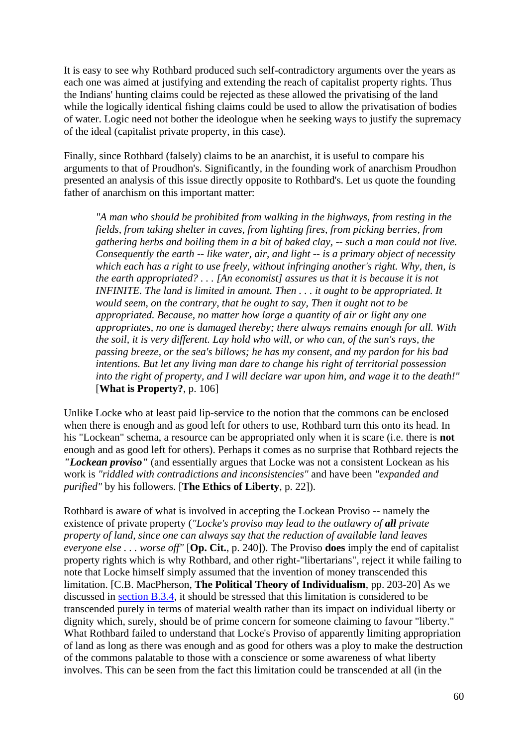It is easy to see why Rothbard produced such self-contradictory arguments over the years as each one was aimed at justifying and extending the reach of capitalist property rights. Thus the Indians' hunting claims could be rejected as these allowed the privatising of the land while the logically identical fishing claims could be used to allow the privatisation of bodies of water. Logic need not bother the ideologue when he seeking ways to justify the supremacy of the ideal (capitalist private property, in this case).

Finally, since Rothbard (falsely) claims to be an anarchist, it is useful to compare his arguments to that of Proudhon's. Significantly, in the founding work of anarchism Proudhon presented an analysis of this issue directly opposite to Rothbard's. Let us quote the founding father of anarchism on this important matter:

> *"A man who should be prohibited from walking in the highways, from resting in the fields, from taking shelter in caves, from lighting fires, from picking berries, from gathering herbs and boiling them in a bit of baked clay, -- such a man could not live. Consequently the earth -- like water, air, and light -- is a primary object of necessity which each has a right to use freely, without infringing another's right. Why, then, is the earth appropriated? . . . [An economist] assures us that it is because it is not INFINITE. The land is limited in amount. Then . . . it ought to be appropriated. It would seem, on the contrary, that he ought to say, Then it ought not to be appropriated. Because, no matter how large a quantity of air or light any one appropriates, no one is damaged thereby; there always remains enough for all. With the soil, it is very different. Lay hold who will, or who can, of the sun's rays, the passing breeze, or the sea's billows; he has my consent, and my pardon for his bad intentions. But let any living man dare to change his right of territorial possession into the right of property, and I will declare war upon him, and wage it to the death!"* [**What is Property?**, p. 106]

Unlike Locke who at least paid lip-service to the notion that the commons can be enclosed when there is enough and as good left for others to use, Rothbard turn this onto its head. In his "Lockean" schema, a resource can be appropriated only when it is scare (i.e. there is **not** enough and as good left for others). Perhaps it comes as no surprise that Rothbard rejects the ***"Lockean proviso"*** (and essentially argues that Locke was not a consistent Lockean as his work is *"riddled with contradictions and inconsistencies"* and have been *"expanded and purified"* by his followers. [**The Ethics of Liberty**, p. 22]).

Rothbard is aware of what is involved in accepting the Lockean Proviso -- namely the existence of private property (*"Locke's proviso may lead to the outlawry of **all** private property of land, since one can always say that the reduction of available land leaves everyone else . . . worse off"* [**Op. Cit.**, p. 240]). The Proviso **does** imply the end of capitalist property rights which is why Rothbard, and other right-"libertarians", reject it while failing to note that Locke himself simply assumed that the invention of money transcended this limitation. [C.B. MacPherson, **The Political Theory of Individualism**, pp. 203-20] As we discussed in section B.3.4, it should be stressed that this limitation is considered to be transcended purely in terms of material wealth rather than its impact on individual liberty or dignity which, surely, should be of prime concern for someone claiming to favour "liberty." What Rothbard failed to understand that Locke's Proviso of apparently limiting appropriation of land as long as there was enough and as good for others was a ploy to make the destruction of the commons palatable to those with a conscience or some awareness of what liberty involves. This can be seen from the fact this limitation could be transcended at all (in the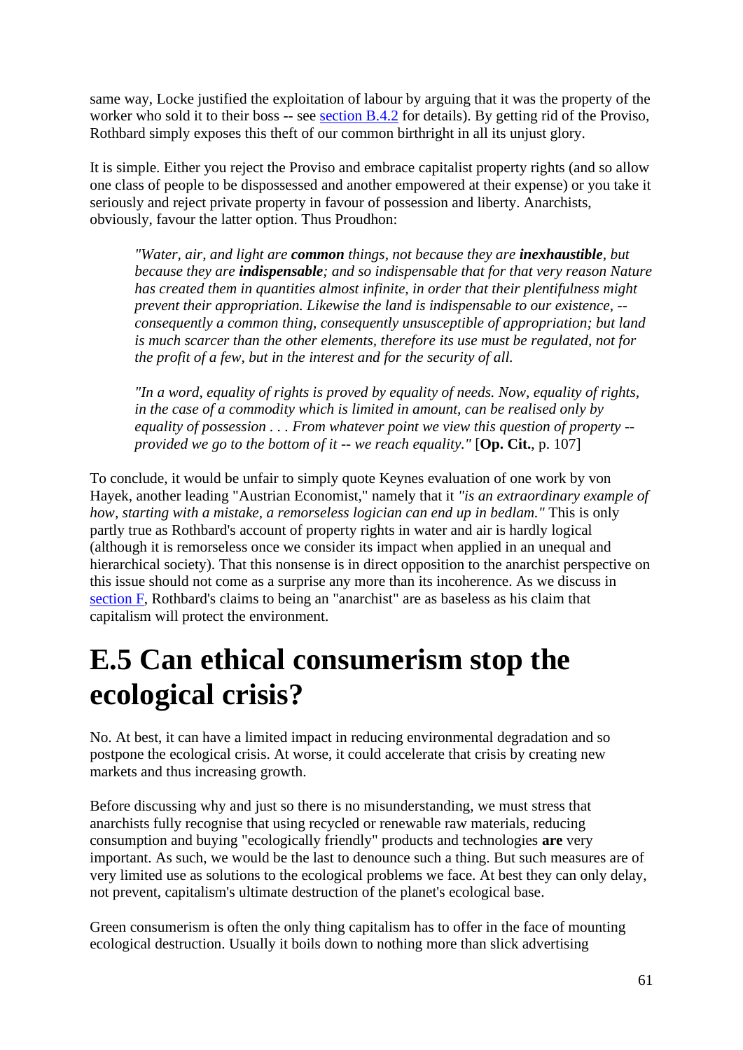same way, Locke justified the exploitation of labour by arguing that it was the property of the worker who sold it to their boss -- see [section B.4.2](#) for details). By getting rid of the Proviso, Rothbard simply exposes this theft of our common birthright in all its unjust glory.

It is simple. Either you reject the Proviso and embrace capitalist property rights (and so allow one class of people to be dispossessed and another empowered at their expense) or you take it seriously and reject private property in favour of possession and liberty. Anarchists, obviously, favour the latter option. Thus Proudhon:

> *"Water, air, and light are **common** things, not because they are **inexhaustible**, but because they are **indispensable**; and so indispensable that for that very reason Nature has created them in quantities almost infinite, in order that their plentifulness might prevent their appropriation. Likewise the land is indispensable to our existence, -- consequently a common thing, consequently unsusceptible of appropriation; but land is much scarcer than the other elements, therefore its use must be regulated, not for the profit of a few, but in the interest and for the security of all.*
>
> *"In a word, equality of rights is proved by equality of needs. Now, equality of rights, in the case of a commodity which is limited in amount, can be realised only by equality of possession . . . From whatever point we view this question of property -- provided we go to the bottom of it -- we reach equality."* [**Op. Cit.**, p. 107]

To conclude, it would be unfair to simply quote Keynes evaluation of one work by von Hayek, another leading "Austrian Economist," namely that it *"is an extraordinary example of how, starting with a mistake, a remorseless logician can end up in bedlam."* This is only partly true as Rothbard's account of property rights in water and air is hardly logical (although it is remorseless once we consider its impact when applied in an unequal and hierarchical society). That this nonsense is in direct opposition to the anarchist perspective on this issue should not come as a surprise any more than its incoherence. As we discuss in [section F](#), Rothbard's claims to being an "anarchist" are as baseless as his claim that capitalism will protect the environment.

# E.5 Can ethical consumerism stop the ecological crisis?

No. At best, it can have a limited impact in reducing environmental degradation and so postpone the ecological crisis. At worse, it could accelerate that crisis by creating new markets and thus increasing growth.

Before discussing why and just so there is no misunderstanding, we must stress that anarchists fully recognise that using recycled or renewable raw materials, reducing consumption and buying "ecologically friendly" products and technologies **are** very important. As such, we would be the last to denounce such a thing. But such measures are of very limited use as solutions to the ecological problems we face. At best they can only delay, not prevent, capitalism's ultimate destruction of the planet's ecological base.

Green consumerism is often the only thing capitalism has to offer in the face of mounting ecological destruction. Usually it boils down to nothing more than slick advertising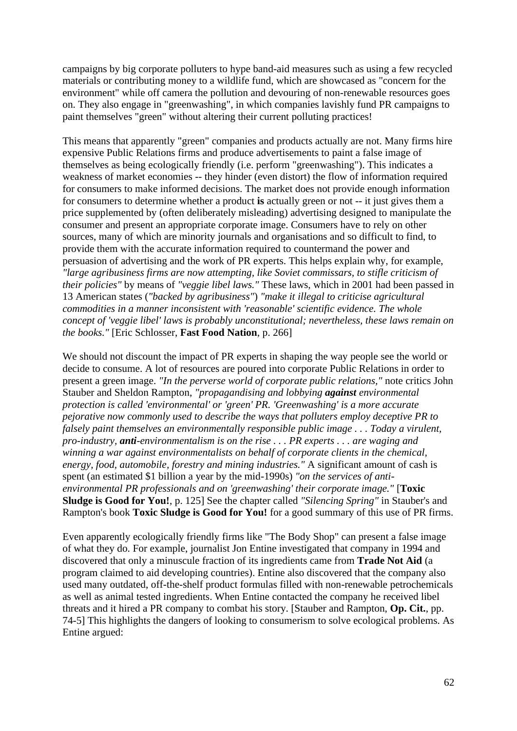campaigns by big corporate polluters to hype band-aid measures such as using a few recycled materials or contributing money to a wildlife fund, which are showcased as "concern for the environment" while off camera the pollution and devouring of non-renewable resources goes on. They also engage in "greenwashing", in which companies lavishly fund PR campaigns to paint themselves "green" without altering their current polluting practices!

This means that apparently "green" companies and products actually are not. Many firms hire expensive Public Relations firms and produce advertisements to paint a false image of themselves as being ecologically friendly (i.e. perform "greenwashing"). This indicates a weakness of market economies -- they hinder (even distort) the flow of information required for consumers to make informed decisions. The market does not provide enough information for consumers to determine whether a product **is** actually green or not -- it just gives them a price supplemented by (often deliberately misleading) advertising designed to manipulate the consumer and present an appropriate corporate image. Consumers have to rely on other sources, many of which are minority journals and organisations and so difficult to find, to provide them with the accurate information required to countermand the power and persuasion of advertising and the work of PR experts. This helps explain why, for example, *"large agribusiness firms are now attempting, like Soviet commissars, to stifle criticism of their policies"* by means of *"veggie libel laws."* These laws, which in 2001 had been passed in 13 American states (*"backed by agribusiness"*) *"make it illegal to criticise agricultural commodities in a manner inconsistent with 'reasonable' scientific evidence. The whole concept of 'veggie libel' laws is probably unconstitutional; nevertheless, these laws remain on the books."* [Eric Schlosser, **Fast Food Nation**, p. 266]

We should not discount the impact of PR experts in shaping the way people see the world or decide to consume. A lot of resources are poured into corporate Public Relations in order to present a green image. *"In the perverse world of corporate public relations,"* note critics John Stauber and Sheldon Rampton, *"propagandising and lobbying* ***against*** *environmental protection is called 'environmental' or 'green' PR. 'Greenwashing' is a more accurate pejorative now commonly used to describe the ways that polluters employ deceptive PR to falsely paint themselves an environmentally responsible public image . . . Today a virulent, pro-industry,* ***anti****-environmentalism is on the rise . . . PR experts . . . are waging and winning a war against environmentalists on behalf of corporate clients in the chemical, energy, food, automobile, forestry and mining industries."* A significant amount of cash is spent (an estimated $1 billion a year by the mid-1990s) *"on the services of anti-environmental PR professionals and on 'greenwashing' their corporate image."* [**Toxic Sludge is Good for You!**, p. 125] See the chapter called *"Silencing Spring"* in Stauber's and Rampton's book **Toxic Sludge is Good for You!** for a good summary of this use of PR firms.

Even apparently ecologically friendly firms like "The Body Shop" can present a false image of what they do. For example, journalist Jon Entine investigated that company in 1994 and discovered that only a minuscule fraction of its ingredients came from **Trade Not Aid** (a program claimed to aid developing countries). Entine also discovered that the company also used many outdated, off-the-shelf product formulas filled with non-renewable petrochemicals as well as animal tested ingredients. When Entine contacted the company he received libel threats and it hired a PR company to combat his story. [Stauber and Rampton, **Op. Cit.**, pp. 74-5] This highlights the dangers of looking to consumerism to solve ecological problems. As Entine argued: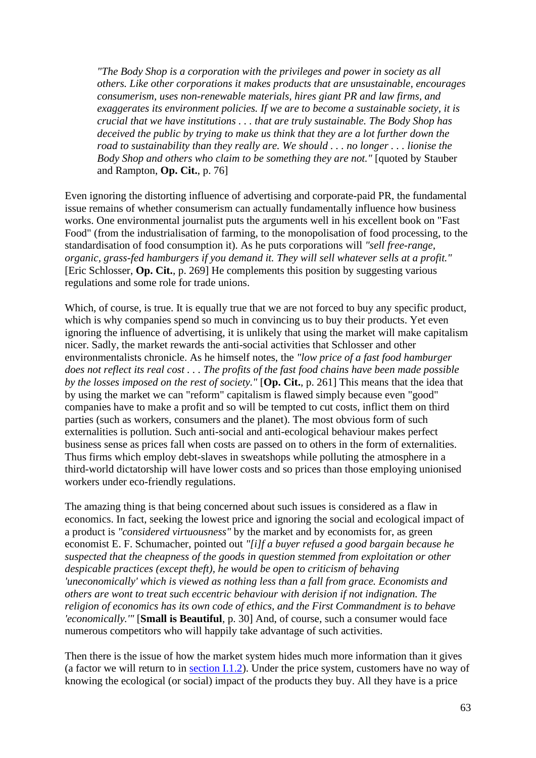> *"The Body Shop is a corporation with the privileges and power in society as all others. Like other corporations it makes products that are unsustainable, encourages consumerism, uses non-renewable materials, hires giant PR and law firms, and exaggerates its environment policies. If we are to become a sustainable society, it is crucial that we have institutions . . . that are truly sustainable. The Body Shop has deceived the public by trying to make us think that they are a lot further down the road to sustainability than they really are. We should . . . no longer . . . lionise the Body Shop and others who claim to be something they are not."* [quoted by Stauber and Rampton, **Op. Cit.**, p. 76]

Even ignoring the distorting influence of advertising and corporate-paid PR, the fundamental issue remains of whether consumerism can actually fundamentally influence how business works. One environmental journalist puts the arguments well in his excellent book on "Fast Food" (from the industrialisation of farming, to the monopolisation of food processing, to the standardisation of food consumption it). As he puts corporations will *"sell free-range, organic, grass-fed hamburgers if you demand it. They will sell whatever sells at a profit."* [Eric Schlosser, **Op. Cit.**, p. 269] He complements this position by suggesting various regulations and some role for trade unions.

Which, of course, is true. It is equally true that we are not forced to buy any specific product, which is why companies spend so much in convincing us to buy their products. Yet even ignoring the influence of advertising, it is unlikely that using the market will make capitalism nicer. Sadly, the market rewards the anti-social activities that Schlosser and other environmentalists chronicle. As he himself notes, the *"low price of a fast food hamburger does not reflect its real cost . . . The profits of the fast food chains have been made possible by the losses imposed on the rest of society."* [**Op. Cit.**, p. 261] This means that the idea that by using the market we can "reform" capitalism is flawed simply because even "good" companies have to make a profit and so will be tempted to cut costs, inflict them on third parties (such as workers, consumers and the planet). The most obvious form of such externalities is pollution. Such anti-social and anti-ecological behaviour makes perfect business sense as prices fall when costs are passed on to others in the form of externalities. Thus firms which employ debt-slaves in sweatshops while polluting the atmosphere in a third-world dictatorship will have lower costs and so prices than those employing unionised workers under eco-friendly regulations.

The amazing thing is that being concerned about such issues is considered as a flaw in economics. In fact, seeking the lowest price and ignoring the social and ecological impact of a product is *"considered virtuousness"* by the market and by economists for, as green economist E. F. Schumacher, pointed out *"[i]f a buyer refused a good bargain because he suspected that the cheapness of the goods in question stemmed from exploitation or other despicable practices (except theft), he would be open to criticism of behaving 'uneconomically' which is viewed as nothing less than a fall from grace. Economists and others are wont to treat such eccentric behaviour with derision if not indignation. The religion of economics has its own code of ethics, and the First Commandment is to behave 'economically.'"* [**Small is Beautiful**, p. 30] And, of course, such a consumer would face numerous competitors who will happily take advantage of such activities.

Then there is the issue of how the market system hides much more information than it gives (a factor we will return to in section I.1.2). Under the price system, customers have no way of knowing the ecological (or social) impact of the products they buy. All they have is a price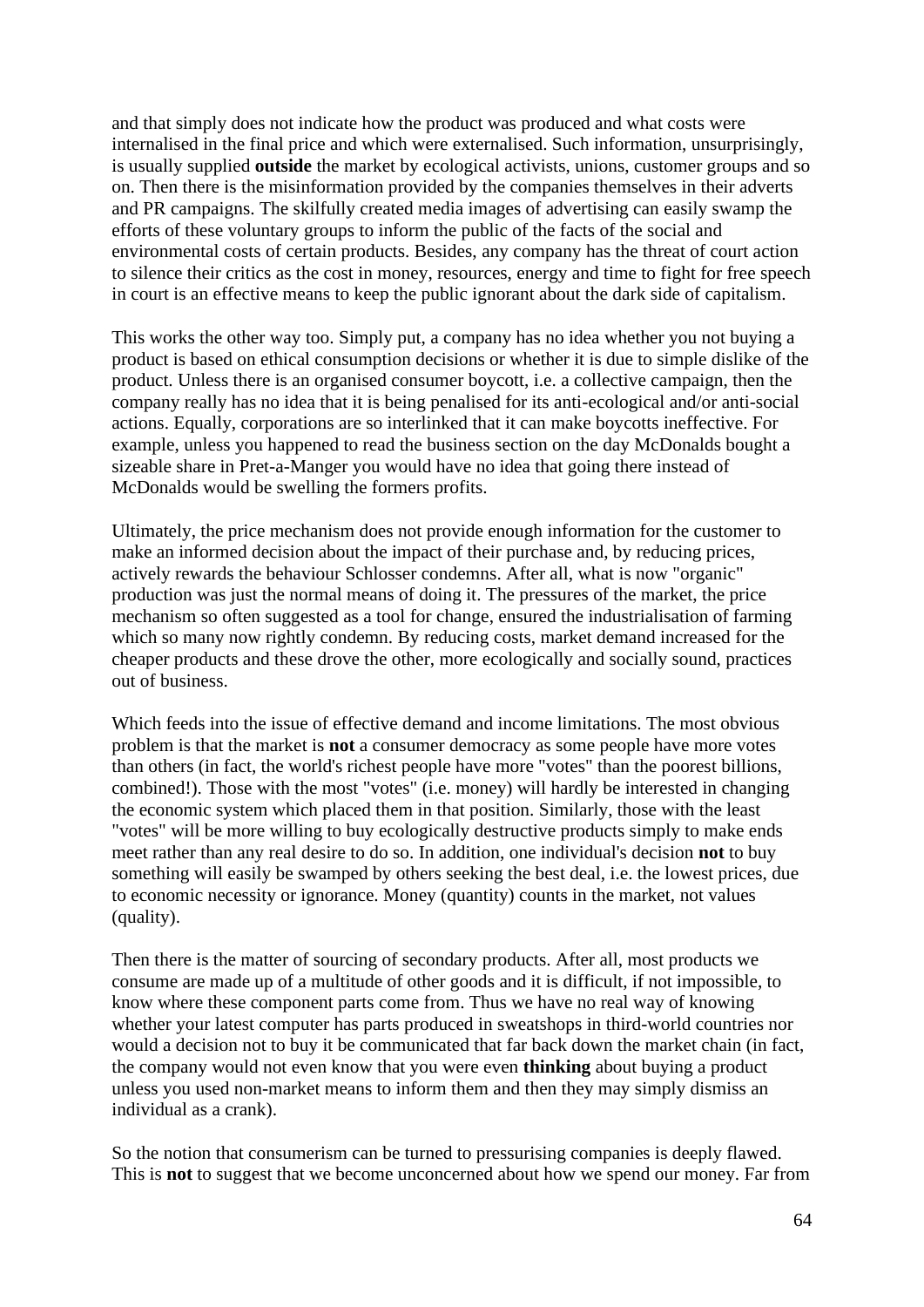and that simply does not indicate how the product was produced and what costs were internalised in the final price and which were externalised. Such information, unsurprisingly, is usually supplied **outside** the market by ecological activists, unions, customer groups and so on. Then there is the misinformation provided by the companies themselves in their adverts and PR campaigns. The skilfully created media images of advertising can easily swamp the efforts of these voluntary groups to inform the public of the facts of the social and environmental costs of certain products. Besides, any company has the threat of court action to silence their critics as the cost in money, resources, energy and time to fight for free speech in court is an effective means to keep the public ignorant about the dark side of capitalism.

This works the other way too. Simply put, a company has no idea whether you not buying a product is based on ethical consumption decisions or whether it is due to simple dislike of the product. Unless there is an organised consumer boycott, i.e. a collective campaign, then the company really has no idea that it is being penalised for its anti-ecological and/or anti-social actions. Equally, corporations are so interlinked that it can make boycotts ineffective. For example, unless you happened to read the business section on the day McDonalds bought a sizeable share in Pret-a-Manger you would have no idea that going there instead of McDonalds would be swelling the formers profits.

Ultimately, the price mechanism does not provide enough information for the customer to make an informed decision about the impact of their purchase and, by reducing prices, actively rewards the behaviour Schlosser condemns. After all, what is now "organic" production was just the normal means of doing it. The pressures of the market, the price mechanism so often suggested as a tool for change, ensured the industrialisation of farming which so many now rightly condemn. By reducing costs, market demand increased for the cheaper products and these drove the other, more ecologically and socially sound, practices out of business.

Which feeds into the issue of effective demand and income limitations. The most obvious problem is that the market is **not** a consumer democracy as some people have more votes than others (in fact, the world's richest people have more "votes" than the poorest billions, combined!). Those with the most "votes" (i.e. money) will hardly be interested in changing the economic system which placed them in that position. Similarly, those with the least "votes" will be more willing to buy ecologically destructive products simply to make ends meet rather than any real desire to do so. In addition, one individual's decision **not** to buy something will easily be swamped by others seeking the best deal, i.e. the lowest prices, due to economic necessity or ignorance. Money (quantity) counts in the market, not values (quality).

Then there is the matter of sourcing of secondary products. After all, most products we consume are made up of a multitude of other goods and it is difficult, if not impossible, to know where these component parts come from. Thus we have no real way of knowing whether your latest computer has parts produced in sweatshops in third-world countries nor would a decision not to buy it be communicated that far back down the market chain (in fact, the company would not even know that you were even **thinking** about buying a product unless you used non-market means to inform them and then they may simply dismiss an individual as a crank).

So the notion that consumerism can be turned to pressurising companies is deeply flawed. This is **not** to suggest that we become unconcerned about how we spend our money. Far from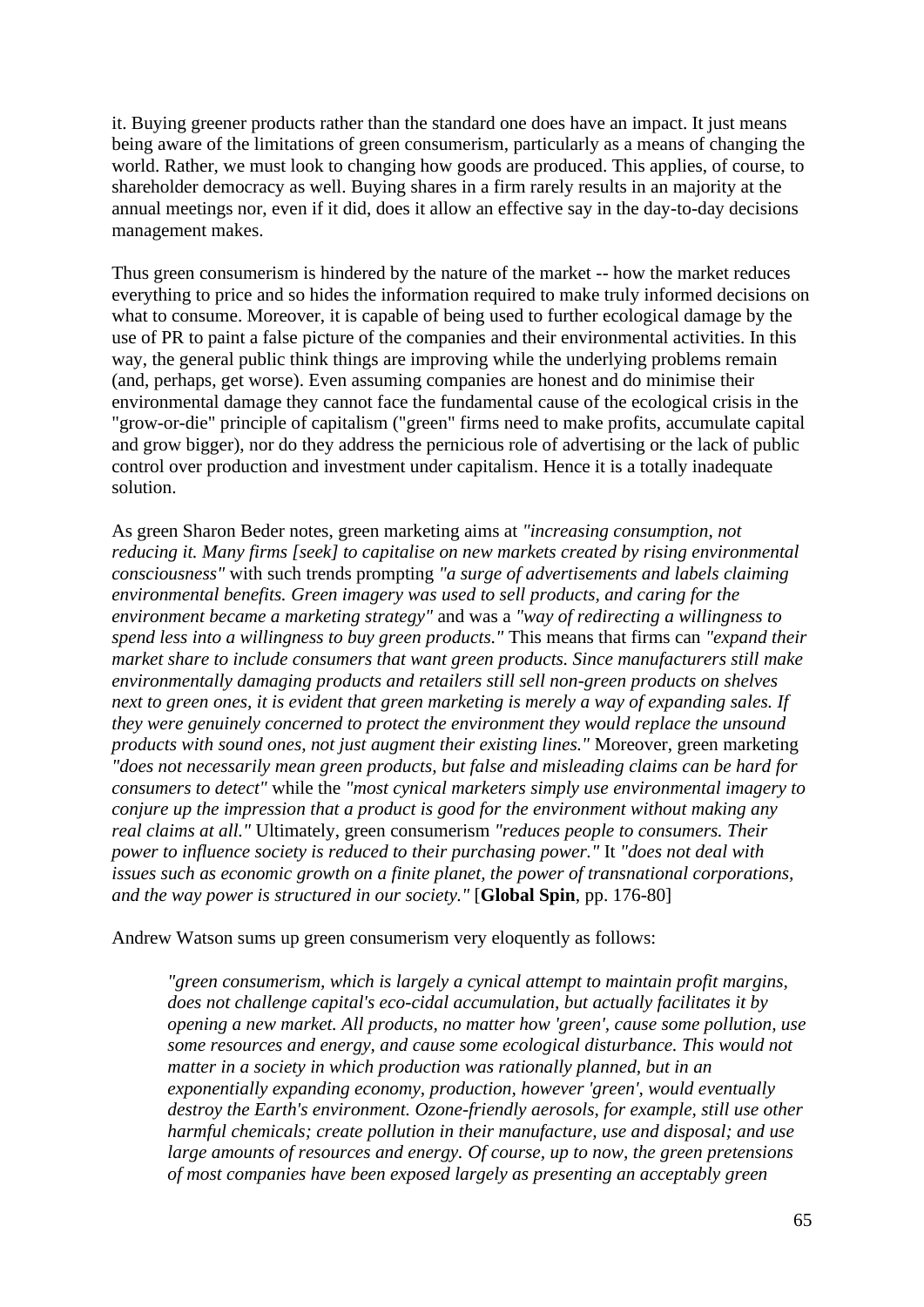it. Buying greener products rather than the standard one does have an impact. It just means being aware of the limitations of green consumerism, particularly as a means of changing the world. Rather, we must look to changing how goods are produced. This applies, of course, to shareholder democracy as well. Buying shares in a firm rarely results in an majority at the annual meetings nor, even if it did, does it allow an effective say in the day-to-day decisions management makes.

Thus green consumerism is hindered by the nature of the market -- how the market reduces everything to price and so hides the information required to make truly informed decisions on what to consume. Moreover, it is capable of being used to further ecological damage by the use of PR to paint a false picture of the companies and their environmental activities. In this way, the general public think things are improving while the underlying problems remain (and, perhaps, get worse). Even assuming companies are honest and do minimise their environmental damage they cannot face the fundamental cause of the ecological crisis in the "grow-or-die" principle of capitalism ("green" firms need to make profits, accumulate capital and grow bigger), nor do they address the pernicious role of advertising or the lack of public control over production and investment under capitalism. Hence it is a totally inadequate solution.

As green Sharon Beder notes, green marketing aims at *"increasing consumption, not reducing it. Many firms [seek] to capitalise on new markets created by rising environmental consciousness"* with such trends prompting *"a surge of advertisements and labels claiming environmental benefits. Green imagery was used to sell products, and caring for the environment became a marketing strategy"* and was a *"way of redirecting a willingness to spend less into a willingness to buy green products."* This means that firms can *"expand their market share to include consumers that want green products. Since manufacturers still make environmentally damaging products and retailers still sell non-green products on shelves next to green ones, it is evident that green marketing is merely a way of expanding sales. If they were genuinely concerned to protect the environment they would replace the unsound products with sound ones, not just augment their existing lines."* Moreover, green marketing *"does not necessarily mean green products, but false and misleading claims can be hard for consumers to detect"* while the *"most cynical marketers simply use environmental imagery to conjure up the impression that a product is good for the environment without making any real claims at all."* Ultimately, green consumerism *"reduces people to consumers. Their power to influence society is reduced to their purchasing power."* It *"does not deal with issues such as economic growth on a finite planet, the power of transnational corporations, and the way power is structured in our society."* [**Global Spin**, pp. 176-80]

Andrew Watson sums up green consumerism very eloquently as follows:

> *"green consumerism, which is largely a cynical attempt to maintain profit margins, does not challenge capital's eco-cidal accumulation, but actually facilitates it by opening a new market. All products, no matter how 'green', cause some pollution, use some resources and energy, and cause some ecological disturbance. This would not matter in a society in which production was rationally planned, but in an exponentially expanding economy, production, however 'green', would eventually destroy the Earth's environment. Ozone-friendly aerosols, for example, still use other harmful chemicals; create pollution in their manufacture, use and disposal; and use large amounts of resources and energy. Of course, up to now, the green pretensions of most companies have been exposed largely as presenting an acceptably green*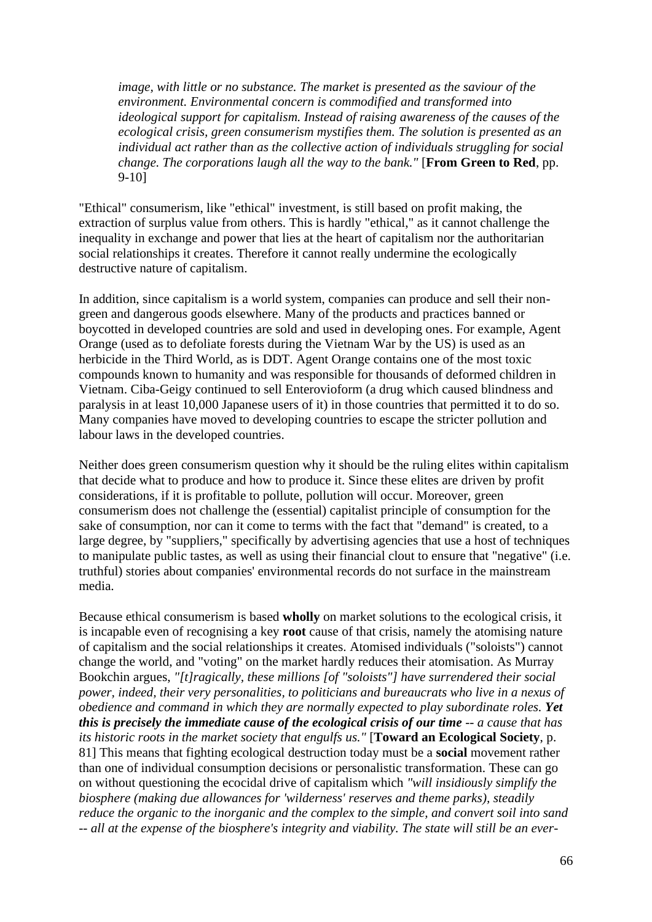> *image, with little or no substance. The market is presented as the saviour of the environment. Environmental concern is commodified and transformed into ideological support for capitalism. Instead of raising awareness of the causes of the ecological crisis, green consumerism mystifies them. The solution is presented as an individual act rather than as the collective action of individuals struggling for social change. The corporations laugh all the way to the bank."* [**From Green to Red**, pp. 9-10]

"Ethical" consumerism, like "ethical" investment, is still based on profit making, the extraction of surplus value from others. This is hardly "ethical," as it cannot challenge the inequality in exchange and power that lies at the heart of capitalism nor the authoritarian social relationships it creates. Therefore it cannot really undermine the ecologically destructive nature of capitalism.

In addition, since capitalism is a world system, companies can produce and sell their non-green and dangerous goods elsewhere. Many of the products and practices banned or boycotted in developed countries are sold and used in developing ones. For example, Agent Orange (used as to defoliate forests during the Vietnam War by the US) is used as an herbicide in the Third World, as is DDT. Agent Orange contains one of the most toxic compounds known to humanity and was responsible for thousands of deformed children in Vietnam. Ciba-Geigy continued to sell Enterovioform (a drug which caused blindness and paralysis in at least 10,000 Japanese users of it) in those countries that permitted it to do so. Many companies have moved to developing countries to escape the stricter pollution and labour laws in the developed countries.

Neither does green consumerism question why it should be the ruling elites within capitalism that decide what to produce and how to produce it. Since these elites are driven by profit considerations, if it is profitable to pollute, pollution will occur. Moreover, green consumerism does not challenge the (essential) capitalist principle of consumption for the sake of consumption, nor can it come to terms with the fact that "demand" is created, to a large degree, by "suppliers," specifically by advertising agencies that use a host of techniques to manipulate public tastes, as well as using their financial clout to ensure that "negative" (i.e. truthful) stories about companies' environmental records do not surface in the mainstream media.

Because ethical consumerism is based **wholly** on market solutions to the ecological crisis, it is incapable even of recognising a key **root** cause of that crisis, namely the atomising nature of capitalism and the social relationships it creates. Atomised individuals ("soloists") cannot change the world, and "voting" on the market hardly reduces their atomisation. As Murray Bookchin argues, *"[t]ragically, these millions [of "soloists"] have surrendered their social power, indeed, their very personalities, to politicians and bureaucrats who live in a nexus of obedience and command in which they are normally expected to play subordinate roles.* ***Yet this is precisely the immediate cause of the ecological crisis of our time*** *-- a cause that has its historic roots in the market society that engulfs us."* [**Toward an Ecological Society**, p. 81] This means that fighting ecological destruction today must be a **social** movement rather than one of individual consumption decisions or personalistic transformation. These can go on without questioning the ecocidal drive of capitalism which *"will insidiously simplify the biosphere (making due allowances for 'wilderness' reserves and theme parks), steadily reduce the organic to the inorganic and the complex to the simple, and convert soil into sand -- all at the expense of the biosphere's integrity and viability. The state will still be an ever-*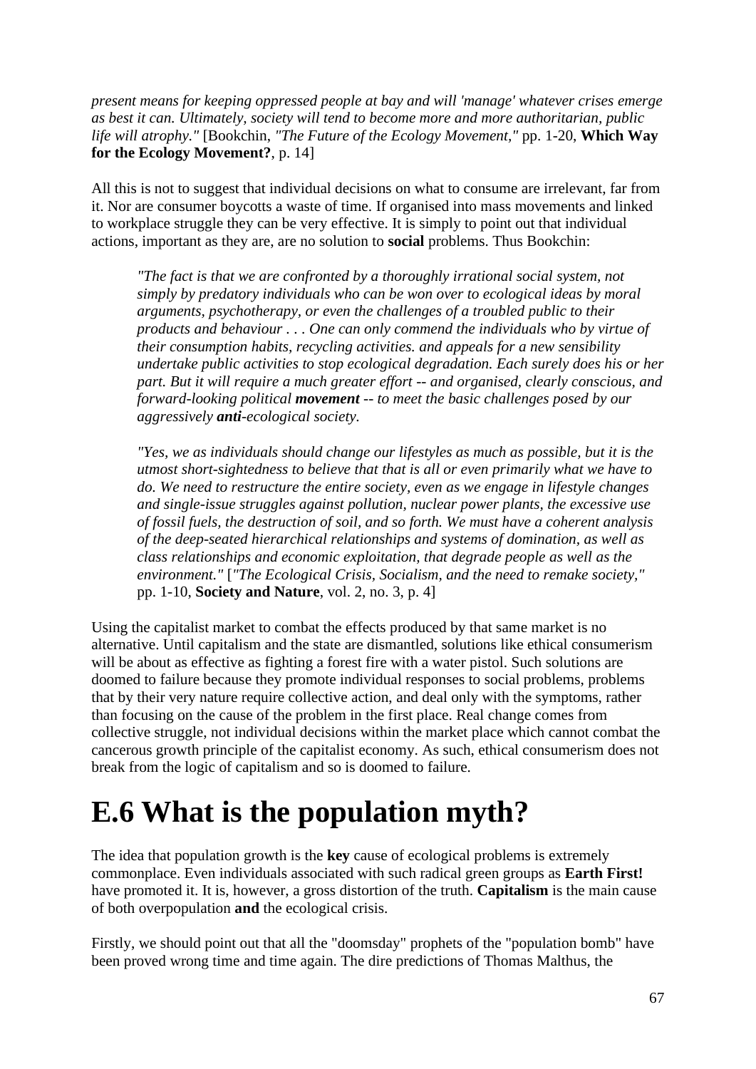*present means for keeping oppressed people at bay and will 'manage' whatever crises emerge as best it can. Ultimately, society will tend to become more and more authoritarian, public life will atrophy."* [Bookchin, *"The Future of the Ecology Movement,"* pp. 1-20, **Which Way for the Ecology Movement?**, p. 14]

All this is not to suggest that individual decisions on what to consume are irrelevant, far from it. Nor are consumer boycotts a waste of time. If organised into mass movements and linked to workplace struggle they can be very effective. It is simply to point out that individual actions, important as they are, are no solution to **social** problems. Thus Bookchin:

> *"The fact is that we are confronted by a thoroughly irrational social system, not simply by predatory individuals who can be won over to ecological ideas by moral arguments, psychotherapy, or even the challenges of a troubled public to their products and behaviour . . . One can only commend the individuals who by virtue of their consumption habits, recycling activities. and appeals for a new sensibility undertake public activities to stop ecological degradation. Each surely does his or her part. But it will require a much greater effort -- and organised, clearly conscious, and forward-looking political* ***movement*** *-- to meet the basic challenges posed by our aggressively* ***anti****-ecological society.*
>
> *"Yes, we as individuals should change our lifestyles as much as possible, but it is the utmost short-sightedness to believe that that is all or even primarily what we have to do. We need to restructure the entire society, even as we engage in lifestyle changes and single-issue struggles against pollution, nuclear power plants, the excessive use of fossil fuels, the destruction of soil, and so forth. We must have a coherent analysis of the deep-seated hierarchical relationships and systems of domination, as well as class relationships and economic exploitation, that degrade people as well as the environment."* [*"The Ecological Crisis, Socialism, and the need to remake society,"* pp. 1-10, **Society and Nature**, vol. 2, no. 3, p. 4]

Using the capitalist market to combat the effects produced by that same market is no alternative. Until capitalism and the state are dismantled, solutions like ethical consumerism will be about as effective as fighting a forest fire with a water pistol. Such solutions are doomed to failure because they promote individual responses to social problems, problems that by their very nature require collective action, and deal only with the symptoms, rather than focusing on the cause of the problem in the first place. Real change comes from collective struggle, not individual decisions within the market place which cannot combat the cancerous growth principle of the capitalist economy. As such, ethical consumerism does not break from the logic of capitalism and so is doomed to failure.

# E.6 What is the population myth?

The idea that population growth is the **key** cause of ecological problems is extremely commonplace. Even individuals associated with such radical green groups as **Earth First!** have promoted it. It is, however, a gross distortion of the truth. **Capitalism** is the main cause of both overpopulation **and** the ecological crisis.

Firstly, we should point out that all the "doomsday" prophets of the "population bomb" have been proved wrong time and time again. The dire predictions of Thomas Malthus, the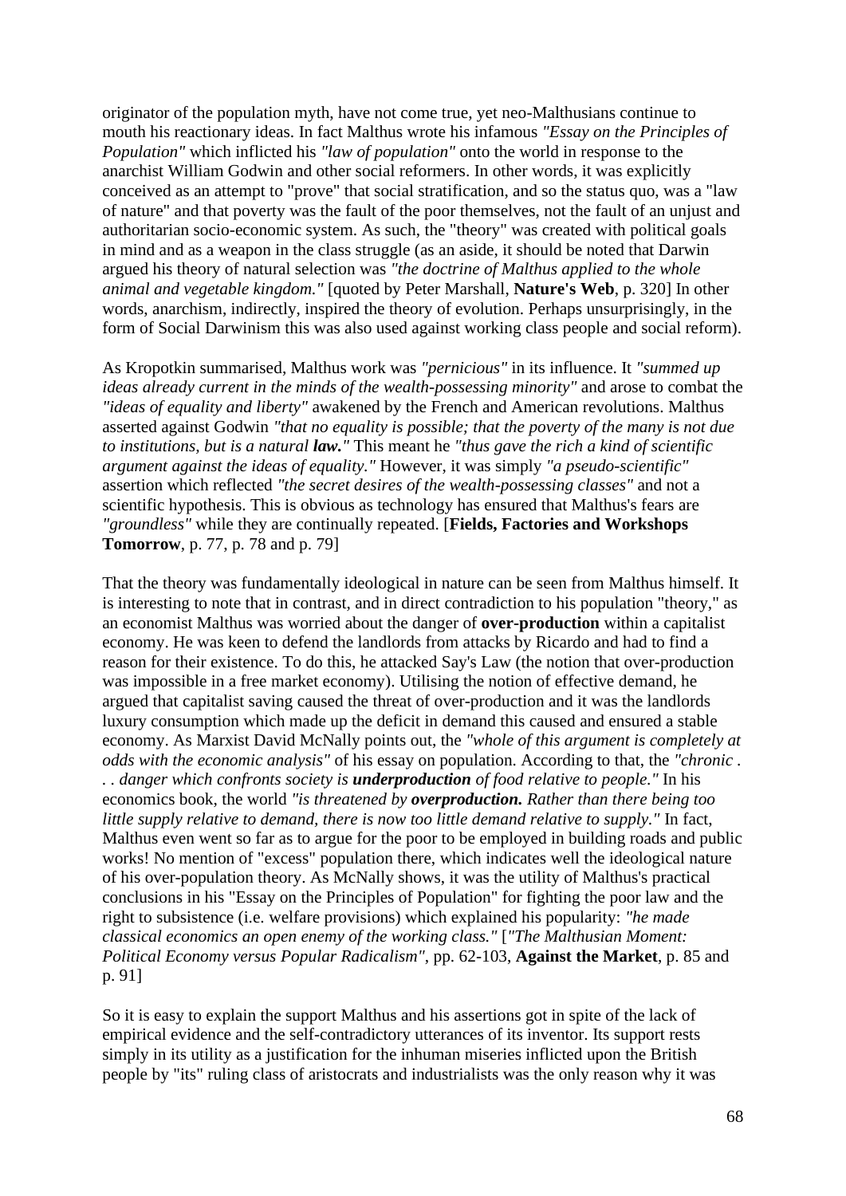originator of the population myth, have not come true, yet neo-Malthusians continue to mouth his reactionary ideas. In fact Malthus wrote his infamous *"Essay on the Principles of Population"* which inflicted his *"law of population"* onto the world in response to the anarchist William Godwin and other social reformers. In other words, it was explicitly conceived as an attempt to "prove" that social stratification, and so the status quo, was a "law of nature" and that poverty was the fault of the poor themselves, not the fault of an unjust and authoritarian socio-economic system. As such, the "theory" was created with political goals in mind and as a weapon in the class struggle (as an aside, it should be noted that Darwin argued his theory of natural selection was *"the doctrine of Malthus applied to the whole animal and vegetable kingdom."* [quoted by Peter Marshall, **Nature's Web**, p. 320] In other words, anarchism, indirectly, inspired the theory of evolution. Perhaps unsurprisingly, in the form of Social Darwinism this was also used against working class people and social reform).

As Kropotkin summarised, Malthus work was *"pernicious"* in its influence. It *"summed up ideas already current in the minds of the wealth-possessing minority"* and arose to combat the *"ideas of equality and liberty"* awakened by the French and American revolutions. Malthus asserted against Godwin *"that no equality is possible; that the poverty of the many is not due to institutions, but is a natural **law.**"* This meant he *"thus gave the rich a kind of scientific argument against the ideas of equality."* However, it was simply *"a pseudo-scientific"* assertion which reflected *"the secret desires of the wealth-possessing classes"* and not a scientific hypothesis. This is obvious as technology has ensured that Malthus's fears are *"groundless"* while they are continually repeated. [**Fields, Factories and Workshops Tomorrow**, p. 77, p. 78 and p. 79]

That the theory was fundamentally ideological in nature can be seen from Malthus himself. It is interesting to note that in contrast, and in direct contradiction to his population "theory," as an economist Malthus was worried about the danger of **over-production** within a capitalist economy. He was keen to defend the landlords from attacks by Ricardo and had to find a reason for their existence. To do this, he attacked Say's Law (the notion that over-production was impossible in a free market economy). Utilising the notion of effective demand, he argued that capitalist saving caused the threat of over-production and it was the landlords luxury consumption which made up the deficit in demand this caused and ensured a stable economy. As Marxist David McNally points out, the *"whole of this argument is completely at odds with the economic analysis"* of his essay on population. According to that, the *"chronic . . . danger which confronts society is **underproduction** of food relative to people."* In his economics book, the world *"is threatened by **overproduction.** Rather than there being too little supply relative to demand, there is now too little demand relative to supply."* In fact, Malthus even went so far as to argue for the poor to be employed in building roads and public works! No mention of "excess" population there, which indicates well the ideological nature of his over-population theory. As McNally shows, it was the utility of Malthus's practical conclusions in his "Essay on the Principles of Population" for fighting the poor law and the right to subsistence (i.e. welfare provisions) which explained his popularity: *"he made classical economics an open enemy of the working class."* [*"The Malthusian Moment: Political Economy versus Popular Radicalism"*, pp. 62-103, **Against the Market**, p. 85 and p. 91]

So it is easy to explain the support Malthus and his assertions got in spite of the lack of empirical evidence and the self-contradictory utterances of its inventor. Its support rests simply in its utility as a justification for the inhuman miseries inflicted upon the British people by "its" ruling class of aristocrats and industrialists was the only reason why it was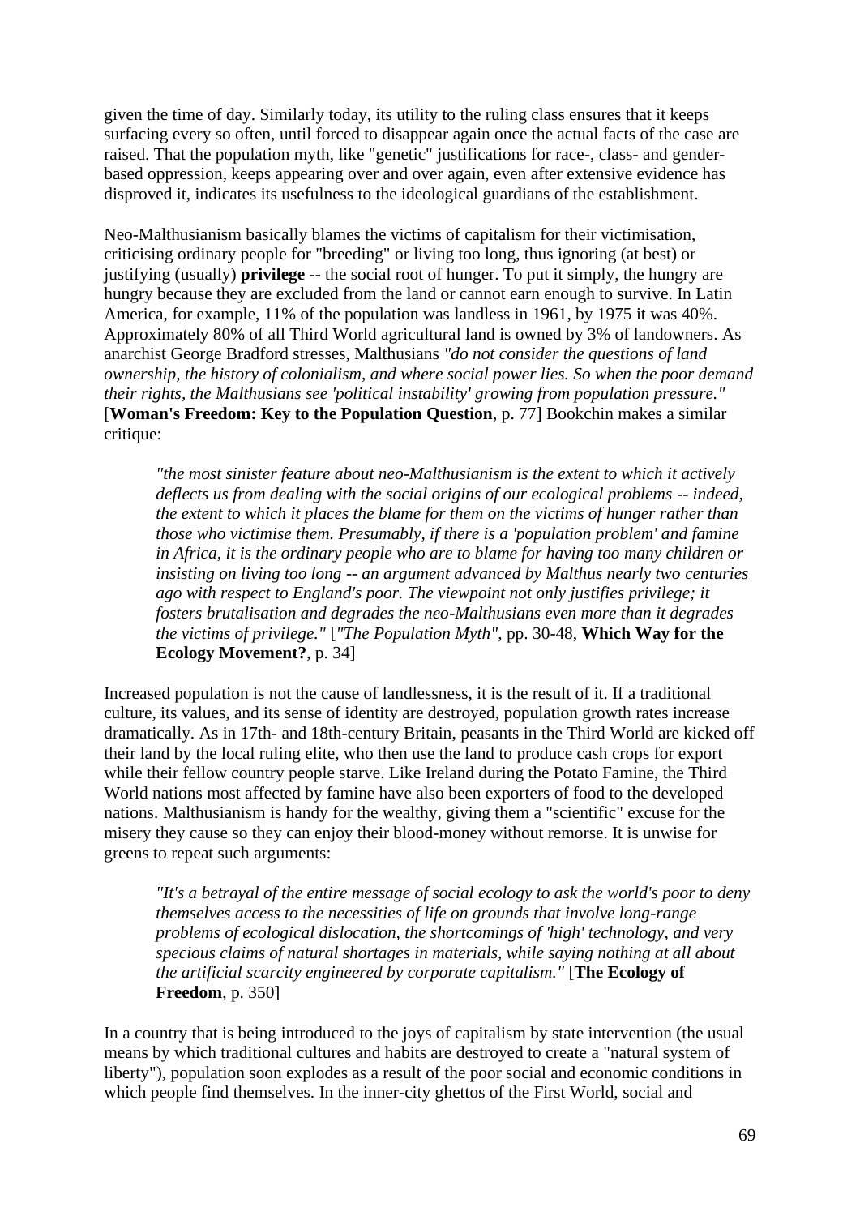given the time of day. Similarly today, its utility to the ruling class ensures that it keeps surfacing every so often, until forced to disappear again once the actual facts of the case are raised. That the population myth, like "genetic" justifications for race-, class- and gender-based oppression, keeps appearing over and over again, even after extensive evidence has disproved it, indicates its usefulness to the ideological guardians of the establishment.

Neo-Malthusianism basically blames the victims of capitalism for their victimisation, criticising ordinary people for "breeding" or living too long, thus ignoring (at best) or justifying (usually) **privilege** -- the social root of hunger. To put it simply, the hungry are hungry because they are excluded from the land or cannot earn enough to survive. In Latin America, for example, 11% of the population was landless in 1961, by 1975 it was 40%. Approximately 80% of all Third World agricultural land is owned by 3% of landowners. As anarchist George Bradford stresses, Malthusians *"do not consider the questions of land ownership, the history of colonialism, and where social power lies. So when the poor demand their rights, the Malthusians see 'political instability' growing from population pressure."* [**Woman's Freedom: Key to the Population Question**, p. 77] Bookchin makes a similar critique:

> *"the most sinister feature about neo-Malthusianism is the extent to which it actively deflects us from dealing with the social origins of our ecological problems -- indeed, the extent to which it places the blame for them on the victims of hunger rather than those who victimise them. Presumably, if there is a 'population problem' and famine in Africa, it is the ordinary people who are to blame for having too many children or insisting on living too long -- an argument advanced by Malthus nearly two centuries ago with respect to England's poor. The viewpoint not only justifies privilege; it fosters brutalisation and degrades the neo-Malthusians even more than it degrades the victims of privilege."* [*"The Population Myth"*, pp. 30-48, **Which Way for the Ecology Movement?**, p. 34]

Increased population is not the cause of landlessness, it is the result of it. If a traditional culture, its values, and its sense of identity are destroyed, population growth rates increase dramatically. As in 17th- and 18th-century Britain, peasants in the Third World are kicked off their land by the local ruling elite, who then use the land to produce cash crops for export while their fellow country people starve. Like Ireland during the Potato Famine, the Third World nations most affected by famine have also been exporters of food to the developed nations. Malthusianism is handy for the wealthy, giving them a "scientific" excuse for the misery they cause so they can enjoy their blood-money without remorse. It is unwise for greens to repeat such arguments:

> *"It's a betrayal of the entire message of social ecology to ask the world's poor to deny themselves access to the necessities of life on grounds that involve long-range problems of ecological dislocation, the shortcomings of 'high' technology, and very specious claims of natural shortages in materials, while saying nothing at all about the artificial scarcity engineered by corporate capitalism."* [**The Ecology of Freedom**, p. 350]

In a country that is being introduced to the joys of capitalism by state intervention (the usual means by which traditional cultures and habits are destroyed to create a "natural system of liberty"), population soon explodes as a result of the poor social and economic conditions in which people find themselves. In the inner-city ghettos of the First World, social and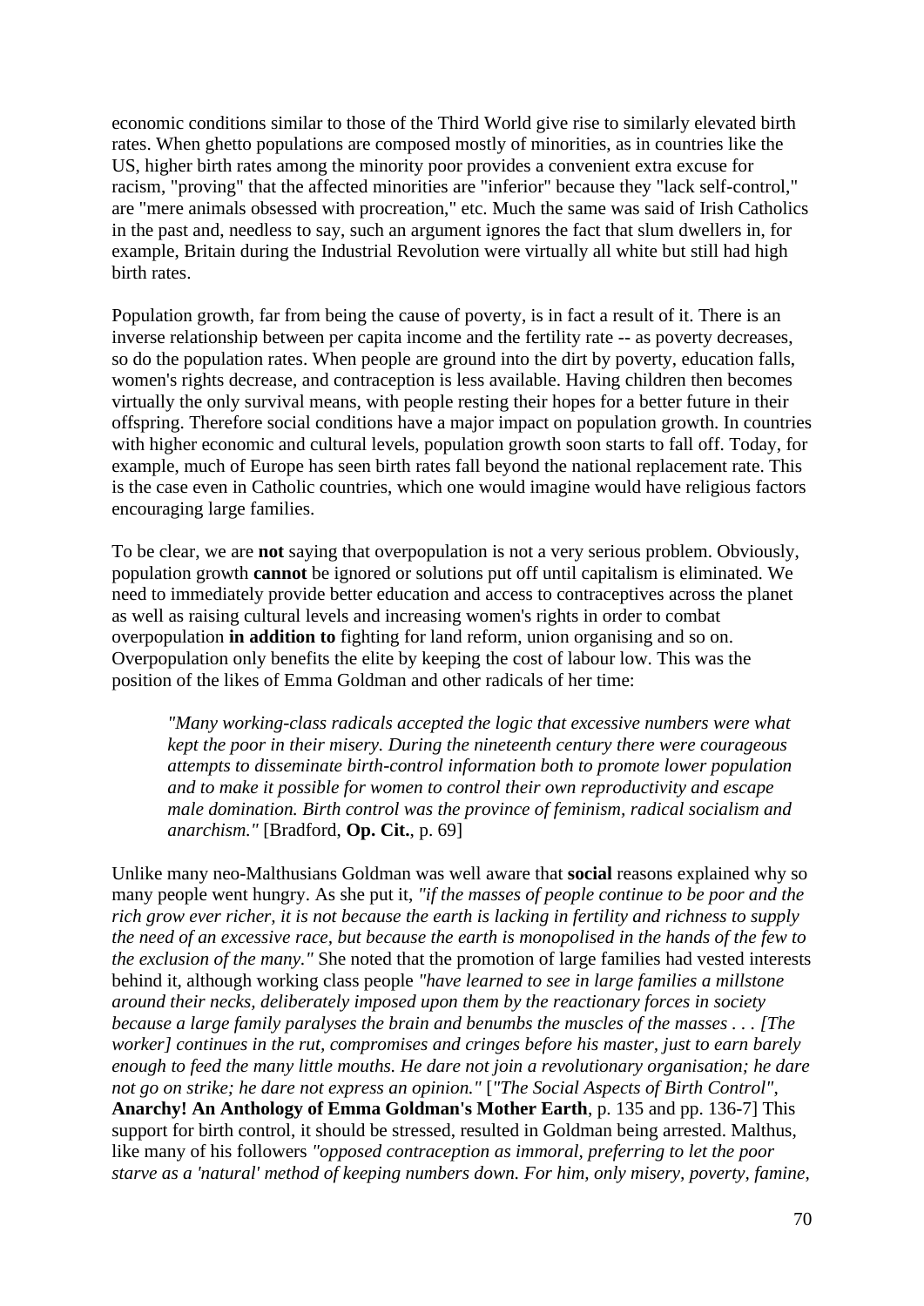economic conditions similar to those of the Third World give rise to similarly elevated birth rates. When ghetto populations are composed mostly of minorities, as in countries like the US, higher birth rates among the minority poor provides a convenient extra excuse for racism, "proving" that the affected minorities are "inferior" because they "lack self-control," are "mere animals obsessed with procreation," etc. Much the same was said of Irish Catholics in the past and, needless to say, such an argument ignores the fact that slum dwellers in, for example, Britain during the Industrial Revolution were virtually all white but still had high birth rates.

Population growth, far from being the cause of poverty, is in fact a result of it. There is an inverse relationship between per capita income and the fertility rate -- as poverty decreases, so do the population rates. When people are ground into the dirt by poverty, education falls, women's rights decrease, and contraception is less available. Having children then becomes virtually the only survival means, with people resting their hopes for a better future in their offspring. Therefore social conditions have a major impact on population growth. In countries with higher economic and cultural levels, population growth soon starts to fall off. Today, for example, much of Europe has seen birth rates fall beyond the national replacement rate. This is the case even in Catholic countries, which one would imagine would have religious factors encouraging large families.

To be clear, we are **not** saying that overpopulation is not a very serious problem. Obviously, population growth **cannot** be ignored or solutions put off until capitalism is eliminated. We need to immediately provide better education and access to contraceptives across the planet as well as raising cultural levels and increasing women's rights in order to combat overpopulation **in addition to** fighting for land reform, union organising and so on. Overpopulation only benefits the elite by keeping the cost of labour low. This was the position of the likes of Emma Goldman and other radicals of her time:

> *"Many working-class radicals accepted the logic that excessive numbers were what kept the poor in their misery. During the nineteenth century there were courageous attempts to disseminate birth-control information both to promote lower population and to make it possible for women to control their own reproductivity and escape male domination. Birth control was the province of feminism, radical socialism and anarchism."* [Bradford, **Op. Cit.**, p. 69]

Unlike many neo-Malthusians Goldman was well aware that **social** reasons explained why so many people went hungry. As she put it, *"if the masses of people continue to be poor and the rich grow ever richer, it is not because the earth is lacking in fertility and richness to supply the need of an excessive race, but because the earth is monopolised in the hands of the few to the exclusion of the many."* She noted that the promotion of large families had vested interests behind it, although working class people *"have learned to see in large families a millstone around their necks, deliberately imposed upon them by the reactionary forces in society because a large family paralyses the brain and benumbs the muscles of the masses . . . [The worker] continues in the rut, compromises and cringes before his master, just to earn barely enough to feed the many little mouths. He dare not join a revolutionary organisation; he dare not go on strike; he dare not express an opinion."* [*"The Social Aspects of Birth Control"*, **Anarchy! An Anthology of Emma Goldman's Mother Earth**, p. 135 and pp. 136-7] This support for birth control, it should be stressed, resulted in Goldman being arrested. Malthus, like many of his followers *"opposed contraception as immoral, preferring to let the poor starve as a 'natural' method of keeping numbers down. For him, only misery, poverty, famine,*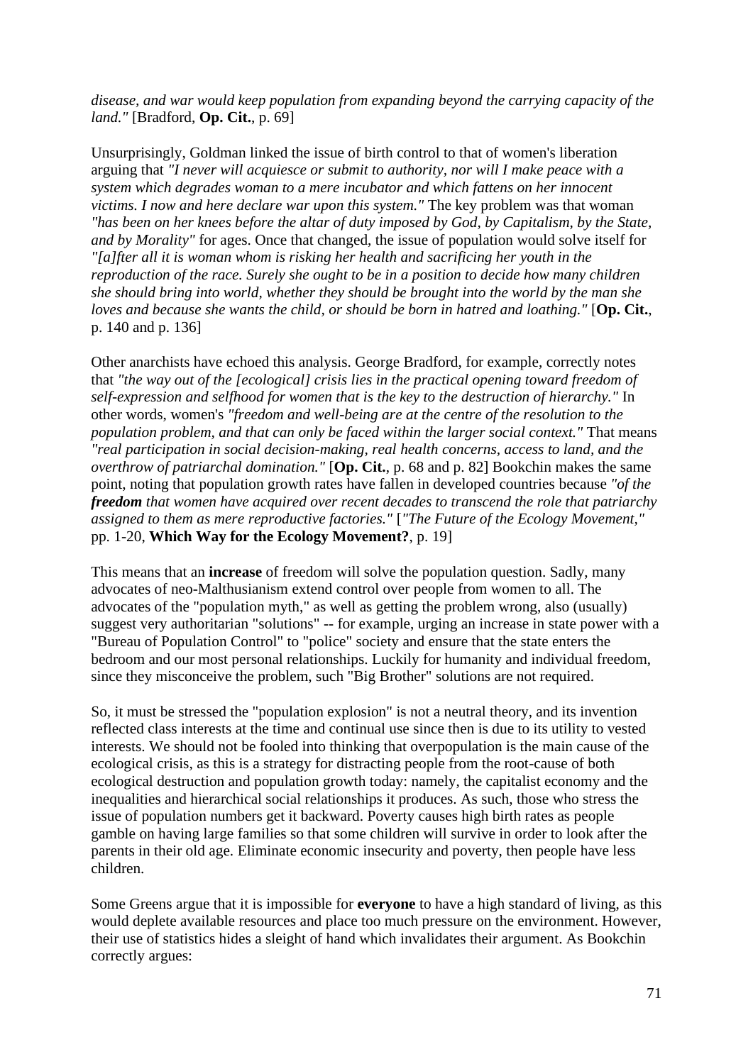*disease, and war would keep population from expanding beyond the carrying capacity of the land."* [Bradford, **Op. Cit.**, p. 69]

Unsurprisingly, Goldman linked the issue of birth control to that of women's liberation arguing that *"I never will acquiesce or submit to authority, nor will I make peace with a system which degrades woman to a mere incubator and which fattens on her innocent victims. I now and here declare war upon this system."* The key problem was that woman *"has been on her knees before the altar of duty imposed by God, by Capitalism, by the State, and by Morality"* for ages. Once that changed, the issue of population would solve itself for *"[a]fter all it is woman whom is risking her health and sacrificing her youth in the reproduction of the race. Surely she ought to be in a position to decide how many children she should bring into world, whether they should be brought into the world by the man she loves and because she wants the child, or should be born in hatred and loathing."* [**Op. Cit.**, p. 140 and p. 136]

Other anarchists have echoed this analysis. George Bradford, for example, correctly notes that *"the way out of the [ecological] crisis lies in the practical opening toward freedom of self-expression and selfhood for women that is the key to the destruction of hierarchy."* In other words, women's *"freedom and well-being are at the centre of the resolution to the population problem, and that can only be faced within the larger social context."* That means *"real participation in social decision-making, real health concerns, access to land, and the overthrow of patriarchal domination."* [**Op. Cit.**, p. 68 and p. 82] Bookchin makes the same point, noting that population growth rates have fallen in developed countries because *"of the **freedom** that women have acquired over recent decades to transcend the role that patriarchy assigned to them as mere reproductive factories."* [*"The Future of the Ecology Movement,"* pp. 1-20, **Which Way for the Ecology Movement?**, p. 19]

This means that an **increase** of freedom will solve the population question. Sadly, many advocates of neo-Malthusianism extend control over people from women to all. The advocates of the "population myth," as well as getting the problem wrong, also (usually) suggest very authoritarian "solutions" -- for example, urging an increase in state power with a "Bureau of Population Control" to "police" society and ensure that the state enters the bedroom and our most personal relationships. Luckily for humanity and individual freedom, since they misconceive the problem, such "Big Brother" solutions are not required.

So, it must be stressed the "population explosion" is not a neutral theory, and its invention reflected class interests at the time and continual use since then is due to its utility to vested interests. We should not be fooled into thinking that overpopulation is the main cause of the ecological crisis, as this is a strategy for distracting people from the root-cause of both ecological destruction and population growth today: namely, the capitalist economy and the inequalities and hierarchical social relationships it produces. As such, those who stress the issue of population numbers get it backward. Poverty causes high birth rates as people gamble on having large families so that some children will survive in order to look after the parents in their old age. Eliminate economic insecurity and poverty, then people have less children.

Some Greens argue that it is impossible for **everyone** to have a high standard of living, as this would deplete available resources and place too much pressure on the environment. However, their use of statistics hides a sleight of hand which invalidates their argument. As Bookchin correctly argues: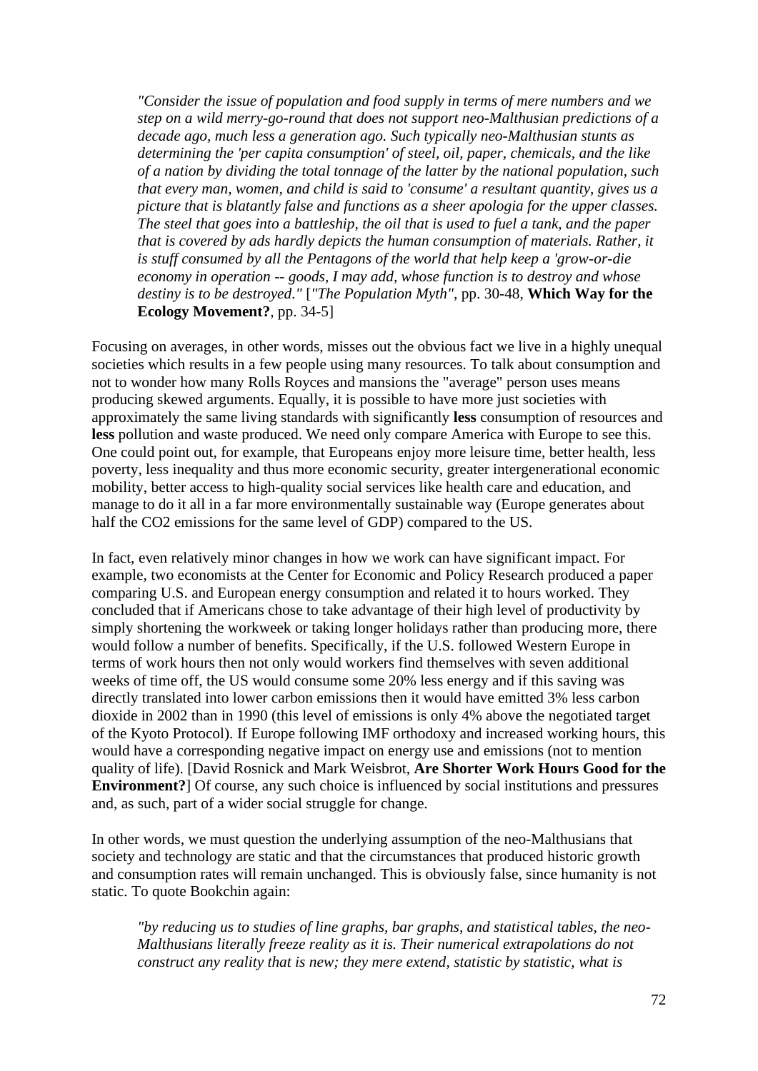> *"Consider the issue of population and food supply in terms of mere numbers and we step on a wild merry-go-round that does not support neo-Malthusian predictions of a decade ago, much less a generation ago. Such typically neo-Malthusian stunts as determining the 'per capita consumption' of steel, oil, paper, chemicals, and the like of a nation by dividing the total tonnage of the latter by the national population, such that every man, women, and child is said to 'consume' a resultant quantity, gives us a picture that is blatantly false and functions as a sheer apologia for the upper classes. The steel that goes into a battleship, the oil that is used to fuel a tank, and the paper that is covered by ads hardly depicts the human consumption of materials. Rather, it is stuff consumed by all the Pentagons of the world that help keep a 'grow-or-die economy in operation -- goods, I may add, whose function is to destroy and whose destiny is to be destroyed."* [*"The Population Myth"*, pp. 30-48, **Which Way for the Ecology Movement?**, pp. 34-5]

Focusing on averages, in other words, misses out the obvious fact we live in a highly unequal societies which results in a few people using many resources. To talk about consumption and not to wonder how many Rolls Royces and mansions the "average" person uses means producing skewed arguments. Equally, it is possible to have more just societies with approximately the same living standards with significantly **less** consumption of resources and **less** pollution and waste produced. We need only compare America with Europe to see this. One could point out, for example, that Europeans enjoy more leisure time, better health, less poverty, less inequality and thus more economic security, greater intergenerational economic mobility, better access to high-quality social services like health care and education, and manage to do it all in a far more environmentally sustainable way (Europe generates about half the CO2 emissions for the same level of GDP) compared to the US.

In fact, even relatively minor changes in how we work can have significant impact. For example, two economists at the Center for Economic and Policy Research produced a paper comparing U.S. and European energy consumption and related it to hours worked. They concluded that if Americans chose to take advantage of their high level of productivity by simply shortening the workweek or taking longer holidays rather than producing more, there would follow a number of benefits. Specifically, if the U.S. followed Western Europe in terms of work hours then not only would workers find themselves with seven additional weeks of time off, the US would consume some 20% less energy and if this saving was directly translated into lower carbon emissions then it would have emitted 3% less carbon dioxide in 2002 than in 1990 (this level of emissions is only 4% above the negotiated target of the Kyoto Protocol). If Europe following IMF orthodoxy and increased working hours, this would have a corresponding negative impact on energy use and emissions (not to mention quality of life). [David Rosnick and Mark Weisbrot, **Are Shorter Work Hours Good for the Environment?**] Of course, any such choice is influenced by social institutions and pressures and, as such, part of a wider social struggle for change.

In other words, we must question the underlying assumption of the neo-Malthusians that society and technology are static and that the circumstances that produced historic growth and consumption rates will remain unchanged. This is obviously false, since humanity is not static. To quote Bookchin again:

> *"by reducing us to studies of line graphs, bar graphs, and statistical tables, the neo-Malthusians literally freeze reality as it is. Their numerical extrapolations do not construct any reality that is new; they mere extend, statistic by statistic, what is*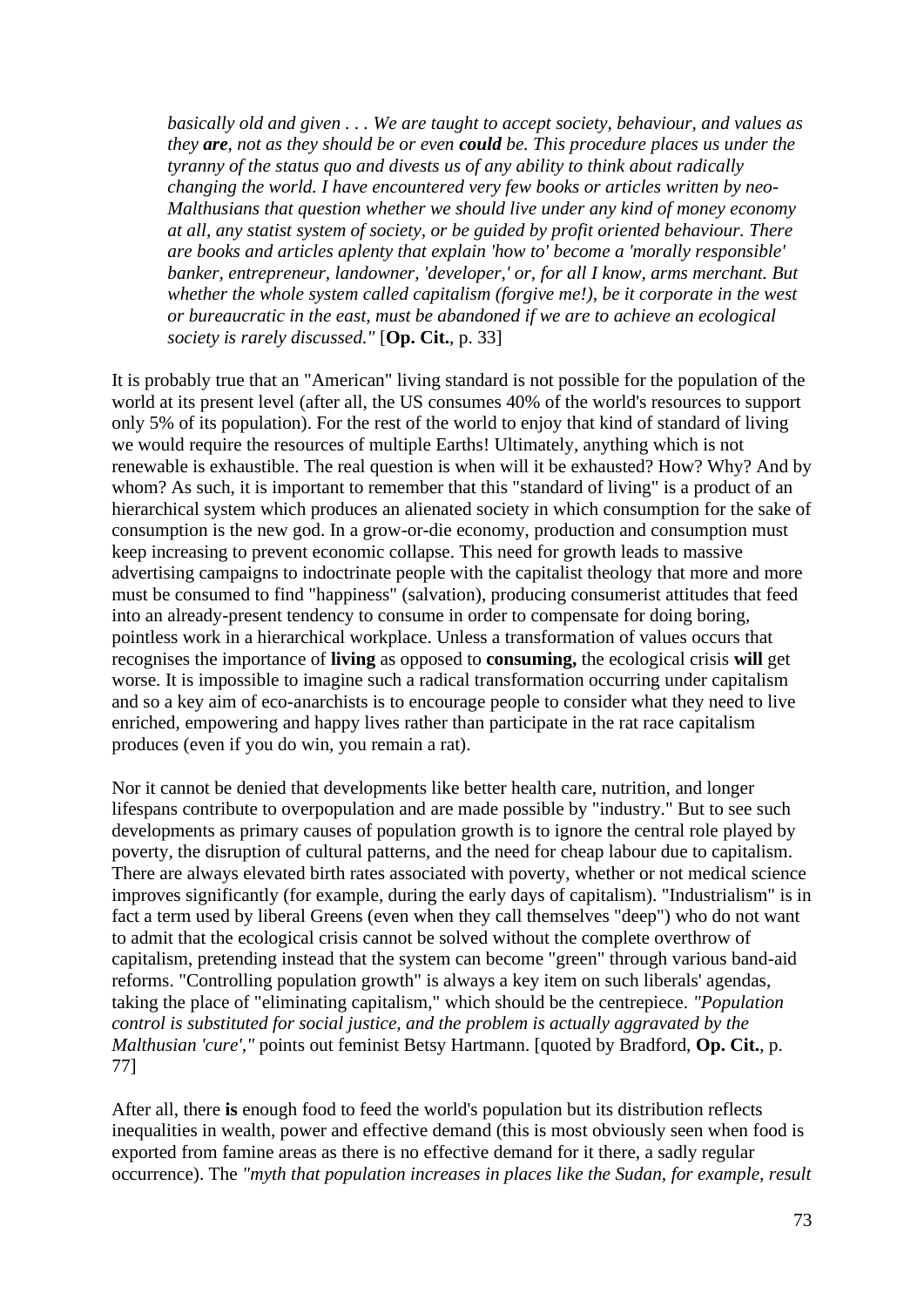> *basically old and given . . . We are taught to accept society, behaviour, and values as they **are**, not as they should be or even **could** be. This procedure places us under the tyranny of the status quo and divests us of any ability to think about radically changing the world. I have encountered very few books or articles written by neo-Malthusians that question whether we should live under any kind of money economy at all, any statist system of society, or be guided by profit oriented behaviour. There are books and articles aplenty that explain 'how to' become a 'morally responsible' banker, entrepreneur, landowner, 'developer,' or, for all I know, arms merchant. But whether the whole system called capitalism (forgive me!), be it corporate in the west or bureaucratic in the east, must be abandoned if we are to achieve an ecological society is rarely discussed."* [**Op. Cit.**, p. 33]

It is probably true that an "American" living standard is not possible for the population of the world at its present level (after all, the US consumes 40% of the world's resources to support only 5% of its population). For the rest of the world to enjoy that kind of standard of living we would require the resources of multiple Earths! Ultimately, anything which is not renewable is exhaustible. The real question is when will it be exhausted? How? Why? And by whom? As such, it is important to remember that this "standard of living" is a product of an hierarchical system which produces an alienated society in which consumption for the sake of consumption is the new god. In a grow-or-die economy, production and consumption must keep increasing to prevent economic collapse. This need for growth leads to massive advertising campaigns to indoctrinate people with the capitalist theology that more and more must be consumed to find "happiness" (salvation), producing consumerist attitudes that feed into an already-present tendency to consume in order to compensate for doing boring, pointless work in a hierarchical workplace. Unless a transformation of values occurs that recognises the importance of **living** as opposed to **consuming,** the ecological crisis **will** get worse. It is impossible to imagine such a radical transformation occurring under capitalism and so a key aim of eco-anarchists is to encourage people to consider what they need to live enriched, empowering and happy lives rather than participate in the rat race capitalism produces (even if you do win, you remain a rat).

Nor it cannot be denied that developments like better health care, nutrition, and longer lifespans contribute to overpopulation and are made possible by "industry." But to see such developments as primary causes of population growth is to ignore the central role played by poverty, the disruption of cultural patterns, and the need for cheap labour due to capitalism. There are always elevated birth rates associated with poverty, whether or not medical science improves significantly (for example, during the early days of capitalism). "Industrialism" is in fact a term used by liberal Greens (even when they call themselves "deep") who do not want to admit that the ecological crisis cannot be solved without the complete overthrow of capitalism, pretending instead that the system can become "green" through various band-aid reforms. "Controlling population growth" is always a key item on such liberals' agendas, taking the place of "eliminating capitalism," which should be the centrepiece. *"Population control is substituted for social justice, and the problem is actually aggravated by the Malthusian 'cure',"* points out feminist Betsy Hartmann. [quoted by Bradford, **Op. Cit.**, p. 77]

After all, there **is** enough food to feed the world's population but its distribution reflects inequalities in wealth, power and effective demand (this is most obviously seen when food is exported from famine areas as there is no effective demand for it there, a sadly regular occurrence). The *"myth that population increases in places like the Sudan, for example, result*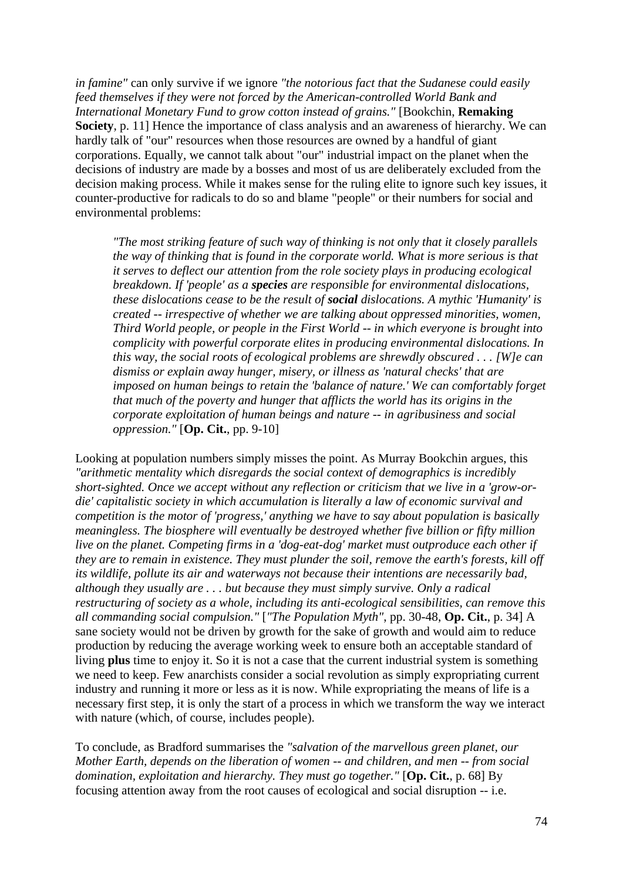*in famine"* can only survive if we ignore *"the notorious fact that the Sudanese could easily feed themselves if they were not forced by the American-controlled World Bank and International Monetary Fund to grow cotton instead of grains."* [Bookchin, **Remaking Society**, p. 11] Hence the importance of class analysis and an awareness of hierarchy. We can hardly talk of "our" resources when those resources are owned by a handful of giant corporations. Equally, we cannot talk about "our" industrial impact on the planet when the decisions of industry are made by a bosses and most of us are deliberately excluded from the decision making process. While it makes sense for the ruling elite to ignore such key issues, it counter-productive for radicals to do so and blame "people" or their numbers for social and environmental problems:

> *"The most striking feature of such way of thinking is not only that it closely parallels the way of thinking that is found in the corporate world. What is more serious is that it serves to deflect our attention from the role society plays in producing ecological breakdown. If 'people' as a **species** are responsible for environmental dislocations, these dislocations cease to be the result of **social** dislocations. A mythic 'Humanity' is created -- irrespective of whether we are talking about oppressed minorities, women, Third World people, or people in the First World -- in which everyone is brought into complicity with powerful corporate elites in producing environmental dislocations. In this way, the social roots of ecological problems are shrewdly obscured . . . [W]e can dismiss or explain away hunger, misery, or illness as 'natural checks' that are imposed on human beings to retain the 'balance of nature.' We can comfortably forget that much of the poverty and hunger that afflicts the world has its origins in the corporate exploitation of human beings and nature -- in agribusiness and social oppression."* [**Op. Cit.**, pp. 9-10]

Looking at population numbers simply misses the point. As Murray Bookchin argues, this *"arithmetic mentality which disregards the social context of demographics is incredibly short-sighted. Once we accept without any reflection or criticism that we live in a 'grow-or-die' capitalistic society in which accumulation is literally a law of economic survival and competition is the motor of 'progress,' anything we have to say about population is basically meaningless. The biosphere will eventually be destroyed whether five billion or fifty million live on the planet. Competing firms in a 'dog-eat-dog' market must outproduce each other if they are to remain in existence. They must plunder the soil, remove the earth's forests, kill off its wildlife, pollute its air and waterways not because their intentions are necessarily bad, although they usually are . . . but because they must simply survive. Only a radical restructuring of society as a whole, including its anti-ecological sensibilities, can remove this all commanding social compulsion."* [*"The Population Myth"*, pp. 30-48, **Op. Cit.**, p. 34] A sane society would not be driven by growth for the sake of growth and would aim to reduce production by reducing the average working week to ensure both an acceptable standard of living **plus** time to enjoy it. So it is not a case that the current industrial system is something we need to keep. Few anarchists consider a social revolution as simply expropriating current industry and running it more or less as it is now. While expropriating the means of life is a necessary first step, it is only the start of a process in which we transform the way we interact with nature (which, of course, includes people).

To conclude, as Bradford summarises the *"salvation of the marvellous green planet, our Mother Earth, depends on the liberation of women -- and children, and men -- from social domination, exploitation and hierarchy. They must go together."* [**Op. Cit.**, p. 68] By focusing attention away from the root causes of ecological and social disruption -- i.e.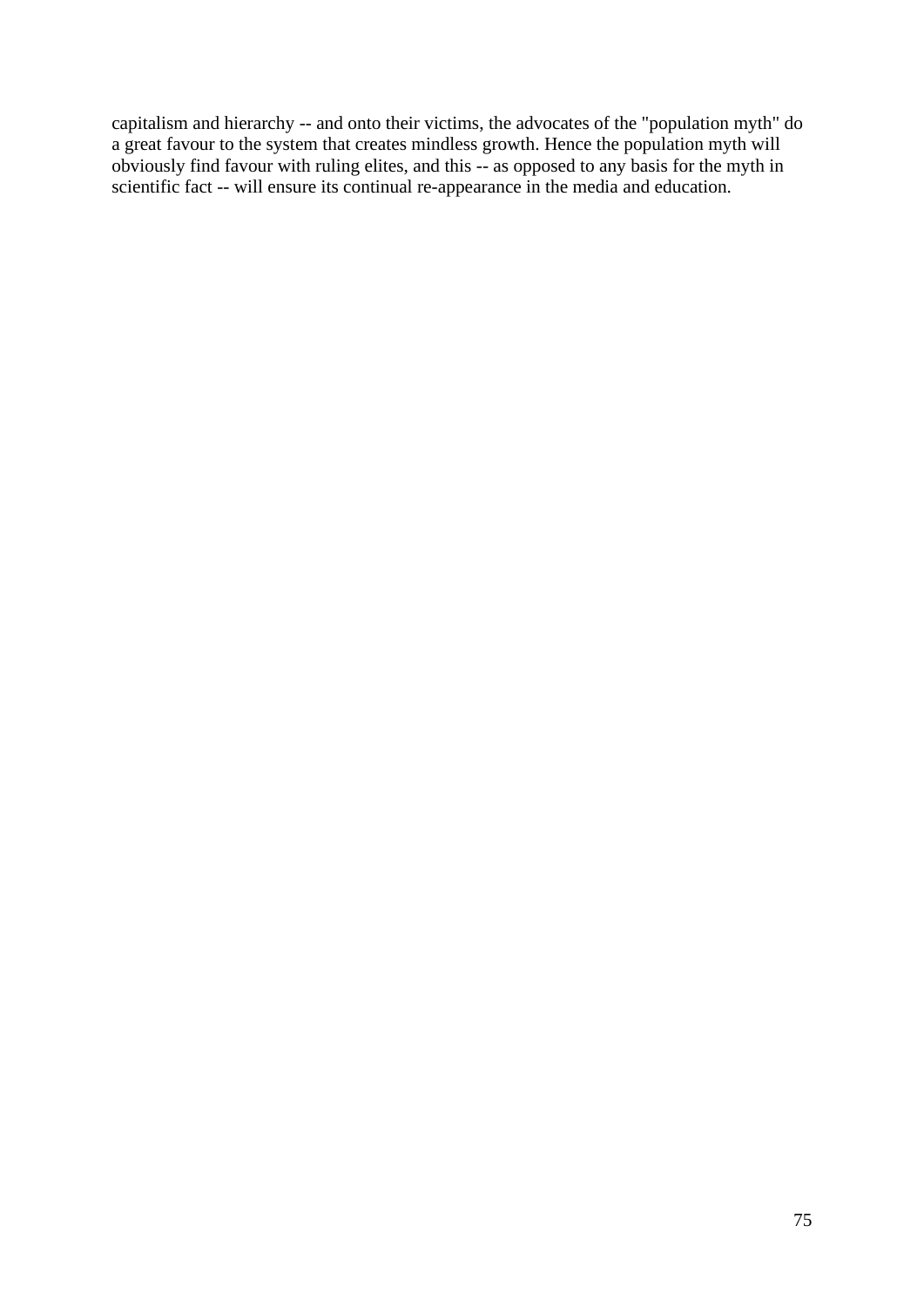capitalism and hierarchy -- and onto their victims, the advocates of the "population myth" do a great favour to the system that creates mindless growth. Hence the population myth will obviously find favour with ruling elites, and this -- as opposed to any basis for the myth in scientific fact -- will ensure its continual re-appearance in the media and education.